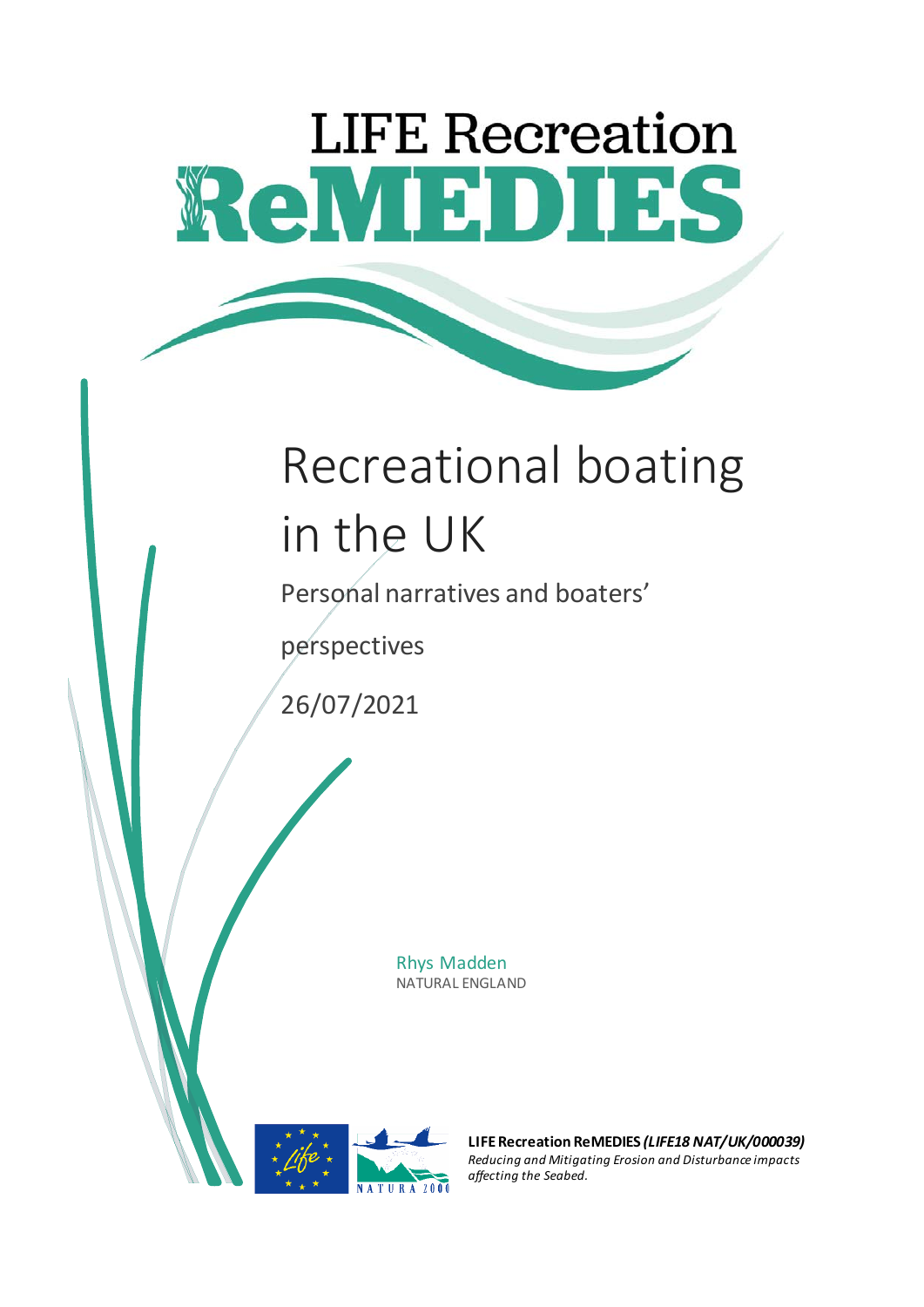LIFE Recreation

ReMEDIES

# Recreational boating in the UK

## Personal narratives and boaters' perspectives

26/07/2021

Rhys Madden

NATURAL ENGLAND

**LIFE Recreation ReMEDIES *(LIFE18 NAT/UK/000039)***

*Reducing and Mitigating Erosion and Disturbance impacts affecting the Seabed.*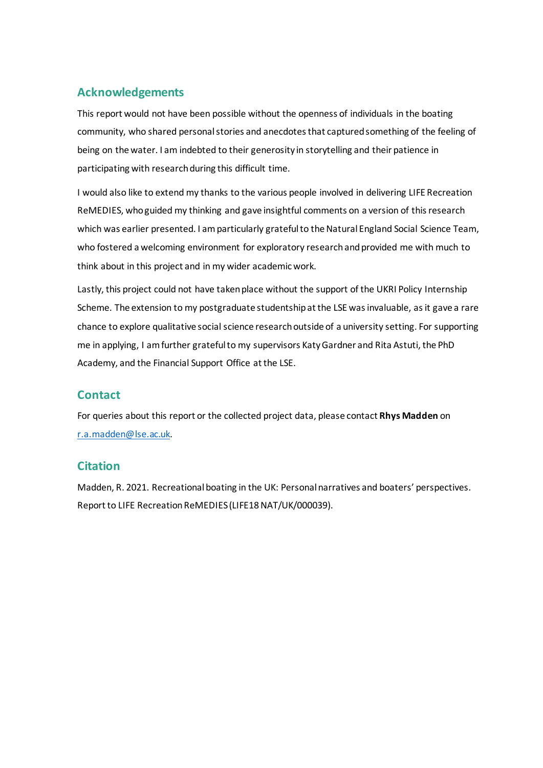## Acknowledgements

This report would not have been possible without the openness of individuals in the boating community, who shared personal stories and anecdotes that captured something of the feeling of being on the water. I am indebted to their generosity in storytelling and their patience in participating with research during this difficult time.

I would also like to extend my thanks to the various people involved in delivering LIFE Recreation ReMEDIES, who guided my thinking and gave insightful comments on a version of this research which was earlier presented. I am particularly grateful to the Natural England Social Science Team, who fostered a welcoming environment for exploratory research and provided me with much to think about in this project and in my wider academic work.

Lastly, this project could not have taken place without the support of the UKRI Policy Internship Scheme. The extension to my postgraduate studentship at the LSE was invaluable, as it gave a rare chance to explore qualitative social science research outside of a university setting. For supporting me in applying, I am further grateful to my supervisors Katy Gardner and Rita Astuti, the PhD Academy, and the Financial Support Office at the LSE.

## Contact

For queries about this report or the collected project data, please contact **Rhys Madden** on r.a.madden@lse.ac.uk.

## Citation

Madden, R. 2021. Recreational boating in the UK: Personal narratives and boaters' perspectives. Report to LIFE Recreation ReMEDIES (LIFE18 NAT/UK/000039).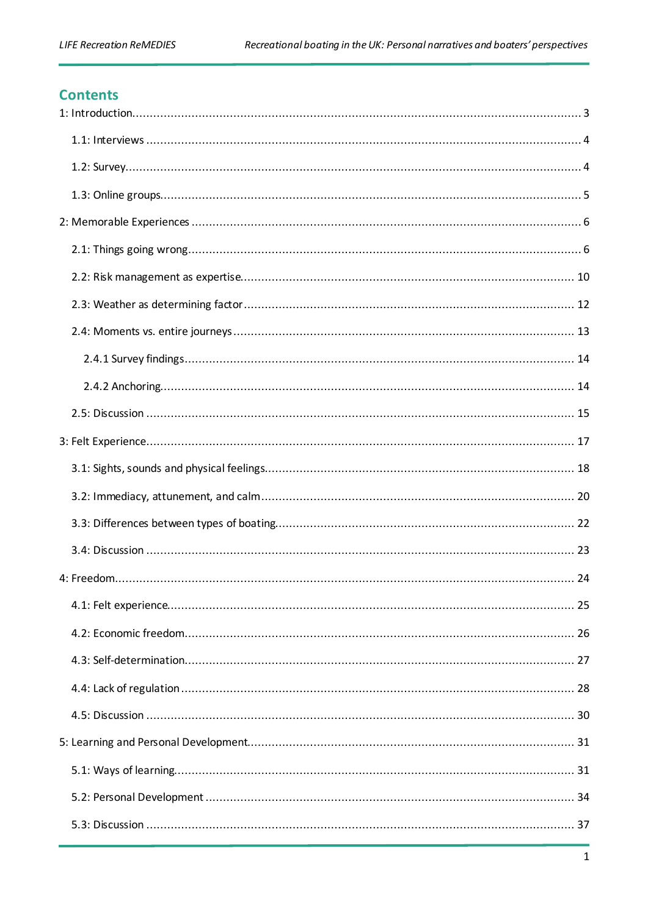## Contents

1: Introduction ........ 3

- 1.1: Interviews ........ 4
- 1.2: Survey ........ 4
- 1.3: Online groups ........ 5

2: Memorable Experiences ........ 6

- 2.1: Things going wrong ........ 6
- 2.2: Risk management as expertise ........ 10
- 2.3: Weather as determining factor ........ 12
- 2.4: Moments vs. entire journeys ........ 13
  - 2.4.1 Survey findings ........ 14
  - 2.4.2 Anchoring ........ 14
- 2.5: Discussion ........ 15

3: Felt Experience ........ 17

- 3.1: Sights, sounds and physical feelings ........ 18
- 3.2: Immediacy, attunement, and calm ........ 20
- 3.3: Differences between types of boating ........ 22
- 3.4: Discussion ........ 23

4: Freedom ........ 24

- 4.1: Felt experience ........ 25
- 4.2: Economic freedom ........ 26
- 4.3: Self-determination ........ 27
- 4.4: Lack of regulation ........ 28
- 4.5: Discussion ........ 30

5: Learning and Personal Development ........ 31

- 5.1: Ways of learning ........ 31
- 5.2: Personal Development ........ 34
- 5.3: Discussion ........ 37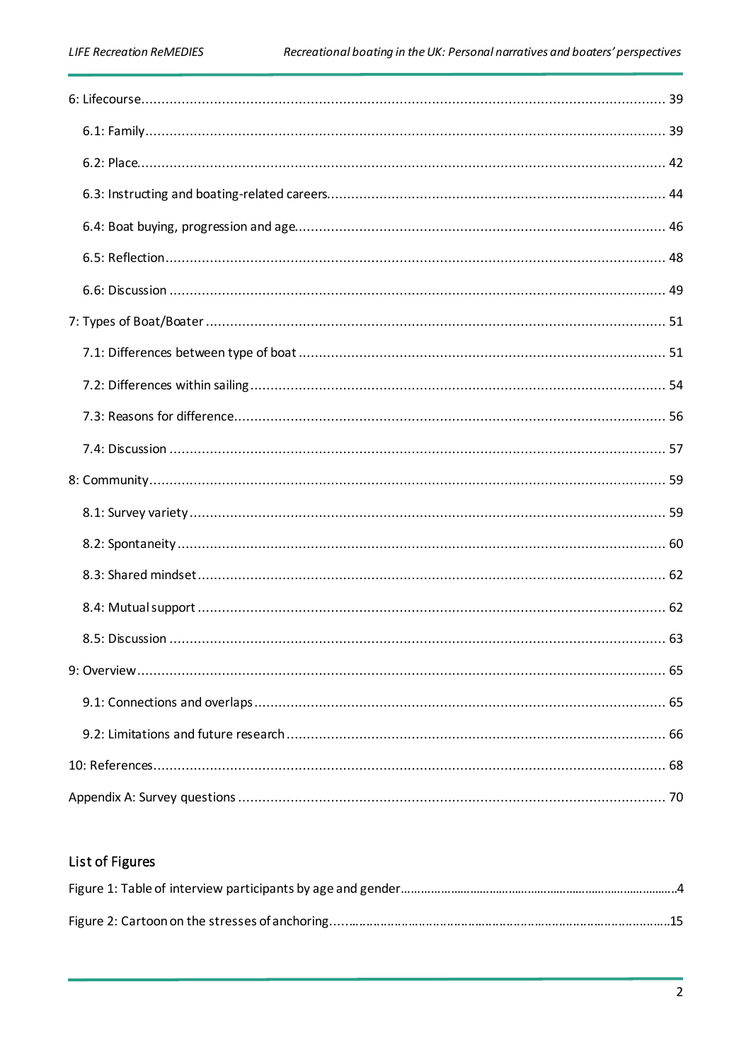6: Lifecourse ........................................................................................................................... 39

6.1: Family ........................................................................................................................... 39

6.2: Place ........................................................................................................................... 42

6.3: Instructing and boating-related careers ........................................................................... 44

6.4: Boat buying, progression and age .................................................................................. 46

6.5: Reflection ........................................................................................................................... 48

6.6: Discussion ........................................................................................................................... 49

7: Types of Boat/Boater ........................................................................................................................... 51

7.1: Differences between type of boat .................................................................................. 51

7.2: Differences within sailing ........................................................................................................... 54

7.3: Reasons for difference ........................................................................................................... 56

7.4: Discussion ........................................................................................................................... 57

8: Community ........................................................................................................................... 59

8.1: Survey variety ........................................................................................................................... 59

8.2: Spontaneity ........................................................................................................................... 60

8.3: Shared mindset ........................................................................................................................... 62

8.4: Mutual support ........................................................................................................................... 62

8.5: Discussion ........................................................................................................................... 63

9: Overview ........................................................................................................................... 65

9.1: Connections and overlaps ........................................................................................................... 65

9.2: Limitations and future research ........................................................................................... 66

10: References ........................................................................................................................... 68

Appendix A: Survey questions ........................................................................................................... 70

## List of Figures

Figure 1: Table of interview participants by age and gender ........................................................................... 4

Figure 2: Cartoon on the stresses of anchoring ........................................................................... 15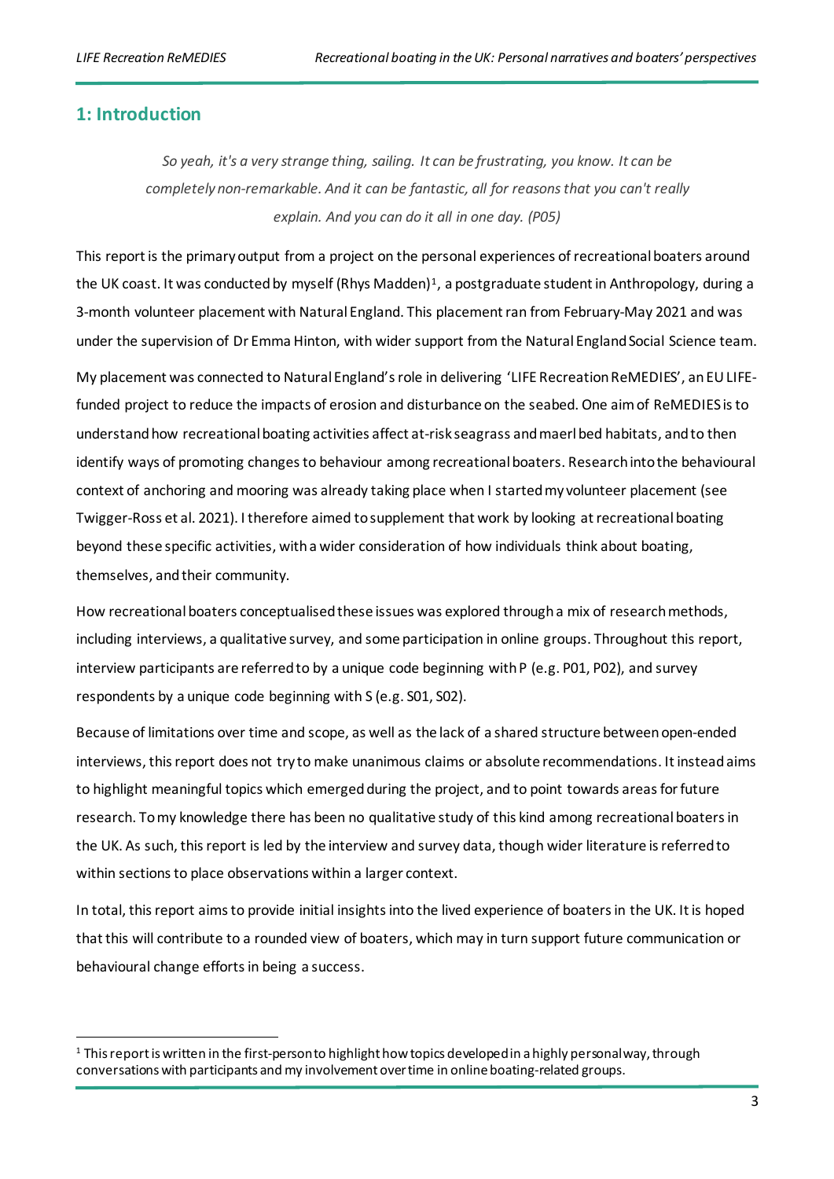## 1: Introduction

> *So yeah, it's a very strange thing, sailing. It can be frustrating, you know. It can be completely non-remarkable. And it can be fantastic, all for reasons that you can't really explain. And you can do it all in one day. (P05)*

This report is the primary output from a project on the personal experiences of recreational boaters around the UK coast. It was conducted by myself (Rhys Madden)[1], a postgraduate student in Anthropology, during a 3-month volunteer placement with Natural England. This placement ran from February-May 2021 and was under the supervision of Dr Emma Hinton, with wider support from the Natural England Social Science team.

My placement was connected to Natural England's role in delivering 'LIFE Recreation ReMEDIES', an EU LIFE-funded project to reduce the impacts of erosion and disturbance on the seabed. One aim of ReMEDIES is to understand how recreational boating activities affect at-risk seagrass and maerl bed habitats, and to then identify ways of promoting changes to behaviour among recreational boaters. Research into the behavioural context of anchoring and mooring was already taking place when I started my volunteer placement (see Twigger-Ross et al. 2021). I therefore aimed to supplement that work by looking at recreational boating beyond these specific activities, with a wider consideration of how individuals think about boating, themselves, and their community.

How recreational boaters conceptualised these issues was explored through a mix of research methods, including interviews, a qualitative survey, and some participation in online groups. Throughout this report, interview participants are referred to by a unique code beginning with P (e.g. P01, P02), and survey respondents by a unique code beginning with S (e.g. S01, S02).

Because of limitations over time and scope, as well as the lack of a shared structure between open-ended interviews, this report does not try to make unanimous claims or absolute recommendations. It instead aims to highlight meaningful topics which emerged during the project, and to point towards areas for future research. To my knowledge there has been no qualitative study of this kind among recreational boaters in the UK. As such, this report is led by the interview and survey data, though wider literature is referred to within sections to place observations within a larger context.

In total, this report aims to provide initial insights into the lived experience of boaters in the UK. It is hoped that this will contribute to a rounded view of boaters, which may in turn support future communication or behavioural change efforts in being a success.

---

[1] This report is written in the first-person to highlight how topics developed in a highly personal way, through conversations with participants and my involvement over time in online boating-related groups.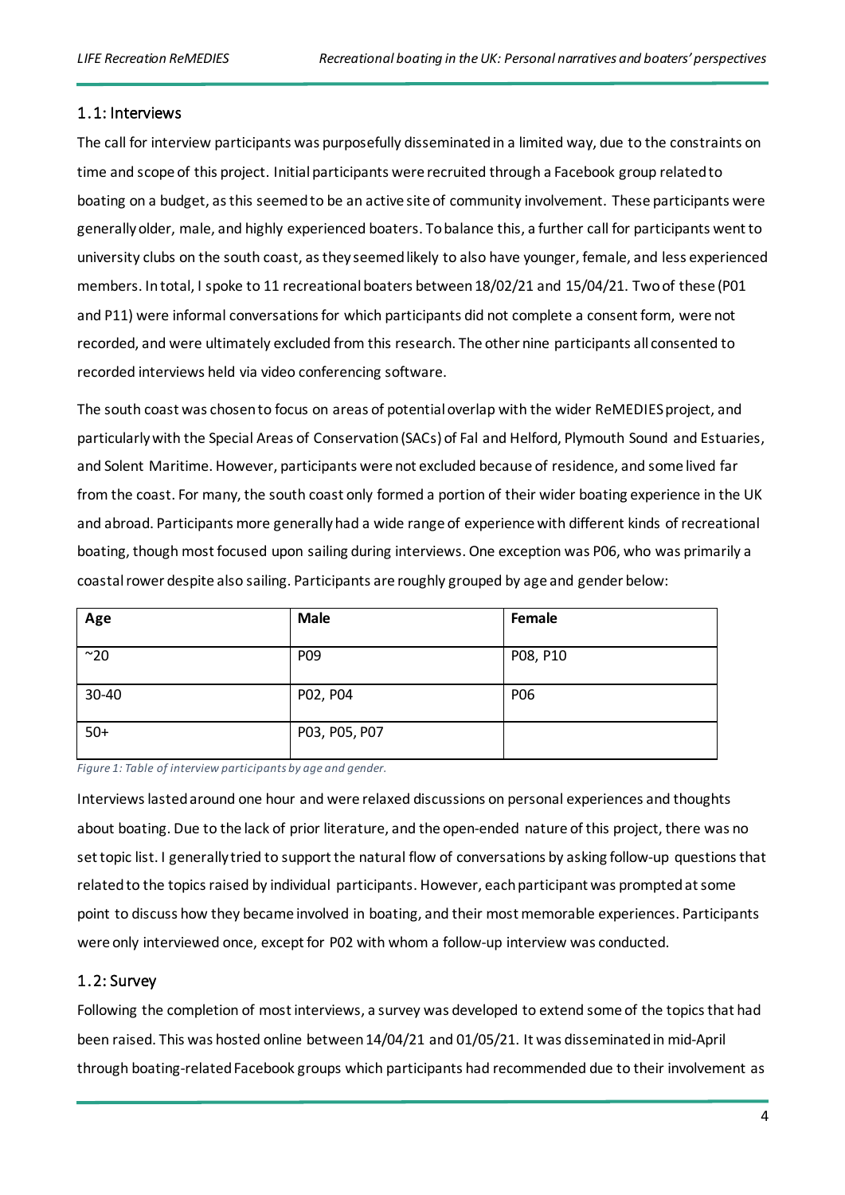## 1.1: Interviews

The call for interview participants was purposefully disseminated in a limited way, due to the constraints on time and scope of this project. Initial participants were recruited through a Facebook group related to boating on a budget, as this seemed to be an active site of community involvement. These participants were generally older, male, and highly experienced boaters. To balance this, a further call for participants went to university clubs on the south coast, as they seemed likely to also have younger, female, and less experienced members. In total, I spoke to 11 recreational boaters between 18/02/21 and 15/04/21. Two of these (P01 and P11) were informal conversations for which participants did not complete a consent form, were not recorded, and were ultimately excluded from this research. The other nine participants all consented to recorded interviews held via video conferencing software.

The south coast was chosen to focus on areas of potential overlap with the wider ReMEDIES project, and particularly with the Special Areas of Conservation (SACs) of Fal and Helford, Plymouth Sound and Estuaries, and Solent Maritime. However, participants were not excluded because of residence, and some lived far from the coast. For many, the south coast only formed a portion of their wider boating experience in the UK and abroad. Participants more generally had a wide range of experience with different kinds of recreational boating, though most focused upon sailing during interviews. One exception was P06, who was primarily a coastal rower despite also sailing. Participants are roughly grouped by age and gender below:

| Age | Male | Female |
|---|---|---|
| ~20 | P09 | P08, P10 |
| 30-40 | P02, P04 | P06 |
| 50+ | P03, P05, P07 | |

*Figure 1: Table of interview participants by age and gender.*

Interviews lasted around one hour and were relaxed discussions on personal experiences and thoughts about boating. Due to the lack of prior literature, and the open-ended nature of this project, there was no set topic list. I generally tried to support the natural flow of conversations by asking follow-up questions that related to the topics raised by individual participants. However, each participant was prompted at some point to discuss how they became involved in boating, and their most memorable experiences. Participants were only interviewed once, except for P02 with whom a follow-up interview was conducted.

## 1.2: Survey

Following the completion of most interviews, a survey was developed to extend some of the topics that had been raised. This was hosted online between 14/04/21 and 01/05/21. It was disseminated in mid-April through boating-related Facebook groups which participants had recommended due to their involvement as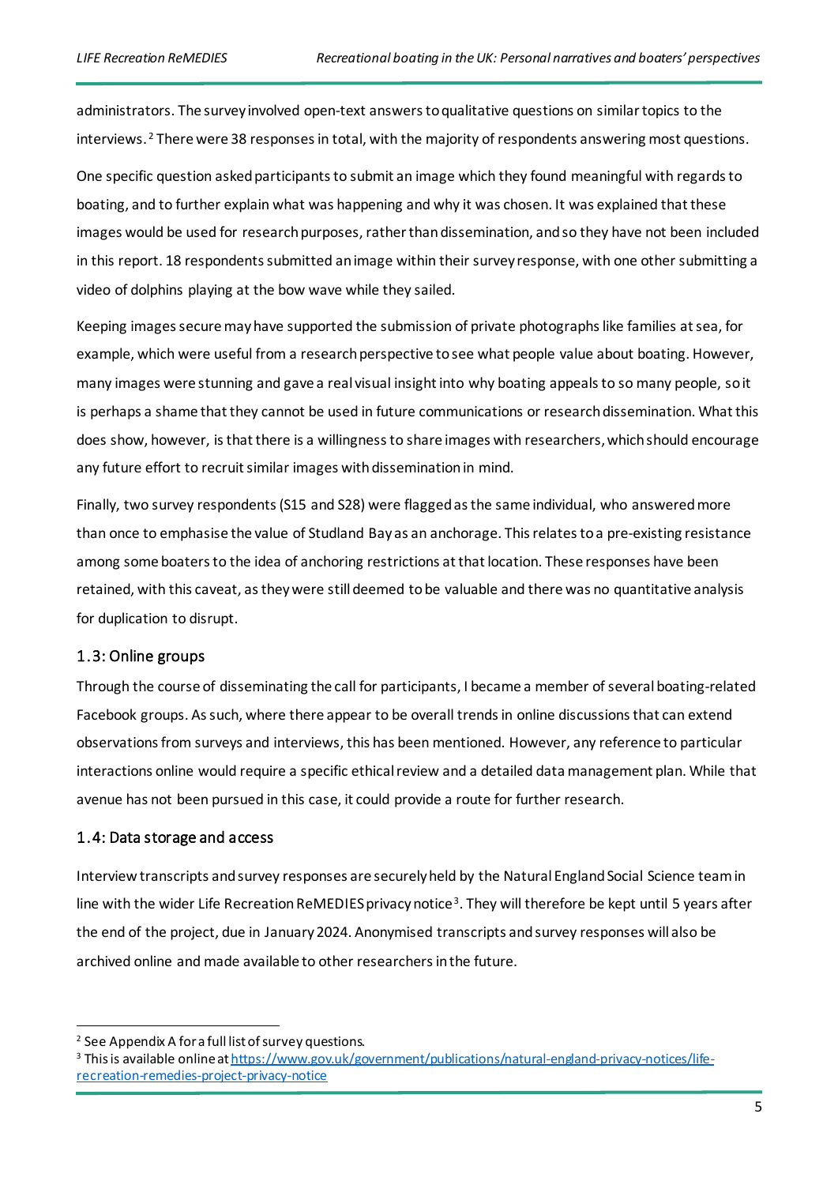administrators. The survey involved open-text answers to qualitative questions on similar topics to the interviews.[2] There were 38 responses in total, with the majority of respondents answering most questions.

One specific question asked participants to submit an image which they found meaningful with regards to boating, and to further explain what was happening and why it was chosen. It was explained that these images would be used for research purposes, rather than dissemination, and so they have not been included in this report. 18 respondents submitted an image within their survey response, with one other submitting a video of dolphins playing at the bow wave while they sailed.

Keeping images secure may have supported the submission of private photographs like families at sea, for example, which were useful from a research perspective to see what people value about boating. However, many images were stunning and gave a real visual insight into why boating appeals to so many people, so it is perhaps a shame that they cannot be used in future communications or research dissemination. What this does show, however, is that there is a willingness to share images with researchers, which should encourage any future effort to recruit similar images with dissemination in mind.

Finally, two survey respondents (S15 and S28) were flagged as the same individual, who answered more than once to emphasise the value of Studland Bay as an anchorage. This relates to a pre-existing resistance among some boaters to the idea of anchoring restrictions at that location. These responses have been retained, with this caveat, as they were still deemed to be valuable and there was no quantitative analysis for duplication to disrupt.

### 1.3: Online groups

Through the course of disseminating the call for participants, I became a member of several boating-related Facebook groups. As such, where there appear to be overall trends in online discussions that can extend observations from surveys and interviews, this has been mentioned. However, any reference to particular interactions online would require a specific ethical review and a detailed data management plan. While that avenue has not been pursued in this case, it could provide a route for further research.

### 1.4: Data storage and access

Interview transcripts and survey responses are securely held by the Natural England Social Science team in line with the wider Life Recreation ReMEDIES privacy notice[3]. They will therefore be kept until 5 years after the end of the project, due in January 2024. Anonymised transcripts and survey responses will also be archived online and made available to other researchers in the future.

---

[2] See Appendix A for a full list of survey questions.

[3] This is available online at https://www.gov.uk/government/publications/natural-england-privacy-notices/life-recreation-remedies-project-privacy-notice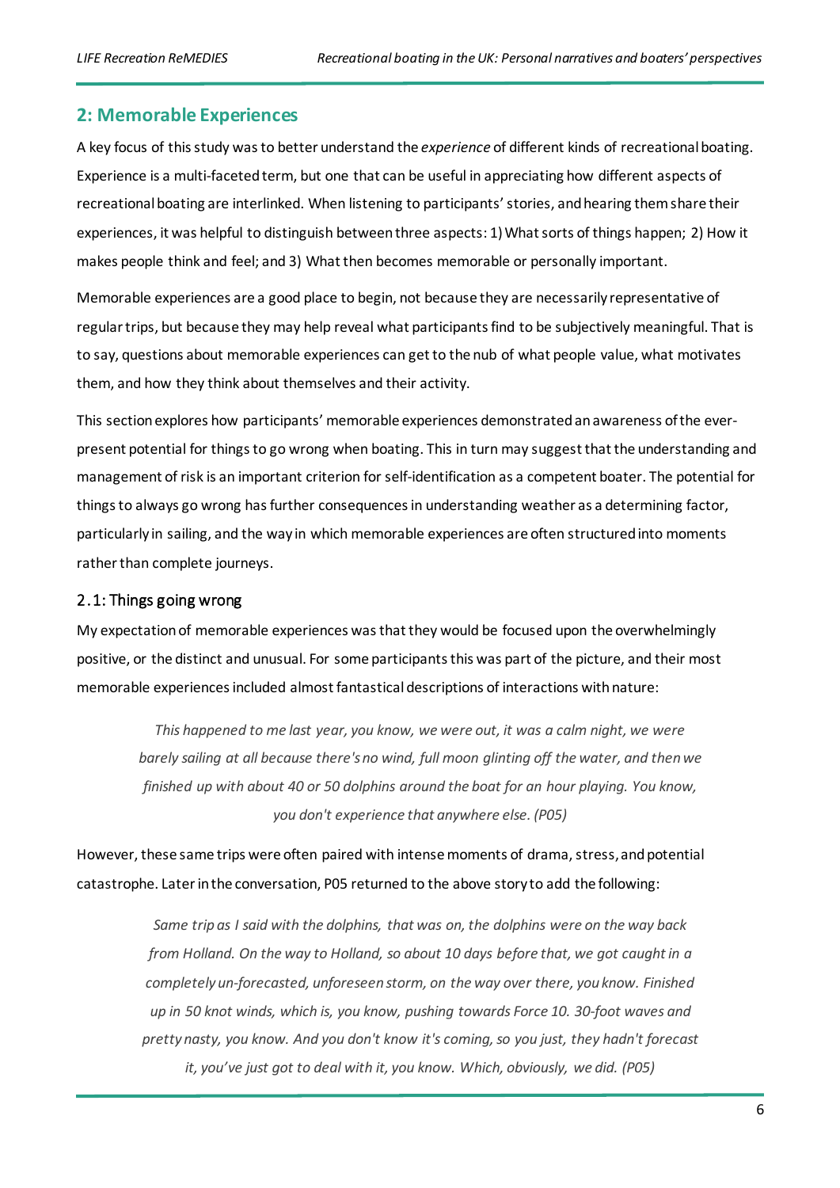## 2: Memorable Experiences

A key focus of this study was to better understand the *experience* of different kinds of recreational boating. Experience is a multi-faceted term, but one that can be useful in appreciating how different aspects of recreational boating are interlinked. When listening to participants' stories, and hearing them share their experiences, it was helpful to distinguish between three aspects: 1) What sorts of things happen; 2) How it makes people think and feel; and 3) What then becomes memorable or personally important.

Memorable experiences are a good place to begin, not because they are necessarily representative of regular trips, but because they may help reveal what participants find to be subjectively meaningful. That is to say, questions about memorable experiences can get to the nub of what people value, what motivates them, and how they think about themselves and their activity.

This section explores how participants' memorable experiences demonstrated an awareness of the ever-present potential for things to go wrong when boating. This in turn may suggest that the understanding and management of risk is an important criterion for self-identification as a competent boater. The potential for things to always go wrong has further consequences in understanding weather as a determining factor, particularly in sailing, and the way in which memorable experiences are often structured into moments rather than complete journeys.

### 2.1: Things going wrong

My expectation of memorable experiences was that they would be focused upon the overwhelmingly positive, or the distinct and unusual. For some participants this was part of the picture, and their most memorable experiences included almost fantastical descriptions of interactions with nature:

> *This happened to me last year, you know, we were out, it was a calm night, we were barely sailing at all because there's no wind, full moon glinting off the water, and then we finished up with about 40 or 50 dolphins around the boat for an hour playing. You know, you don't experience that anywhere else. (P05)*

However, these same trips were often paired with intense moments of drama, stress, and potential catastrophe. Later in the conversation, P05 returned to the above story to add the following:

> *Same trip as I said with the dolphins, that was on, the dolphins were on the way back from Holland. On the way to Holland, so about 10 days before that, we got caught in a completely un-forecasted, unforeseen storm, on the way over there, you know. Finished up in 50 knot winds, which is, you know, pushing towards Force 10. 30-foot waves and pretty nasty, you know. And you don't know it's coming, so you just, they hadn't forecast it, you've just got to deal with it, you know. Which, obviously, we did. (P05)*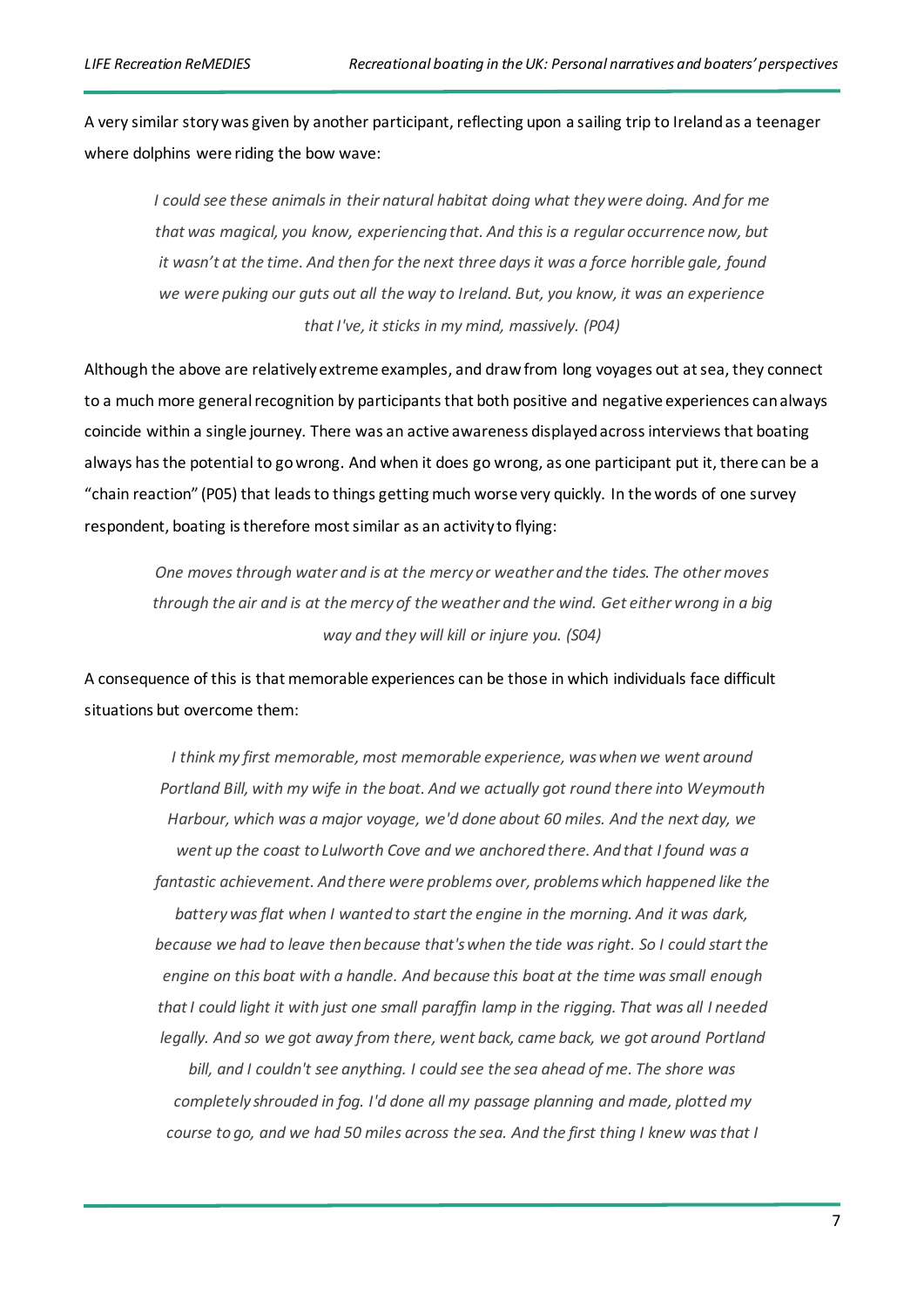A very similar story was given by another participant, reflecting upon a sailing trip to Ireland as a teenager where dolphins were riding the bow wave:

> *I could see these animals in their natural habitat doing what they were doing. And for me that was magical, you know, experiencing that. And this is a regular occurrence now, but it wasn't at the time. And then for the next three days it was a force horrible gale, found we were puking our guts out all the way to Ireland. But, you know, it was an experience that I've, it sticks in my mind, massively. (P04)*

Although the above are relatively extreme examples, and draw from long voyages out at sea, they connect to a much more general recognition by participants that both positive and negative experiences can always coincide within a single journey. There was an active awareness displayed across interviews that boating always has the potential to go wrong. And when it does go wrong, as one participant put it, there can be a "chain reaction" (P05) that leads to things getting much worse very quickly. In the words of one survey respondent, boating is therefore most similar as an activity to flying:

> *One moves through water and is at the mercy or weather and the tides. The other moves through the air and is at the mercy of the weather and the wind. Get either wrong in a big way and they will kill or injure you. (S04)*

A consequence of this is that memorable experiences can be those in which individuals face difficult situations but overcome them:

> *I think my first memorable, most memorable experience, was when we went around Portland Bill, with my wife in the boat. And we actually got round there into Weymouth Harbour, which was a major voyage, we'd done about 60 miles. And the next day, we went up the coast to Lulworth Cove and we anchored there. And that I found was a fantastic achievement. And there were problems over, problems which happened like the battery was flat when I wanted to start the engine in the morning. And it was dark, because we had to leave then because that's when the tide was right. So I could start the engine on this boat with a handle. And because this boat at the time was small enough that I could light it with just one small paraffin lamp in the rigging. That was all I needed legally. And so we got away from there, went back, came back, we got around Portland bill, and I couldn't see anything. I could see the sea ahead of me. The shore was completely shrouded in fog. I'd done all my passage planning and made, plotted my course to go, and we had 50 miles across the sea. And the first thing I knew was that I*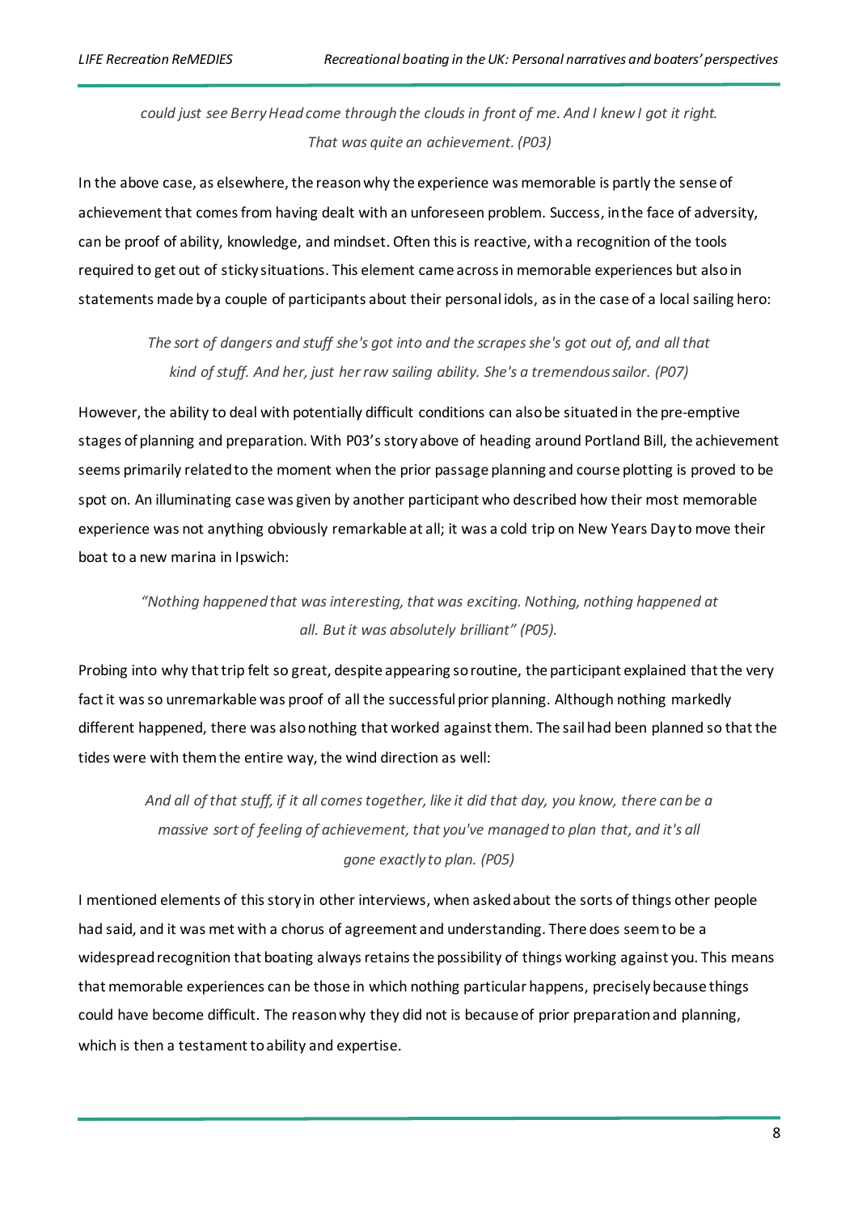*could just see Berry Head come through the clouds in front of me. And I knew I got it right. That was quite an achievement. (P03)*

In the above case, as elsewhere, the reason why the experience was memorable is partly the sense of achievement that comes from having dealt with an unforeseen problem. Success, in the face of adversity, can be proof of ability, knowledge, and mindset. Often this is reactive, with a recognition of the tools required to get out of sticky situations. This element came across in memorable experiences but also in statements made by a couple of participants about their personal idols, as in the case of a local sailing hero:

*The sort of dangers and stuff she's got into and the scrapes she's got out of, and all that kind of stuff. And her, just her raw sailing ability. She's a tremendous sailor. (P07)*

However, the ability to deal with potentially difficult conditions can also be situated in the pre-emptive stages of planning and preparation. With P03's story above of heading around Portland Bill, the achievement seems primarily related to the moment when the prior passage planning and course plotting is proved to be spot on. An illuminating case was given by another participant who described how their most memorable experience was not anything obviously remarkable at all; it was a cold trip on New Years Day to move their boat to a new marina in Ipswich:

*"Nothing happened that was interesting, that was exciting. Nothing, nothing happened at all. But it was absolutely brilliant" (P05).*

Probing into why that trip felt so great, despite appearing so routine, the participant explained that the very fact it was so unremarkable was proof of all the successful prior planning. Although nothing markedly different happened, there was also nothing that worked against them. The sail had been planned so that the tides were with them the entire way, the wind direction as well:

*And all of that stuff, if it all comes together, like it did that day, you know, there can be a massive sort of feeling of achievement, that you've managed to plan that, and it's all gone exactly to plan. (P05)*

I mentioned elements of this story in other interviews, when asked about the sorts of things other people had said, and it was met with a chorus of agreement and understanding. There does seem to be a widespread recognition that boating always retains the possibility of things working against you. This means that memorable experiences can be those in which nothing particular happens, precisely because things could have become difficult. The reason why they did not is because of prior preparation and planning, which is then a testament to ability and expertise.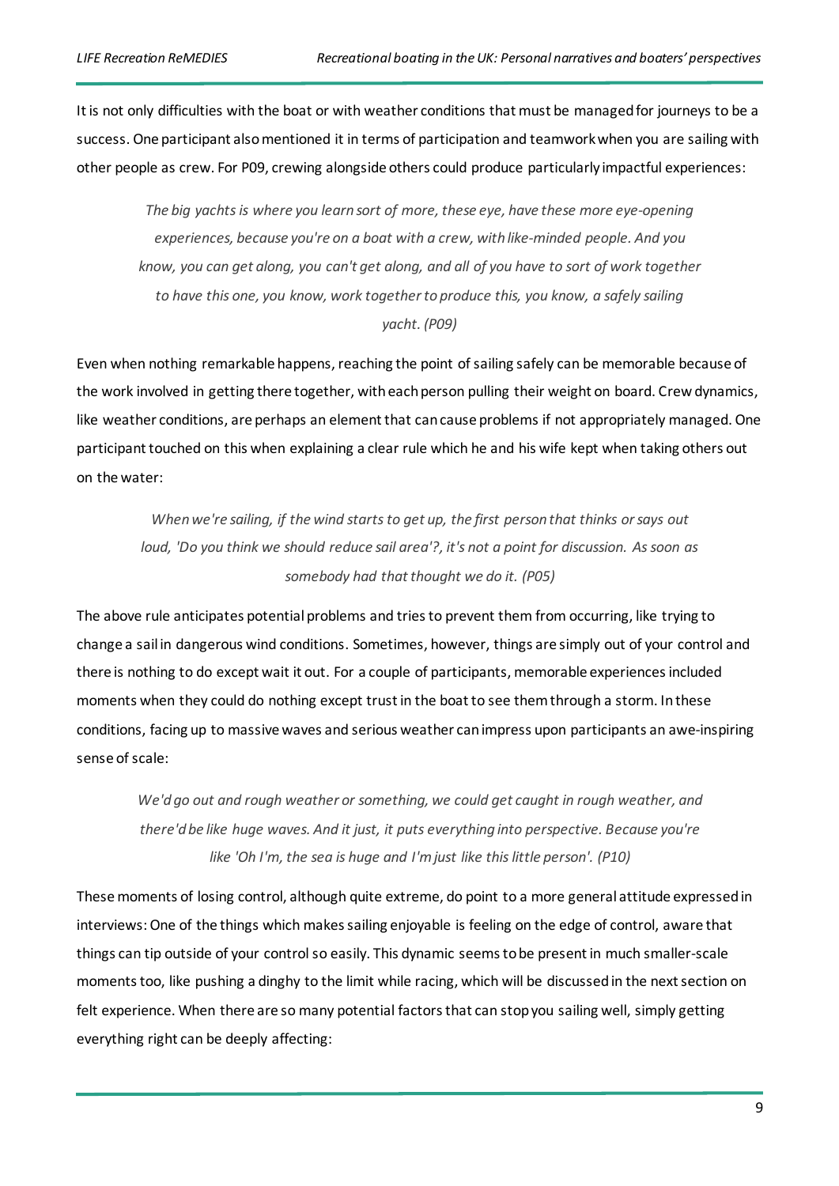It is not only difficulties with the boat or with weather conditions that must be managed for journeys to be a success. One participant also mentioned it in terms of participation and teamwork when you are sailing with other people as crew. For P09, crewing alongside others could produce particularly impactful experiences:

> *The big yachts is where you learn sort of more, these eye, have these more eye-opening experiences, because you're on a boat with a crew, with like-minded people. And you know, you can get along, you can't get along, and all of you have to sort of work together to have this one, you know, work together to produce this, you know, a safely sailing yacht. (P09)*

Even when nothing remarkable happens, reaching the point of sailing safely can be memorable because of the work involved in getting there together, with each person pulling their weight on board. Crew dynamics, like weather conditions, are perhaps an element that can cause problems if not appropriately managed. One participant touched on this when explaining a clear rule which he and his wife kept when taking others out on the water:

> *When we're sailing, if the wind starts to get up, the first person that thinks or says out loud, 'Do you think we should reduce sail area'?, it's not a point for discussion. As soon as somebody had that thought we do it. (P05)*

The above rule anticipates potential problems and tries to prevent them from occurring, like trying to change a sail in dangerous wind conditions. Sometimes, however, things are simply out of your control and there is nothing to do except wait it out. For a couple of participants, memorable experiences included moments when they could do nothing except trust in the boat to see them through a storm. In these conditions, facing up to massive waves and serious weather can impress upon participants an awe-inspiring sense of scale:

> *We'd go out and rough weather or something, we could get caught in rough weather, and there'd be like huge waves. And it just, it puts everything into perspective. Because you're like 'Oh I'm, the sea is huge and I'm just like this little person'. (P10)*

These moments of losing control, although quite extreme, do point to a more general attitude expressed in interviews: One of the things which makes sailing enjoyable is feeling on the edge of control, aware that things can tip outside of your control so easily. This dynamic seems to be present in much smaller-scale moments too, like pushing a dinghy to the limit while racing, which will be discussed in the next section on felt experience. When there are so many potential factors that can stop you sailing well, simply getting everything right can be deeply affecting: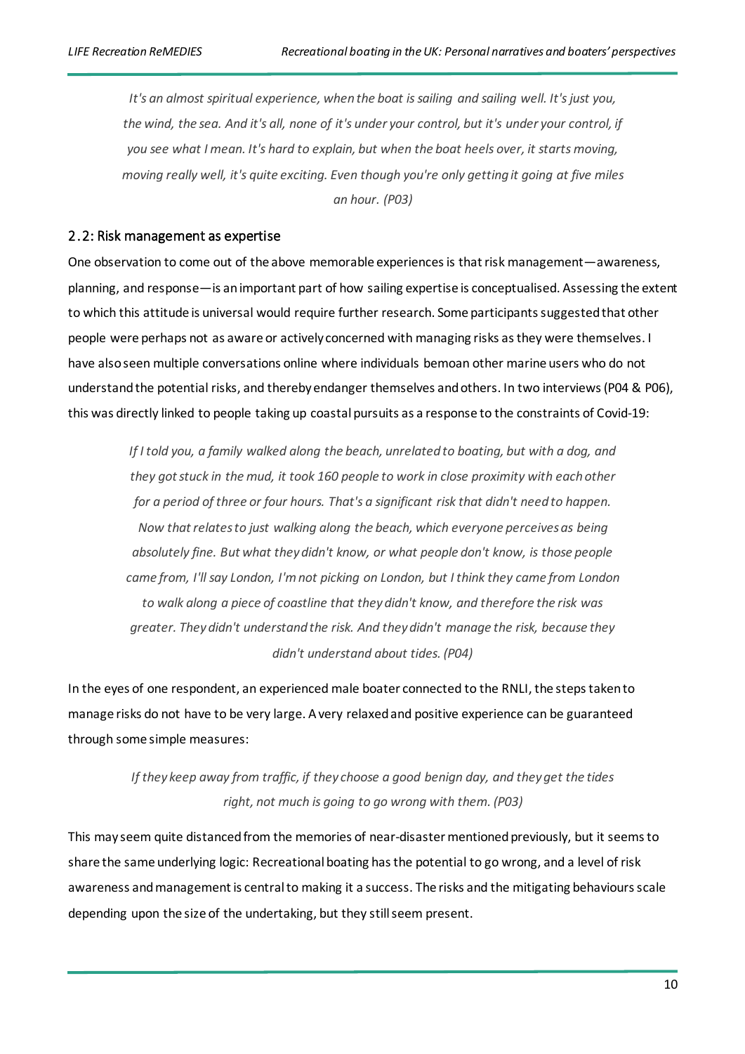*It's an almost spiritual experience, when the boat is sailing and sailing well. It's just you, the wind, the sea. And it's all, none of it's under your control, but it's under your control, if you see what I mean. It's hard to explain, but when the boat heels over, it starts moving, moving really well, it's quite exciting. Even though you're only getting it going at five miles an hour. (P03)*

## 2.2: Risk management as expertise

One observation to come out of the above memorable experiences is that risk management—awareness, planning, and response—is an important part of how sailing expertise is conceptualised. Assessing the extent to which this attitude is universal would require further research. Some participants suggested that other people were perhaps not as aware or actively concerned with managing risks as they were themselves. I have also seen multiple conversations online where individuals bemoan other marine users who do not understand the potential risks, and thereby endanger themselves and others. In two interviews (P04 & P06), this was directly linked to people taking up coastal pursuits as a response to the constraints of Covid-19:

*If I told you, a family walked along the beach, unrelated to boating, but with a dog, and they got stuck in the mud, it took 160 people to work in close proximity with each other for a period of three or four hours. That's a significant risk that didn't need to happen. Now that relates to just walking along the beach, which everyone perceives as being absolutely fine. But what they didn't know, or what people don't know, is those people came from, I'll say London, I'm not picking on London, but I think they came from London to walk along a piece of coastline that they didn't know, and therefore the risk was greater. They didn't understand the risk. And they didn't manage the risk, because they didn't understand about tides. (P04)*

In the eyes of one respondent, an experienced male boater connected to the RNLI, the steps taken to manage risks do not have to be very large. A very relaxed and positive experience can be guaranteed through some simple measures:

*If they keep away from traffic, if they choose a good benign day, and they get the tides right, not much is going to go wrong with them. (P03)*

This may seem quite distanced from the memories of near-disaster mentioned previously, but it seems to share the same underlying logic: Recreational boating has the potential to go wrong, and a level of risk awareness and management is central to making it a success. The risks and the mitigating behaviours scale depending upon the size of the undertaking, but they still seem present.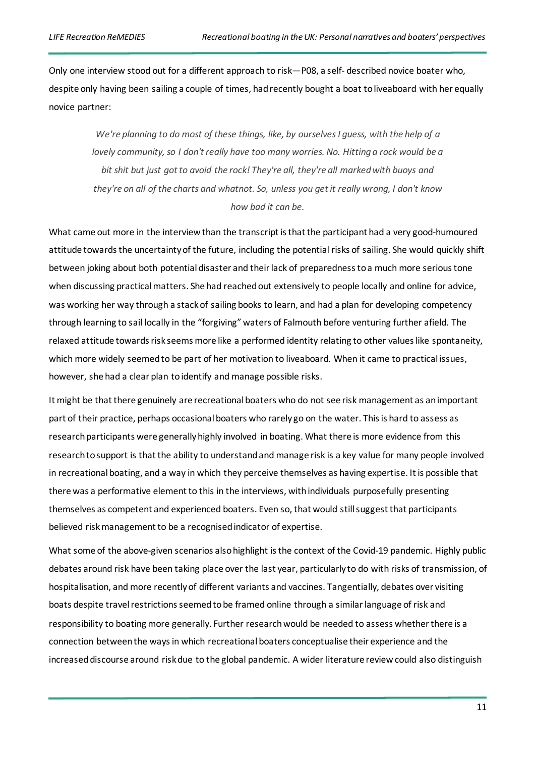Only one interview stood out for a different approach to risk—P08, a self- described novice boater who, despite only having been sailing a couple of times, had recently bought a boat to liveaboard with her equally novice partner:

> *We're planning to do most of these things, like, by ourselves I guess, with the help of a lovely community, so I don't really have too many worries. No. Hitting a rock would be a bit shit but just got to avoid the rock! They're all, they're all marked with buoys and they're on all of the charts and whatnot. So, unless you get it really wrong, I don't know how bad it can be.*

What came out more in the interview than the transcript is that the participant had a very good-humoured attitude towards the uncertainty of the future, including the potential risks of sailing. She would quickly shift between joking about both potential disaster and their lack of preparedness to a much more serious tone when discussing practical matters. She had reached out extensively to people locally and online for advice, was working her way through a stack of sailing books to learn, and had a plan for developing competency through learning to sail locally in the "forgiving" waters of Falmouth before venturing further afield. The relaxed attitude towards risk seems more like a performed identity relating to other values like spontaneity, which more widely seemed to be part of her motivation to liveaboard. When it came to practical issues, however, she had a clear plan to identify and manage possible risks.

It might be that there genuinely are recreational boaters who do not see risk management as an important part of their practice, perhaps occasional boaters who rarely go on the water. This is hard to assess as research participants were generally highly involved in boating. What there is more evidence from this research to support is that the ability to understand and manage risk is a key value for many people involved in recreational boating, and a way in which they perceive themselves as having expertise. It is possible that there was a performative element to this in the interviews, with individuals purposefully presenting themselves as competent and experienced boaters. Even so, that would still suggest that participants believed risk management to be a recognised indicator of expertise.

What some of the above-given scenarios also highlight is the context of the Covid-19 pandemic. Highly public debates around risk have been taking place over the last year, particularly to do with risks of transmission, of hospitalisation, and more recently of different variants and vaccines. Tangentially, debates over visiting boats despite travel restrictions seemed to be framed online through a similar language of risk and responsibility to boating more generally. Further research would be needed to assess whether there is a connection between the ways in which recreational boaters conceptualise their experience and the increased discourse around risk due to the global pandemic. A wider literature review could also distinguish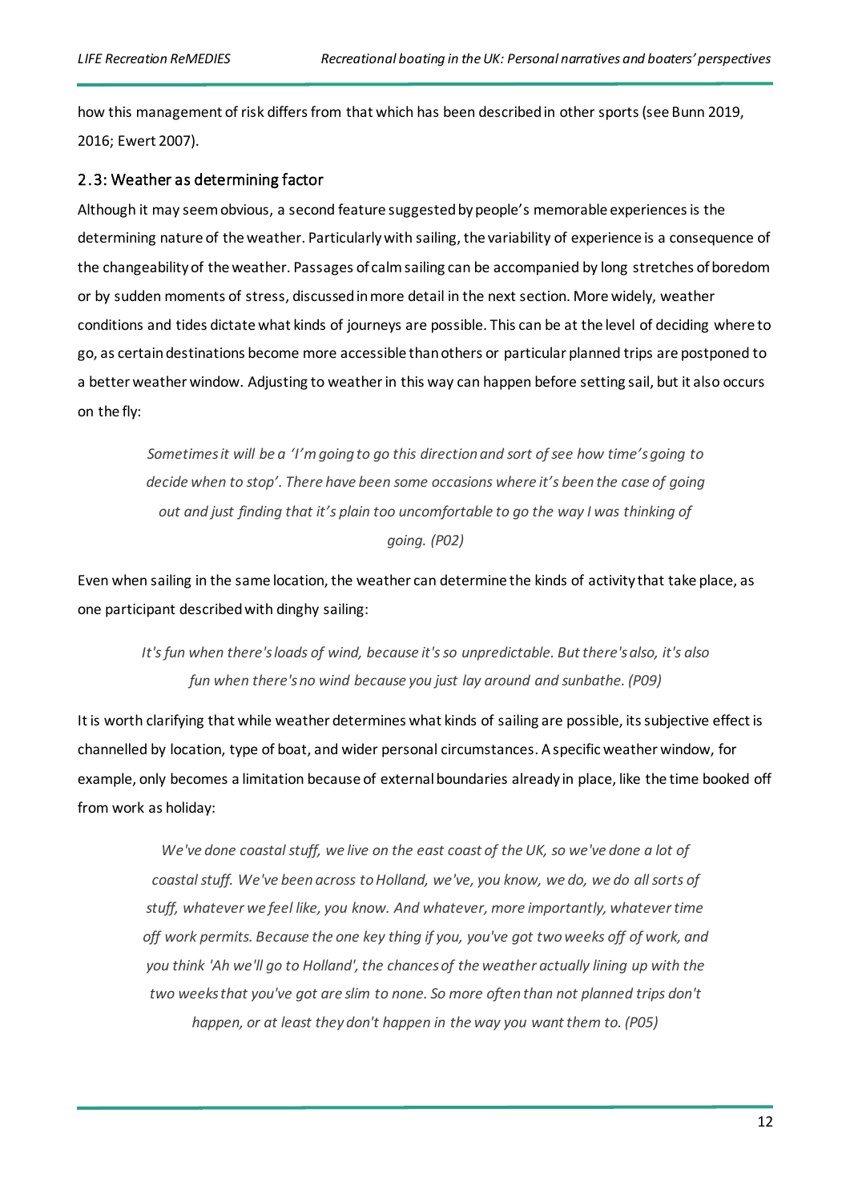how this management of risk differs from that which has been described in other sports (see Bunn 2019, 2016; Ewert 2007).

### 2.3: Weather as determining factor

Although it may seem obvious, a second feature suggested by people's memorable experiences is the determining nature of the weather. Particularly with sailing, the variability of experience is a consequence of the changeability of the weather. Passages of calm sailing can be accompanied by long stretches of boredom or by sudden moments of stress, discussed in more detail in the next section. More widely, weather conditions and tides dictate what kinds of journeys are possible. This can be at the level of deciding where to go, as certain destinations become more accessible than others or particular planned trips are postponed to a better weather window. Adjusting to weather in this way can happen before setting sail, but it also occurs on the fly:

> *Sometimes it will be a 'I'm going to go this direction and sort of see how time's going to decide when to stop'. There have been some occasions where it's been the case of going out and just finding that it's plain too uncomfortable to go the way I was thinking of going. (P02)*

Even when sailing in the same location, the weather can determine the kinds of activity that take place, as one participant described with dinghy sailing:

> *It's fun when there's loads of wind, because it's so unpredictable. But there's also, it's also fun when there's no wind because you just lay around and sunbathe. (P09)*

It is worth clarifying that while weather determines what kinds of sailing are possible, its subjective effect is channelled by location, type of boat, and wider personal circumstances. A specific weather window, for example, only becomes a limitation because of external boundaries already in place, like the time booked off from work as holiday:

> *We've done coastal stuff, we live on the east coast of the UK, so we've done a lot of coastal stuff. We've been across to Holland, we've, you know, we do, we do all sorts of stuff, whatever we feel like, you know. And whatever, more importantly, whatever time off work permits. Because the one key thing if you, you've got two weeks off of work, and you think 'Ah we'll go to Holland', the chances of the weather actually lining up with the two weeks that you've got are slim to none. So more often than not planned trips don't happen, or at least they don't happen in the way you want them to. (P05)*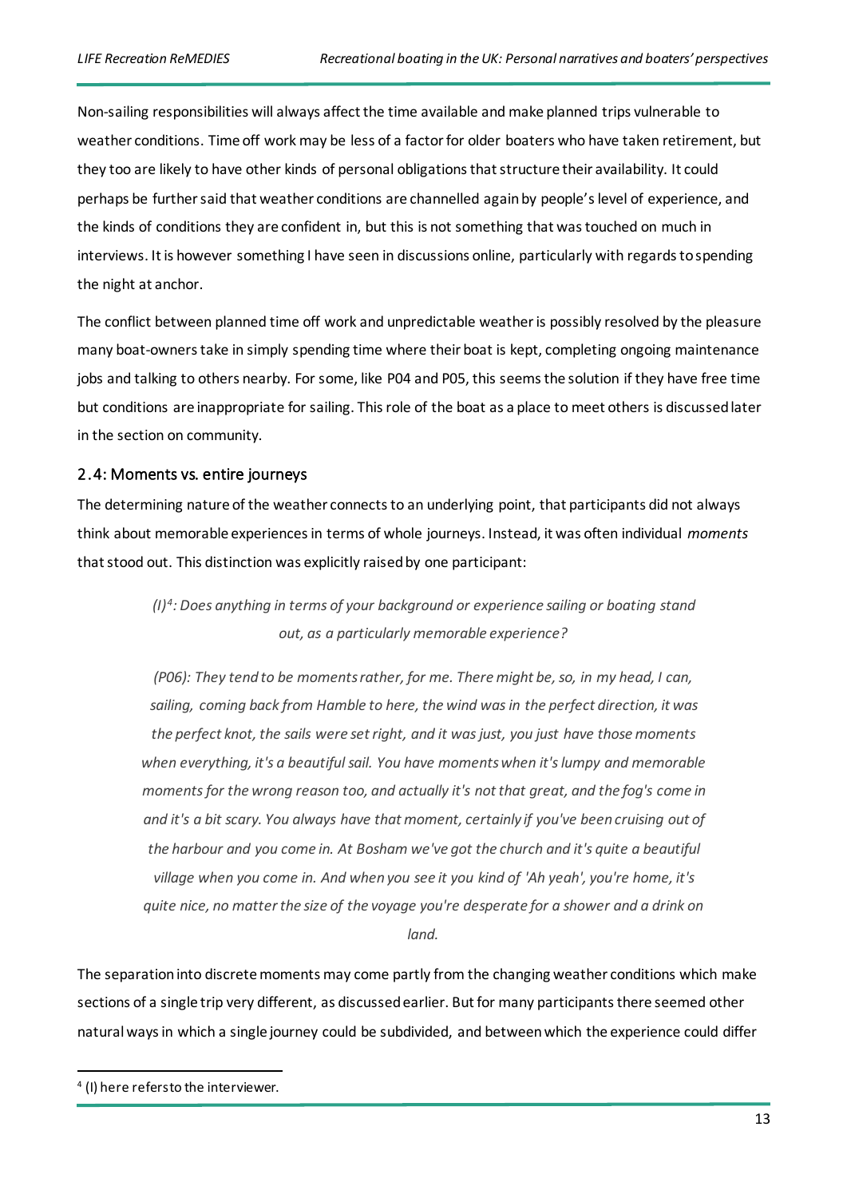Non-sailing responsibilities will always affect the time available and make planned trips vulnerable to weather conditions. Time off work may be less of a factor for older boaters who have taken retirement, but they too are likely to have other kinds of personal obligations that structure their availability. It could perhaps be further said that weather conditions are channelled again by people's level of experience, and the kinds of conditions they are confident in, but this is not something that was touched on much in interviews. It is however something I have seen in discussions online, particularly with regards to spending the night at anchor.

The conflict between planned time off work and unpredictable weather is possibly resolved by the pleasure many boat-owners take in simply spending time where their boat is kept, completing ongoing maintenance jobs and talking to others nearby. For some, like P04 and P05, this seems the solution if they have free time but conditions are inappropriate for sailing. This role of the boat as a place to meet others is discussed later in the section on community.

## 2.4: Moments vs. entire journeys

The determining nature of the weather connects to an underlying point, that participants did not always think about memorable experiences in terms of whole journeys. Instead, it was often individual *moments* that stood out. This distinction was explicitly raised by one participant:

> *(I)[4]: Does anything in terms of your background or experience sailing or boating stand out, as a particularly memorable experience?*
>
> *(P06): They tend to be moments rather, for me. There might be, so, in my head, I can, sailing, coming back from Hamble to here, the wind was in the perfect direction, it was the perfect knot, the sails were set right, and it was just, you just have those moments when everything, it's a beautiful sail. You have moments when it's lumpy and memorable moments for the wrong reason too, and actually it's not that great, and the fog's come in and it's a bit scary. You always have that moment, certainly if you've been cruising out of the harbour and you come in. At Bosham we've got the church and it's quite a beautiful village when you come in. And when you see it you kind of 'Ah yeah', you're home, it's quite nice, no matter the size of the voyage you're desperate for a shower and a drink on land.*

The separation into discrete moments may come partly from the changing weather conditions which make sections of a single trip very different, as discussed earlier. But for many participants there seemed other natural ways in which a single journey could be subdivided, and between which the experience could differ

[4] (I) here refers to the interviewer.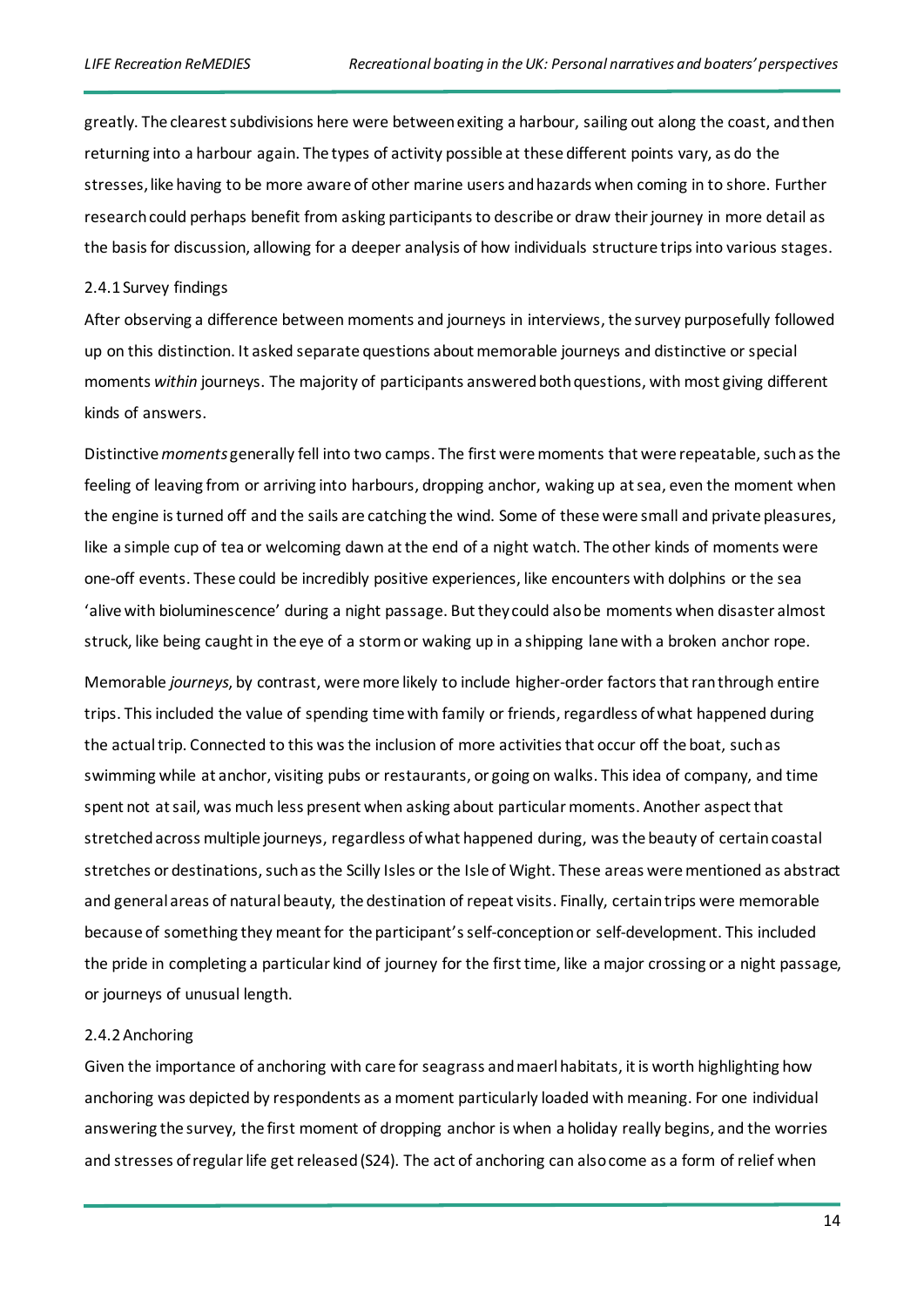greatly. The clearest subdivisions here were between exiting a harbour, sailing out along the coast, and then returning into a harbour again. The types of activity possible at these different points vary, as do the stresses, like having to be more aware of other marine users and hazards when coming in to shore. Further research could perhaps benefit from asking participants to describe or draw their journey in more detail as the basis for discussion, allowing for a deeper analysis of how individuals structure trips into various stages.

### 2.4.1 Survey findings

After observing a difference between moments and journeys in interviews, the survey purposefully followed up on this distinction. It asked separate questions about memorable journeys and distinctive or special moments *within* journeys. The majority of participants answered both questions, with most giving different kinds of answers.

Distinctive *moments* generally fell into two camps. The first were moments that were repeatable, such as the feeling of leaving from or arriving into harbours, dropping anchor, waking up at sea, even the moment when the engine is turned off and the sails are catching the wind. Some of these were small and private pleasures, like a simple cup of tea or welcoming dawn at the end of a night watch. The other kinds of moments were one-off events. These could be incredibly positive experiences, like encounters with dolphins or the sea 'alive with bioluminescence' during a night passage. But they could also be moments when disaster almost struck, like being caught in the eye of a storm or waking up in a shipping lane with a broken anchor rope.

Memorable *journeys*, by contrast, were more likely to include higher-order factors that ran through entire trips. This included the value of spending time with family or friends, regardless of what happened during the actual trip. Connected to this was the inclusion of more activities that occur off the boat, such as swimming while at anchor, visiting pubs or restaurants, or going on walks. This idea of company, and time spent not at sail, was much less present when asking about particular moments. Another aspect that stretched across multiple journeys, regardless of what happened during, was the beauty of certain coastal stretches or destinations, such as the Scilly Isles or the Isle of Wight. These areas were mentioned as abstract and general areas of natural beauty, the destination of repeat visits. Finally, certain trips were memorable because of something they meant for the participant's self-conception or self-development. This included the pride in completing a particular kind of journey for the first time, like a major crossing or a night passage, or journeys of unusual length.

### 2.4.2 Anchoring

Given the importance of anchoring with care for seagrass and maerl habitats, it is worth highlighting how anchoring was depicted by respondents as a moment particularly loaded with meaning. For one individual answering the survey, the first moment of dropping anchor is when a holiday really begins, and the worries and stresses of regular life get released (S24). The act of anchoring can also come as a form of relief when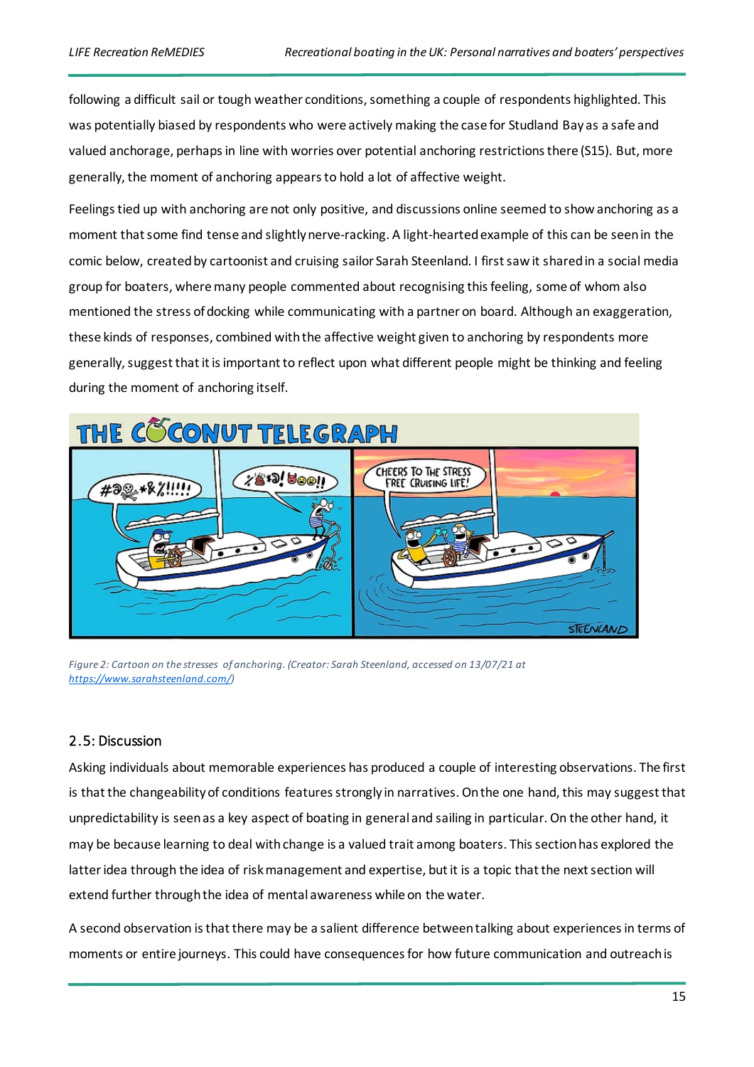following a difficult sail or tough weather conditions, something a couple of respondents highlighted. This was potentially biased by respondents who were actively making the case for Studland Bay as a safe and valued anchorage, perhaps in line with worries over potential anchoring restrictions there (S15). But, more generally, the moment of anchoring appears to hold a lot of affective weight.

Feelings tied up with anchoring are not only positive, and discussions online seemed to show anchoring as a moment that some find tense and slightly nerve-racking. A light-hearted example of this can be seen in the comic below, created by cartoonist and cruising sailor Sarah Steenland. I first saw it shared in a social media group for boaters, where many people commented about recognising this feeling, some of whom also mentioned the stress of docking while communicating with a partner on board. Although an exaggeration, these kinds of responses, combined with the affective weight given to anchoring by respondents more generally, suggest that it is important to reflect upon what different people might be thinking and feeling during the moment of anchoring itself.

*Figure 2: Cartoon on the stresses of anchoring. (Creator: Sarah Steenland, accessed on 13/07/21 at https://www.sarahsteenland.com/)*

## 2.5: Discussion

Asking individuals about memorable experiences has produced a couple of interesting observations. The first is that the changeability of conditions features strongly in narratives. On the one hand, this may suggest that unpredictability is seen as a key aspect of boating in general and sailing in particular. On the other hand, it may be because learning to deal with change is a valued trait among boaters. This section has explored the latter idea through the idea of risk management and expertise, but it is a topic that the next section will extend further through the idea of mental awareness while on the water.

A second observation is that there may be a salient difference between talking about experiences in terms of moments or entire journeys. This could have consequences for how future communication and outreach is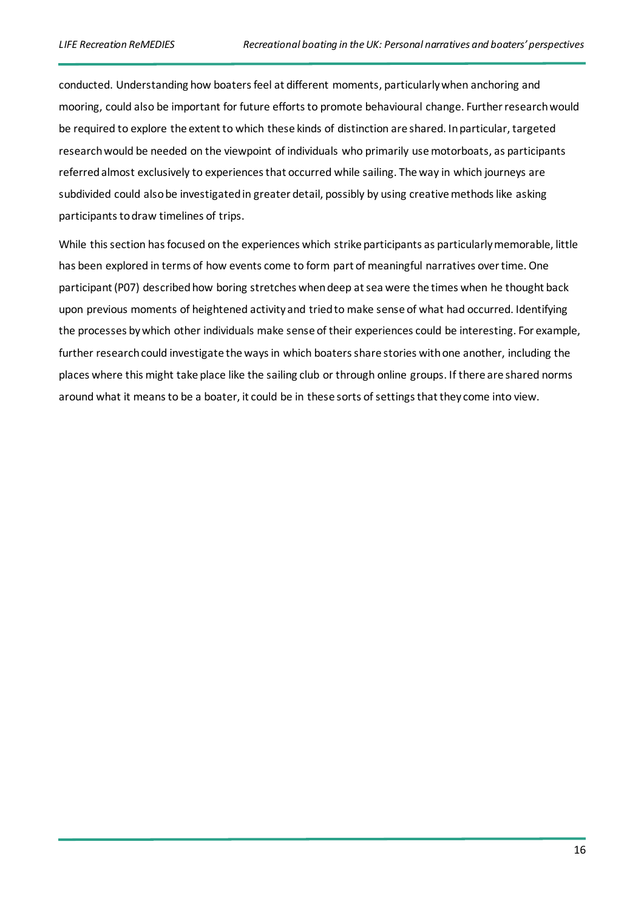conducted. Understanding how boaters feel at different moments, particularly when anchoring and mooring, could also be important for future efforts to promote behavioural change. Further research would be required to explore the extent to which these kinds of distinction are shared. In particular, targeted research would be needed on the viewpoint of individuals who primarily use motorboats, as participants referred almost exclusively to experiences that occurred while sailing. The way in which journeys are subdivided could also be investigated in greater detail, possibly by using creative methods like asking participants to draw timelines of trips.

While this section has focused on the experiences which strike participants as particularly memorable, little has been explored in terms of how events come to form part of meaningful narratives over time. One participant (P07) described how boring stretches when deep at sea were the times when he thought back upon previous moments of heightened activity and tried to make sense of what had occurred. Identifying the processes by which other individuals make sense of their experiences could be interesting. For example, further research could investigate the ways in which boaters share stories with one another, including the places where this might take place like the sailing club or through online groups. If there are shared norms around what it means to be a boater, it could be in these sorts of settings that they come into view.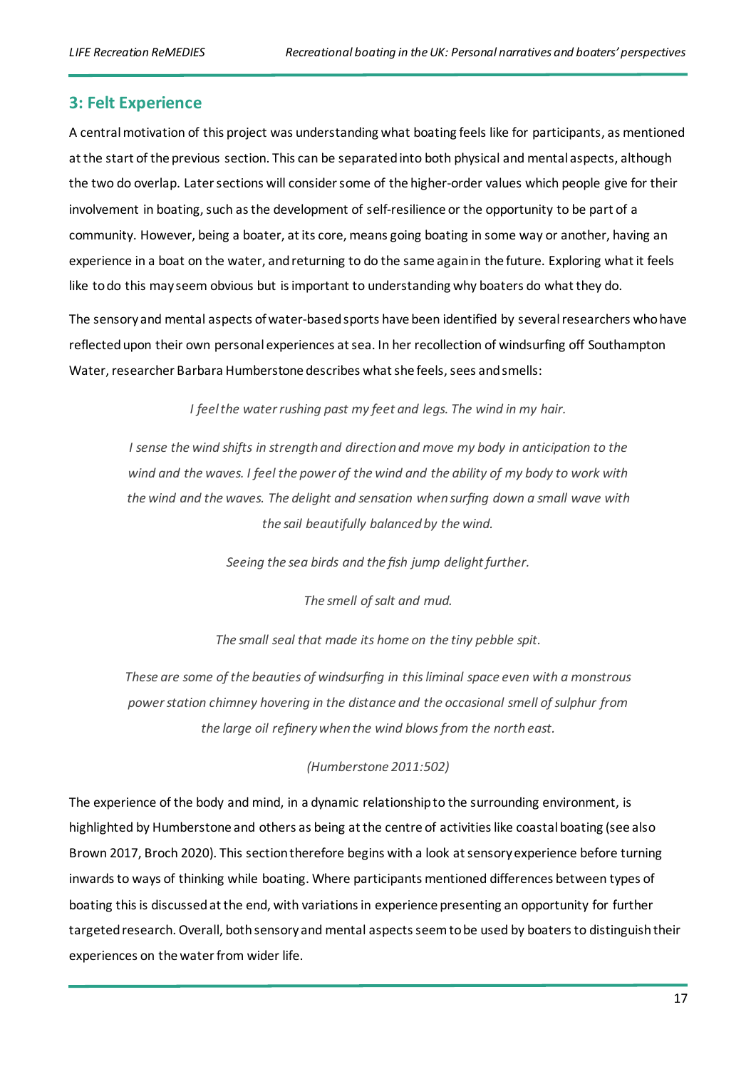## 3: Felt Experience

A central motivation of this project was understanding what boating feels like for participants, as mentioned at the start of the previous section. This can be separated into both physical and mental aspects, although the two do overlap. Later sections will consider some of the higher-order values which people give for their involvement in boating, such as the development of self-resilience or the opportunity to be part of a community. However, being a boater, at its core, means going boating in some way or another, having an experience in a boat on the water, and returning to do the same again in the future. Exploring what it feels like to do this may seem obvious but is important to understanding why boaters do what they do.

The sensory and mental aspects of water-based sports have been identified by several researchers who have reflected upon their own personal experiences at sea. In her recollection of windsurfing off Southampton Water, researcher Barbara Humberstone describes what she feels, sees and smells:

> *I feel the water rushing past my feet and legs. The wind in my hair.*
>
> *I sense the wind shifts in strength and direction and move my body in anticipation to the wind and the waves. I feel the power of the wind and the ability of my body to work with the wind and the waves. The delight and sensation when surfing down a small wave with the sail beautifully balanced by the wind.*
>
> *Seeing the sea birds and the fish jump delight further.*
>
> *The smell of salt and mud.*
>
> *The small seal that made its home on the tiny pebble spit.*
>
> *These are some of the beauties of windsurfing in this liminal space even with a monstrous power station chimney hovering in the distance and the occasional smell of sulphur from the large oil refinery when the wind blows from the north east.*
>
> *(Humberstone 2011:502)*

The experience of the body and mind, in a dynamic relationship to the surrounding environment, is highlighted by Humberstone and others as being at the centre of activities like coastal boating (see also Brown 2017, Broch 2020). This section therefore begins with a look at sensory experience before turning inwards to ways of thinking while boating. Where participants mentioned differences between types of boating this is discussed at the end, with variations in experience presenting an opportunity for further targeted research. Overall, both sensory and mental aspects seem to be used by boaters to distinguish their experiences on the water from wider life.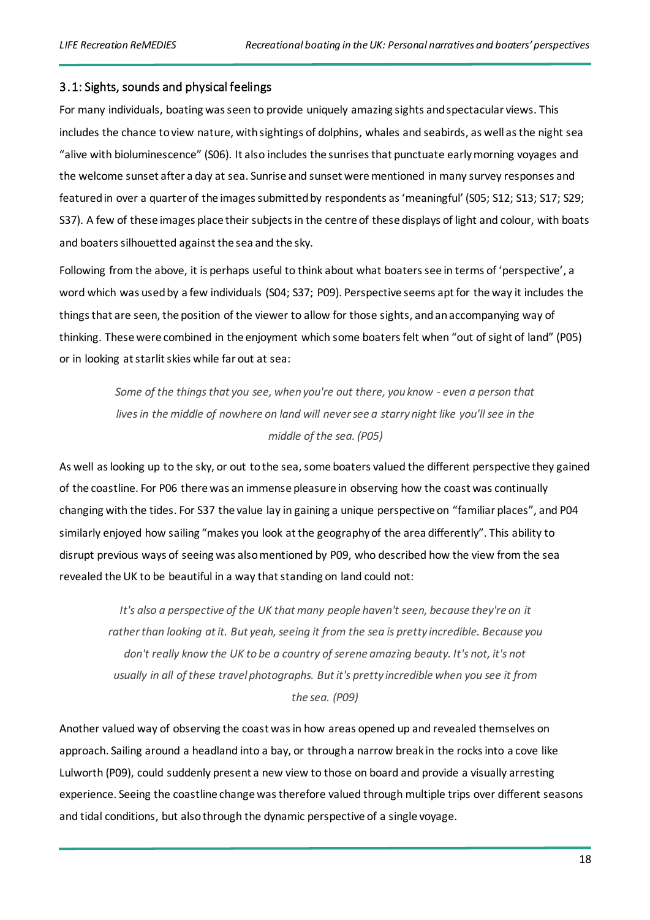### 3.1: Sights, sounds and physical feelings

For many individuals, boating was seen to provide uniquely amazing sights and spectacular views. This includes the chance to view nature, with sightings of dolphins, whales and seabirds, as well as the night sea "alive with bioluminescence" (S06). It also includes the sunrises that punctuate early morning voyages and the welcome sunset after a day at sea. Sunrise and sunset were mentioned in many survey responses and featured in over a quarter of the images submitted by respondents as 'meaningful' (S05; S12; S13; S17; S29; S37). A few of these images place their subjects in the centre of these displays of light and colour, with boats and boaters silhouetted against the sea and the sky.

Following from the above, it is perhaps useful to think about what boaters see in terms of 'perspective', a word which was used by a few individuals (S04; S37; P09). Perspective seems apt for the way it includes the things that are seen, the position of the viewer to allow for those sights, and an accompanying way of thinking. These were combined in the enjoyment which some boaters felt when "out of sight of land" (P05) or in looking at starlit skies while far out at sea:

> *Some of the things that you see, when you're out there, you know - even a person that lives in the middle of nowhere on land will never see a starry night like you'll see in the middle of the sea. (P05)*

As well as looking up to the sky, or out to the sea, some boaters valued the different perspective they gained of the coastline. For P06 there was an immense pleasure in observing how the coast was continually changing with the tides. For S37 the value lay in gaining a unique perspective on "familiar places", and P04 similarly enjoyed how sailing "makes you look at the geography of the area differently". This ability to disrupt previous ways of seeing was also mentioned by P09, who described how the view from the sea revealed the UK to be beautiful in a way that standing on land could not:

> *It's also a perspective of the UK that many people haven't seen, because they're on it rather than looking at it. But yeah, seeing it from the sea is pretty incredible. Because you don't really know the UK to be a country of serene amazing beauty. It's not, it's not usually in all of these travel photographs. But it's pretty incredible when you see it from the sea. (P09)*

Another valued way of observing the coast was in how areas opened up and revealed themselves on approach. Sailing around a headland into a bay, or through a narrow break in the rocks into a cove like Lulworth (P09), could suddenly present a new view to those on board and provide a visually arresting experience. Seeing the coastline change was therefore valued through multiple trips over different seasons and tidal conditions, but also through the dynamic perspective of a single voyage.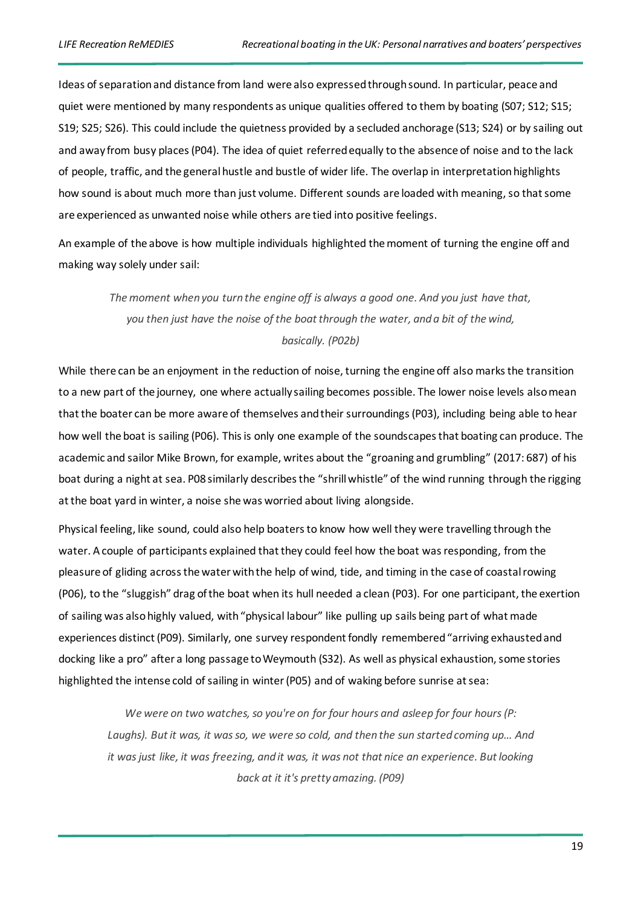Ideas of separation and distance from land were also expressed through sound. In particular, peace and quiet were mentioned by many respondents as unique qualities offered to them by boating (S07; S12; S15; S19; S25; S26). This could include the quietness provided by a secluded anchorage (S13; S24) or by sailing out and away from busy places (P04). The idea of quiet referred equally to the absence of noise and to the lack of people, traffic, and the general hustle and bustle of wider life. The overlap in interpretation highlights how sound is about much more than just volume. Different sounds are loaded with meaning, so that some are experienced as unwanted noise while others are tied into positive feelings.

An example of the above is how multiple individuals highlighted the moment of turning the engine off and making way solely under sail:

> *The moment when you turn the engine off is always a good one. And you just have that, you then just have the noise of the boat through the water, and a bit of the wind, basically. (P02b)*

While there can be an enjoyment in the reduction of noise, turning the engine off also marks the transition to a new part of the journey, one where actually sailing becomes possible. The lower noise levels also mean that the boater can be more aware of themselves and their surroundings (P03), including being able to hear how well the boat is sailing (P06). This is only one example of the soundscapes that boating can produce. The academic and sailor Mike Brown, for example, writes about the "groaning and grumbling" (2017: 687) of his boat during a night at sea. P08 similarly describes the "shrill whistle" of the wind running through the rigging at the boat yard in winter, a noise she was worried about living alongside.

Physical feeling, like sound, could also help boaters to know how well they were travelling through the water. A couple of participants explained that they could feel how the boat was responding, from the pleasure of gliding across the water with the help of wind, tide, and timing in the case of coastal rowing (P06), to the "sluggish" drag of the boat when its hull needed a clean (P03). For one participant, the exertion of sailing was also highly valued, with "physical labour" like pulling up sails being part of what made experiences distinct (P09). Similarly, one survey respondent fondly remembered "arriving exhausted and docking like a pro" after a long passage to Weymouth (S32). As well as physical exhaustion, some stories highlighted the intense cold of sailing in winter (P05) and of waking before sunrise at sea:

> *We were on two watches, so you're on for four hours and asleep for four hours (P: Laughs). But it was, it was so, we were so cold, and then the sun started coming up… And it was just like, it was freezing, and it was, it was not that nice an experience. But looking back at it it's pretty amazing. (P09)*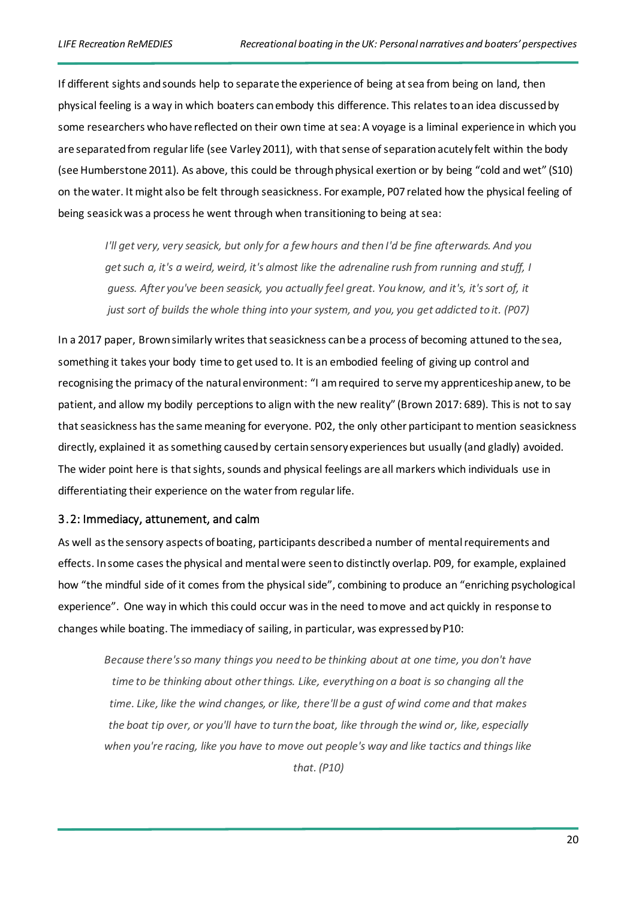If different sights and sounds help to separate the experience of being at sea from being on land, then physical feeling is a way in which boaters can embody this difference. This relates to an idea discussed by some researchers who have reflected on their own time at sea: A voyage is a liminal experience in which you are separated from regular life (see Varley 2011), with that sense of separation acutely felt within the body (see Humberstone 2011). As above, this could be through physical exertion or by being "cold and wet" (S10) on the water. It might also be felt through seasickness. For example, P07 related how the physical feeling of being seasick was a process he went through when transitioning to being at sea:

> *I'll get very, very seasick, but only for a few hours and then I'd be fine afterwards. And you get such a, it's a weird, weird, it's almost like the adrenaline rush from running and stuff, I guess. After you've been seasick, you actually feel great. You know, and it's, it's sort of, it just sort of builds the whole thing into your system, and you, you get addicted to it. (P07)*

In a 2017 paper, Brown similarly writes that seasickness can be a process of becoming attuned to the sea, something it takes your body time to get used to. It is an embodied feeling of giving up control and recognising the primacy of the natural environment: "I am required to serve my apprenticeship anew, to be patient, and allow my bodily perceptions to align with the new reality" (Brown 2017: 689). This is not to say that seasickness has the same meaning for everyone. P02, the only other participant to mention seasickness directly, explained it as something caused by certain sensory experiences but usually (and gladly) avoided. The wider point here is that sights, sounds and physical feelings are all markers which individuals use in differentiating their experience on the water from regular life.

### 3.2: Immediacy, attunement, and calm

As well as the sensory aspects of boating, participants described a number of mental requirements and effects. In some cases the physical and mental were seen to distinctly overlap. P09, for example, explained how "the mindful side of it comes from the physical side", combining to produce an "enriching psychological experience". One way in which this could occur was in the need to move and act quickly in response to changes while boating. The immediacy of sailing, in particular, was expressed by P10:

> *Because there's so many things you need to be thinking about at one time, you don't have time to be thinking about other things. Like, everything on a boat is so changing all the time. Like, like the wind changes, or like, there'll be a gust of wind come and that makes the boat tip over, or you'll have to turn the boat, like through the wind or, like, especially when you're racing, like you have to move out people's way and like tactics and things like that. (P10)*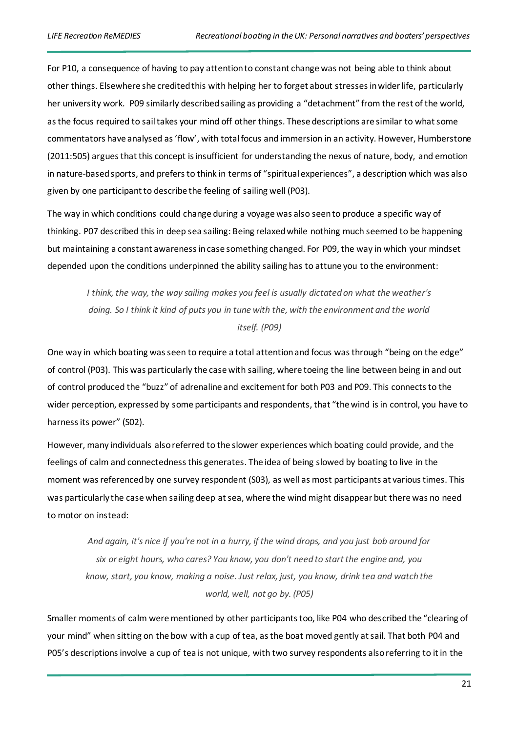For P10, a consequence of having to pay attention to constant change was not being able to think about other things. Elsewhere she credited this with helping her to forget about stresses in wider life, particularly her university work. P09 similarly described sailing as providing a "detachment" from the rest of the world, as the focus required to sail takes your mind off other things. These descriptions are similar to what some commentators have analysed as 'flow', with total focus and immersion in an activity. However, Humberstone (2011:505) argues that this concept is insufficient for understanding the nexus of nature, body, and emotion in nature-based sports, and prefers to think in terms of "spiritual experiences", a description which was also given by one participant to describe the feeling of sailing well (P03).

The way in which conditions could change during a voyage was also seen to produce a specific way of thinking. P07 described this in deep sea sailing: Being relaxed while nothing much seemed to be happening but maintaining a constant awareness in case something changed. For P09, the way in which your mindset depended upon the conditions underpinned the ability sailing has to attune you to the environment:

> *I think, the way, the way sailing makes you feel is usually dictated on what the weather's doing. So I think it kind of puts you in tune with the, with the environment and the world itself. (P09)*

One way in which boating was seen to require a total attention and focus was through "being on the edge" of control (P03). This was particularly the case with sailing, where toeing the line between being in and out of control produced the "buzz" of adrenaline and excitement for both P03 and P09. This connects to the wider perception, expressed by some participants and respondents, that "the wind is in control, you have to harness its power" (S02).

However, many individuals also referred to the slower experiences which boating could provide, and the feelings of calm and connectedness this generates. The idea of being slowed by boating to live in the moment was referenced by one survey respondent (S03), as well as most participants at various times. This was particularly the case when sailing deep at sea, where the wind might disappear but there was no need to motor on instead:

> *And again, it's nice if you're not in a hurry, if the wind drops, and you just bob around for six or eight hours, who cares? You know, you don't need to start the engine and, you know, start, you know, making a noise. Just relax, just, you know, drink tea and watch the world, well, not go by. (P05)*

Smaller moments of calm were mentioned by other participants too, like P04 who described the "clearing of your mind" when sitting on the bow with a cup of tea, as the boat moved gently at sail. That both P04 and P05's descriptions involve a cup of tea is not unique, with two survey respondents also referring to it in the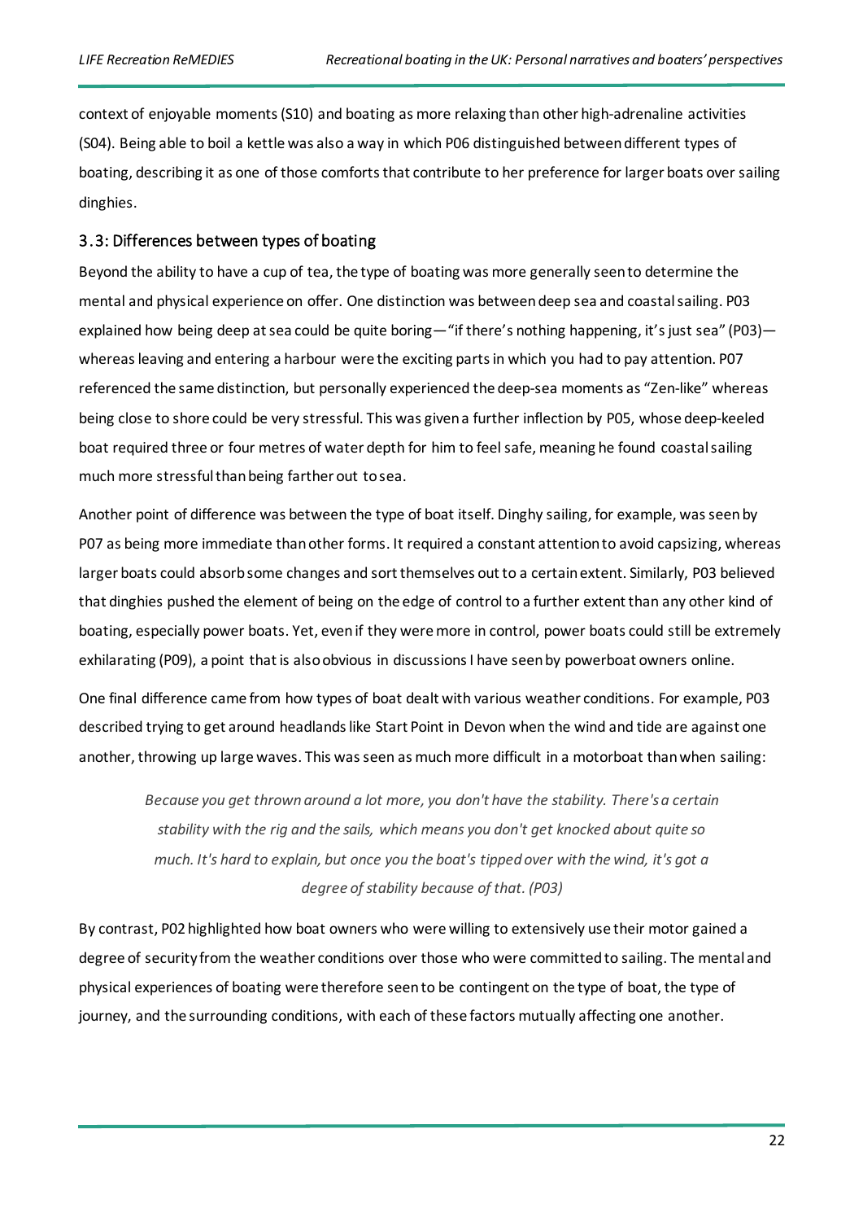context of enjoyable moments (S10) and boating as more relaxing than other high-adrenaline activities (S04). Being able to boil a kettle was also a way in which P06 distinguished between different types of boating, describing it as one of those comforts that contribute to her preference for larger boats over sailing dinghies.

### 3.3: Differences between types of boating

Beyond the ability to have a cup of tea, the type of boating was more generally seen to determine the mental and physical experience on offer. One distinction was between deep sea and coastal sailing. P03 explained how being deep at sea could be quite boring—"if there's nothing happening, it's just sea" (P03)—whereas leaving and entering a harbour were the exciting parts in which you had to pay attention. P07 referenced the same distinction, but personally experienced the deep-sea moments as "Zen-like" whereas being close to shore could be very stressful. This was given a further inflection by P05, whose deep-keeled boat required three or four metres of water depth for him to feel safe, meaning he found coastal sailing much more stressful than being farther out to sea.

Another point of difference was between the type of boat itself. Dinghy sailing, for example, was seen by P07 as being more immediate than other forms. It required a constant attention to avoid capsizing, whereas larger boats could absorb some changes and sort themselves out to a certain extent. Similarly, P03 believed that dinghies pushed the element of being on the edge of control to a further extent than any other kind of boating, especially power boats. Yet, even if they were more in control, power boats could still be extremely exhilarating (P09), a point that is also obvious in discussions I have seen by powerboat owners online.

One final difference came from how types of boat dealt with various weather conditions. For example, P03 described trying to get around headlands like Start Point in Devon when the wind and tide are against one another, throwing up large waves. This was seen as much more difficult in a motorboat than when sailing:

> *Because you get thrown around a lot more, you don't have the stability. There's a certain stability with the rig and the sails, which means you don't get knocked about quite so much. It's hard to explain, but once you the boat's tipped over with the wind, it's got a degree of stability because of that. (P03)*

By contrast, P02 highlighted how boat owners who were willing to extensively use their motor gained a degree of security from the weather conditions over those who were committed to sailing. The mental and physical experiences of boating were therefore seen to be contingent on the type of boat, the type of journey, and the surrounding conditions, with each of these factors mutually affecting one another.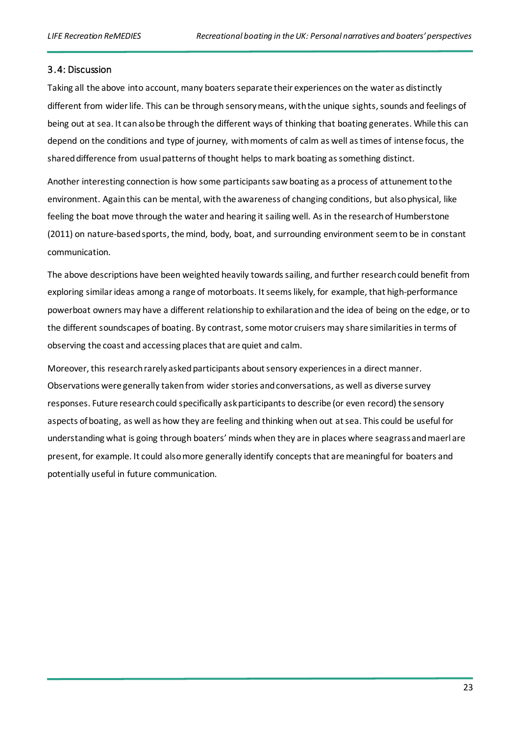### 3.4: Discussion

Taking all the above into account, many boaters separate their experiences on the water as distinctly different from wider life. This can be through sensory means, with the unique sights, sounds and feelings of being out at sea. It can also be through the different ways of thinking that boating generates. While this can depend on the conditions and type of journey, with moments of calm as well as times of intense focus, the shared difference from usual patterns of thought helps to mark boating as something distinct.

Another interesting connection is how some participants saw boating as a process of attunement to the environment. Again this can be mental, with the awareness of changing conditions, but also physical, like feeling the boat move through the water and hearing it sailing well. As in the research of Humberstone (2011) on nature-based sports, the mind, body, boat, and surrounding environment seem to be in constant communication.

The above descriptions have been weighted heavily towards sailing, and further research could benefit from exploring similar ideas among a range of motorboats. It seems likely, for example, that high-performance powerboat owners may have a different relationship to exhilaration and the idea of being on the edge, or to the different soundscapes of boating. By contrast, some motor cruisers may share similarities in terms of observing the coast and accessing places that are quiet and calm.

Moreover, this research rarely asked participants about sensory experiences in a direct manner. Observations were generally taken from wider stories and conversations, as well as diverse survey responses. Future research could specifically ask participants to describe (or even record) the sensory aspects of boating, as well as how they are feeling and thinking when out at sea. This could be useful for understanding what is going through boaters' minds when they are in places where seagrass and maerl are present, for example. It could also more generally identify concepts that are meaningful for boaters and potentially useful in future communication.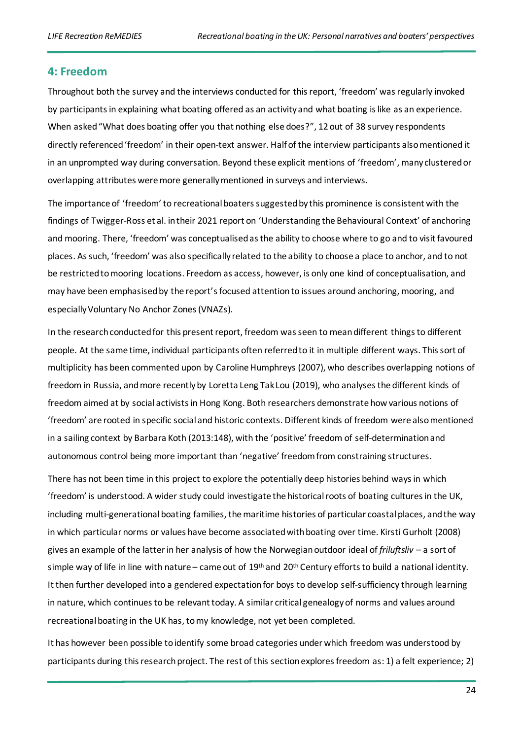## 4: Freedom

Throughout both the survey and the interviews conducted for this report, 'freedom' was regularly invoked by participants in explaining what boating offered as an activity and what boating is like as an experience. When asked "What does boating offer you that nothing else does?", 12 out of 38 survey respondents directly referenced 'freedom' in their open-text answer. Half of the interview participants also mentioned it in an unprompted way during conversation. Beyond these explicit mentions of 'freedom', many clustered or overlapping attributes were more generally mentioned in surveys and interviews.

The importance of 'freedom' to recreational boaters suggested by this prominence is consistent with the findings of Twigger-Ross et al. in their 2021 report on 'Understanding the Behavioural Context' of anchoring and mooring. There, 'freedom' was conceptualised as the ability to choose where to go and to visit favoured places. As such, 'freedom' was also specifically related to the ability to choose a place to anchor, and to not be restricted to mooring locations. Freedom as access, however, is only one kind of conceptualisation, and may have been emphasised by the report's focused attention to issues around anchoring, mooring, and especially Voluntary No Anchor Zones (VNAZs).

In the research conducted for this present report, freedom was seen to mean different things to different people. At the same time, individual participants often referred to it in multiple different ways. This sort of multiplicity has been commented upon by Caroline Humphreys (2007), who describes overlapping notions of freedom in Russia, and more recently by Loretta Leng Tak Lou (2019), who analyses the different kinds of freedom aimed at by social activists in Hong Kong. Both researchers demonstrate how various notions of 'freedom' are rooted in specific social and historic contexts. Different kinds of freedom were also mentioned in a sailing context by Barbara Koth (2013:148), with the 'positive' freedom of self-determination and autonomous control being more important than 'negative' freedom from constraining structures.

There has not been time in this project to explore the potentially deep histories behind ways in which 'freedom' is understood. A wider study could investigate the historical roots of boating cultures in the UK, including multi-generational boating families, the maritime histories of particular coastal places, and the way in which particular norms or values have become associated with boating over time. Kirsti Gurholt (2008) gives an example of the latter in her analysis of how the Norwegian outdoor ideal of *friluftsliv* – a sort of simple way of life in line with nature – came out of 19th and 20th Century efforts to build a national identity. It then further developed into a gendered expectation for boys to develop self-sufficiency through learning in nature, which continues to be relevant today. A similar critical genealogy of norms and values around recreational boating in the UK has, to my knowledge, not yet been completed.

It has however been possible to identify some broad categories under which freedom was understood by participants during this research project. The rest of this section explores freedom as: 1) a felt experience; 2)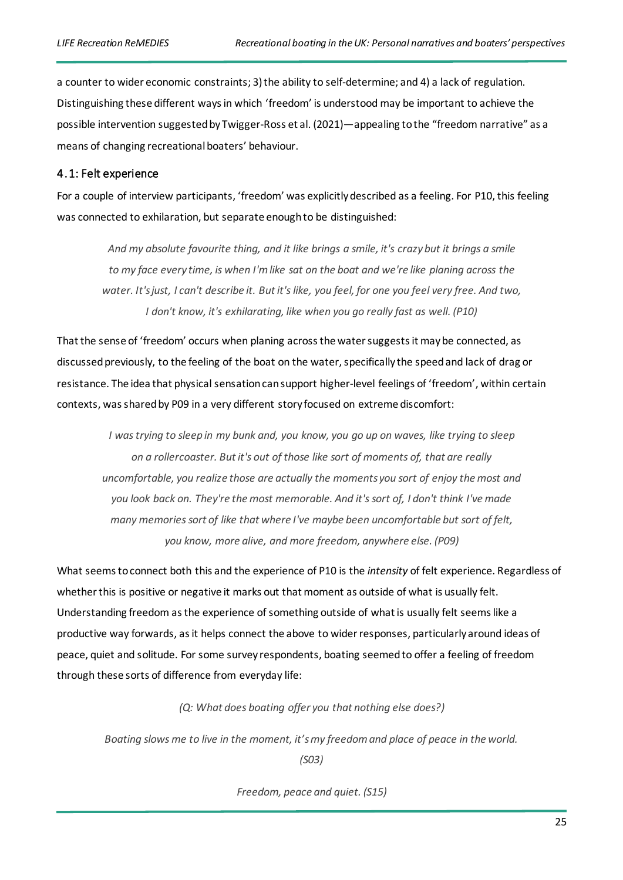a counter to wider economic constraints; 3) the ability to self-determine; and 4) a lack of regulation. Distinguishing these different ways in which 'freedom' is understood may be important to achieve the possible intervention suggested by Twigger-Ross et al. (2021)—appealing to the "freedom narrative" as a means of changing recreational boaters' behaviour.

### 4.1: Felt experience

For a couple of interview participants, 'freedom' was explicitly described as a feeling. For P10, this feeling was connected to exhilaration, but separate enough to be distinguished:

> *And my absolute favourite thing, and it like brings a smile, it's crazy but it brings a smile to my face every time, is when I'm like sat on the boat and we're like planing across the water. It's just, I can't describe it. But it's like, you feel, for one you feel very free. And two, I don't know, it's exhilarating, like when you go really fast as well. (P10)*

That the sense of 'freedom' occurs when planing across the water suggests it may be connected, as discussed previously, to the feeling of the boat on the water, specifically the speed and lack of drag or resistance. The idea that physical sensation can support higher-level feelings of 'freedom', within certain contexts, was shared by P09 in a very different story focused on extreme discomfort:

> *I was trying to sleep in my bunk and, you know, you go up on waves, like trying to sleep on a rollercoaster. But it's out of those like sort of moments of, that are really uncomfortable, you realize those are actually the moments you sort of enjoy the most and you look back on. They're the most memorable. And it's sort of, I don't think I've made many memories sort of like that where I've maybe been uncomfortable but sort of felt, you know, more alive, and more freedom, anywhere else. (P09)*

What seems to connect both this and the experience of P10 is the *intensity* of felt experience. Regardless of whether this is positive or negative it marks out that moment as outside of what is usually felt. Understanding freedom as the experience of something outside of what is usually felt seems like a productive way forwards, as it helps connect the above to wider responses, particularly around ideas of peace, quiet and solitude. For some survey respondents, boating seemed to offer a feeling of freedom through these sorts of difference from everyday life:

> *(Q: What does boating offer you that nothing else does?)*
>
> *Boating slows me to live in the moment, it's my freedom and place of peace in the world. (S03)*
>
> *Freedom, peace and quiet. (S15)*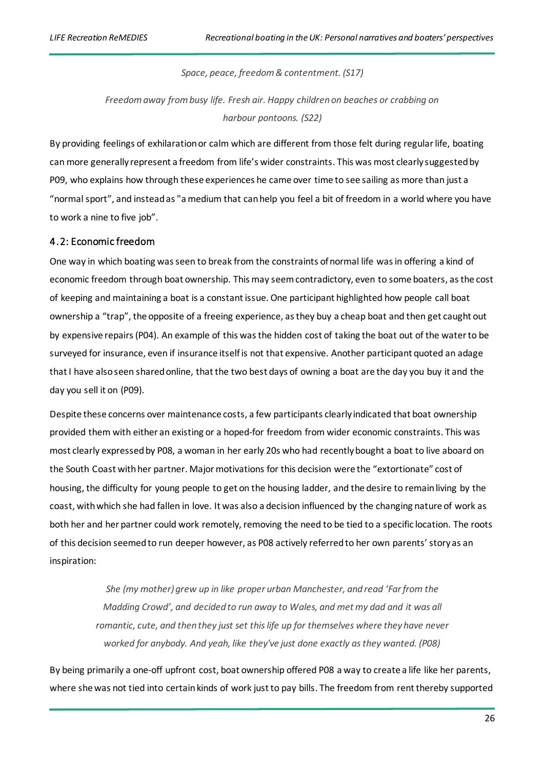*Space, peace, freedom & contentment. (S17)*

*Freedom away from busy life. Fresh air. Happy children on beaches or crabbing on harbour pontoons. (S22)*

By providing feelings of exhilaration or calm which are different from those felt during regular life, boating can more generally represent a freedom from life's wider constraints. This was most clearly suggested by P09, who explains how through these experiences he came over time to see sailing as more than just a "normal sport", and instead as "a medium that can help you feel a bit of freedom in a world where you have to work a nine to five job".

### 4.2: Economic freedom

One way in which boating was seen to break from the constraints of normal life was in offering a kind of economic freedom through boat ownership. This may seem contradictory, even to some boaters, as the cost of keeping and maintaining a boat is a constant issue. One participant highlighted how people call boat ownership a "trap", the opposite of a freeing experience, as they buy a cheap boat and then get caught out by expensive repairs (P04). An example of this was the hidden cost of taking the boat out of the water to be surveyed for insurance, even if insurance itself is not that expensive. Another participant quoted an adage that I have also seen shared online, that the two best days of owning a boat are the day you buy it and the day you sell it on (P09).

Despite these concerns over maintenance costs, a few participants clearly indicated that boat ownership provided them with either an existing or a hoped-for freedom from wider economic constraints. This was most clearly expressed by P08, a woman in her early 20s who had recently bought a boat to live aboard on the South Coast with her partner. Major motivations for this decision were the "extortionate" cost of housing, the difficulty for young people to get on the housing ladder, and the desire to remain living by the coast, with which she had fallen in love. It was also a decision influenced by the changing nature of work as both her and her partner could work remotely, removing the need to be tied to a specific location. The roots of this decision seemed to run deeper however, as P08 actively referred to her own parents' story as an inspiration:

*She (my mother) grew up in like proper urban Manchester, and read 'Far from the Madding Crowd', and decided to run away to Wales, and met my dad and it was all romantic, cute, and then they just set this life up for themselves where they have never worked for anybody. And yeah, like they've just done exactly as they wanted. (P08)*

By being primarily a one-off upfront cost, boat ownership offered P08 a way to create a life like her parents, where she was not tied into certain kinds of work just to pay bills. The freedom from rent thereby supported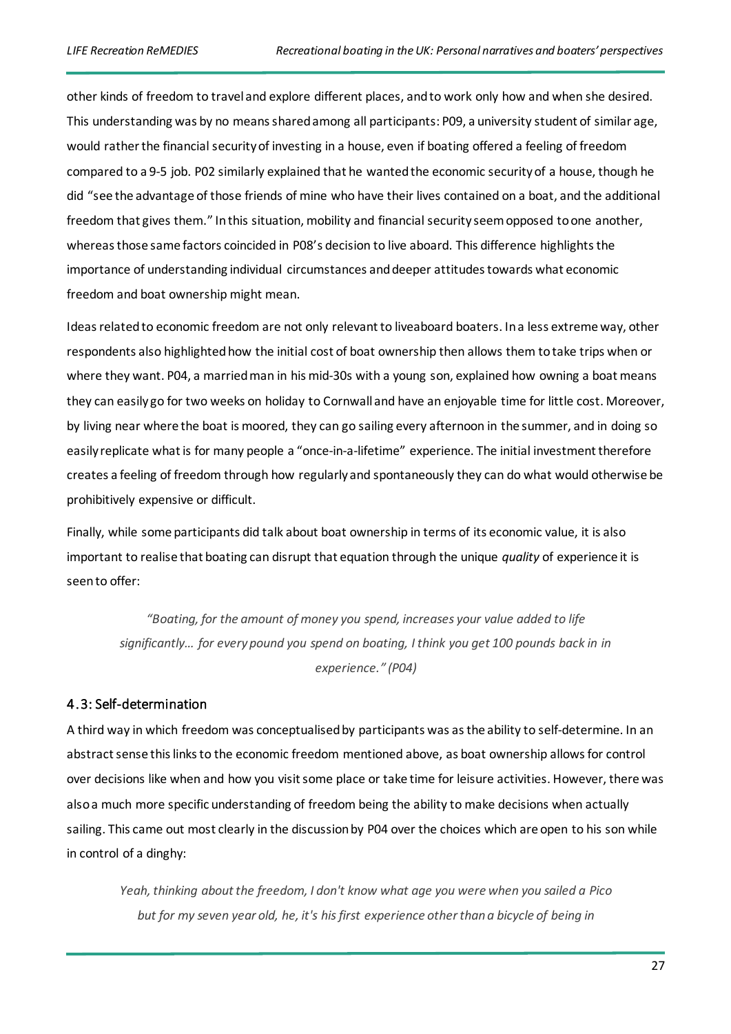other kinds of freedom to travel and explore different places, and to work only how and when she desired. This understanding was by no means shared among all participants: P09, a university student of similar age, would rather the financial security of investing in a house, even if boating offered a feeling of freedom compared to a 9-5 job. P02 similarly explained that he wanted the economic security of a house, though he did "see the advantage of those friends of mine who have their lives contained on a boat, and the additional freedom that gives them." In this situation, mobility and financial security seem opposed to one another, whereas those same factors coincided in P08's decision to live aboard. This difference highlights the importance of understanding individual circumstances and deeper attitudes towards what economic freedom and boat ownership might mean.

Ideas related to economic freedom are not only relevant to liveaboard boaters. In a less extreme way, other respondents also highlighted how the initial cost of boat ownership then allows them to take trips when or where they want. P04, a married man in his mid-30s with a young son, explained how owning a boat means they can easily go for two weeks on holiday to Cornwall and have an enjoyable time for little cost. Moreover, by living near where the boat is moored, they can go sailing every afternoon in the summer, and in doing so easily replicate what is for many people a "once-in-a-lifetime" experience. The initial investment therefore creates a feeling of freedom through how regularly and spontaneously they can do what would otherwise be prohibitively expensive or difficult.

Finally, while some participants did talk about boat ownership in terms of its economic value, it is also important to realise that boating can disrupt that equation through the unique *quality* of experience it is seen to offer:

> *"Boating, for the amount of money you spend, increases your value added to life significantly… for every pound you spend on boating, I think you get 100 pounds back in in experience." (P04)*

## 4.3: Self-determination

A third way in which freedom was conceptualised by participants was as the ability to self-determine. In an abstract sense this links to the economic freedom mentioned above, as boat ownership allows for control over decisions like when and how you visit some place or take time for leisure activities. However, there was also a much more specific understanding of freedom being the ability to make decisions when actually sailing. This came out most clearly in the discussion by P04 over the choices which are open to his son while in control of a dinghy:

> *Yeah, thinking about the freedom, I don't know what age you were when you sailed a Pico but for my seven year old, he, it's his first experience other than a bicycle of being in*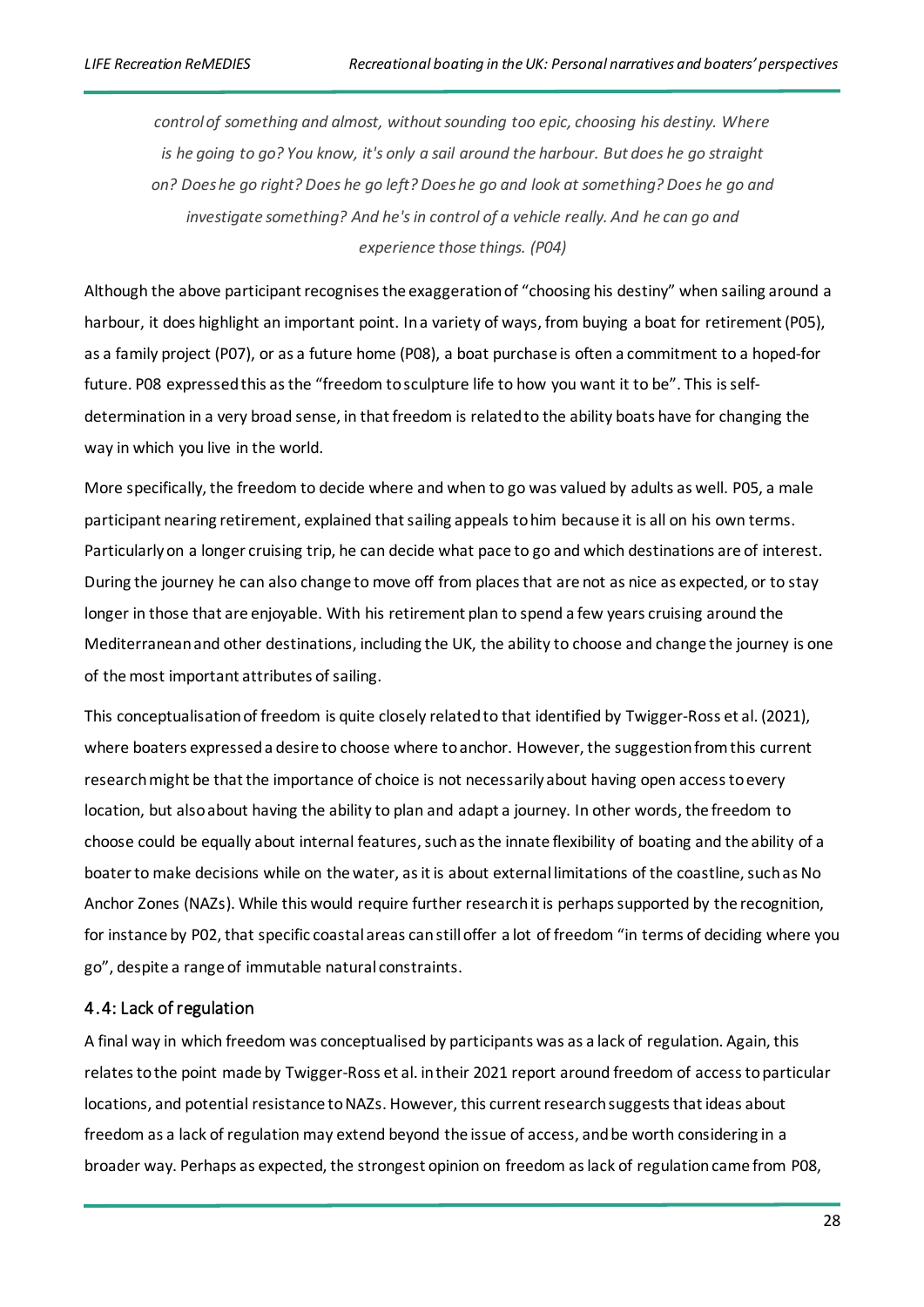*control of something and almost, without sounding too epic, choosing his destiny. Where is he going to go? You know, it's only a sail around the harbour. But does he go straight on? Does he go right? Does he go left? Does he go and look at something? Does he go and investigate something? And he's in control of a vehicle really. And he can go and experience those things. (P04)*

Although the above participant recognises the exaggeration of "choosing his destiny" when sailing around a harbour, it does highlight an important point. In a variety of ways, from buying a boat for retirement (P05), as a family project (P07), or as a future home (P08), a boat purchase is often a commitment to a hoped-for future. P08 expressed this as the "freedom to sculpture life to how you want it to be". This is self-determination in a very broad sense, in that freedom is related to the ability boats have for changing the way in which you live in the world.

More specifically, the freedom to decide where and when to go was valued by adults as well. P05, a male participant nearing retirement, explained that sailing appeals to him because it is all on his own terms. Particularly on a longer cruising trip, he can decide what pace to go and which destinations are of interest. During the journey he can also change to move off from places that are not as nice as expected, or to stay longer in those that are enjoyable. With his retirement plan to spend a few years cruising around the Mediterranean and other destinations, including the UK, the ability to choose and change the journey is one of the most important attributes of sailing.

This conceptualisation of freedom is quite closely related to that identified by Twigger-Ross et al. (2021), where boaters expressed a desire to choose where to anchor. However, the suggestion from this current research might be that the importance of choice is not necessarily about having open access to every location, but also about having the ability to plan and adapt a journey. In other words, the freedom to choose could be equally about internal features, such as the innate flexibility of boating and the ability of a boater to make decisions while on the water, as it is about external limitations of the coastline, such as No Anchor Zones (NAZs). While this would require further research it is perhaps supported by the recognition, for instance by P02, that specific coastal areas can still offer a lot of freedom "in terms of deciding where you go", despite a range of immutable natural constraints.

### 4.4: Lack of regulation

A final way in which freedom was conceptualised by participants was as a lack of regulation. Again, this relates to the point made by Twigger-Ross et al. in their 2021 report around freedom of access to particular locations, and potential resistance to NAZs. However, this current research suggests that ideas about freedom as a lack of regulation may extend beyond the issue of access, and be worth considering in a broader way. Perhaps as expected, the strongest opinion on freedom as lack of regulation came from P08,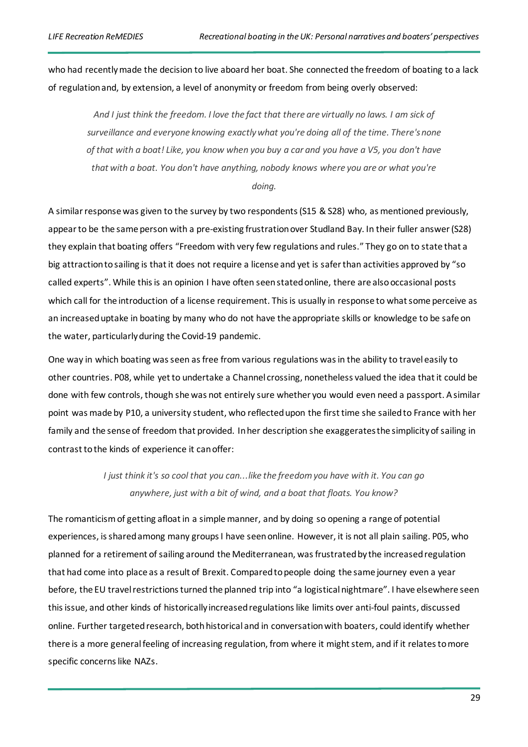who had recently made the decision to live aboard her boat. She connected the freedom of boating to a lack of regulation and, by extension, a level of anonymity or freedom from being overly observed:

> *And I just think the freedom. I love the fact that there are virtually no laws. I am sick of surveillance and everyone knowing exactly what you're doing all of the time. There's none of that with a boat! Like, you know when you buy a car and you have a V5, you don't have that with a boat. You don't have anything, nobody knows where you are or what you're doing.*

A similar response was given to the survey by two respondents (S15 & S28) who, as mentioned previously, appear to be the same person with a pre-existing frustration over Studland Bay. In their fuller answer (S28) they explain that boating offers "Freedom with very few regulations and rules." They go on to state that a big attraction to sailing is that it does not require a license and yet is safer than activities approved by "so called experts". While this is an opinion I have often seen stated online, there are also occasional posts which call for the introduction of a license requirement. This is usually in response to what some perceive as an increased uptake in boating by many who do not have the appropriate skills or knowledge to be safe on the water, particularly during the Covid-19 pandemic.

One way in which boating was seen as free from various regulations was in the ability to travel easily to other countries. P08, while yet to undertake a Channel crossing, nonetheless valued the idea that it could be done with few controls, though she was not entirely sure whether you would even need a passport. A similar point was made by P10, a university student, who reflected upon the first time she sailed to France with her family and the sense of freedom that provided. In her description she exaggerates the simplicity of sailing in contrast to the kinds of experience it can offer:

> *I just think it's so cool that you can…like the freedom you have with it. You can go anywhere, just with a bit of wind, and a boat that floats. You know?*

The romanticism of getting afloat in a simple manner, and by doing so opening a range of potential experiences, is shared among many groups I have seen online. However, it is not all plain sailing. P05, who planned for a retirement of sailing around the Mediterranean, was frustrated by the increased regulation that had come into place as a result of Brexit. Compared to people doing the same journey even a year before, the EU travel restrictions turned the planned trip into "a logistical nightmare". I have elsewhere seen this issue, and other kinds of historically increased regulations like limits over anti-foul paints, discussed online. Further targeted research, both historical and in conversation with boaters, could identify whether there is a more general feeling of increasing regulation, from where it might stem, and if it relates to more specific concerns like NAZs.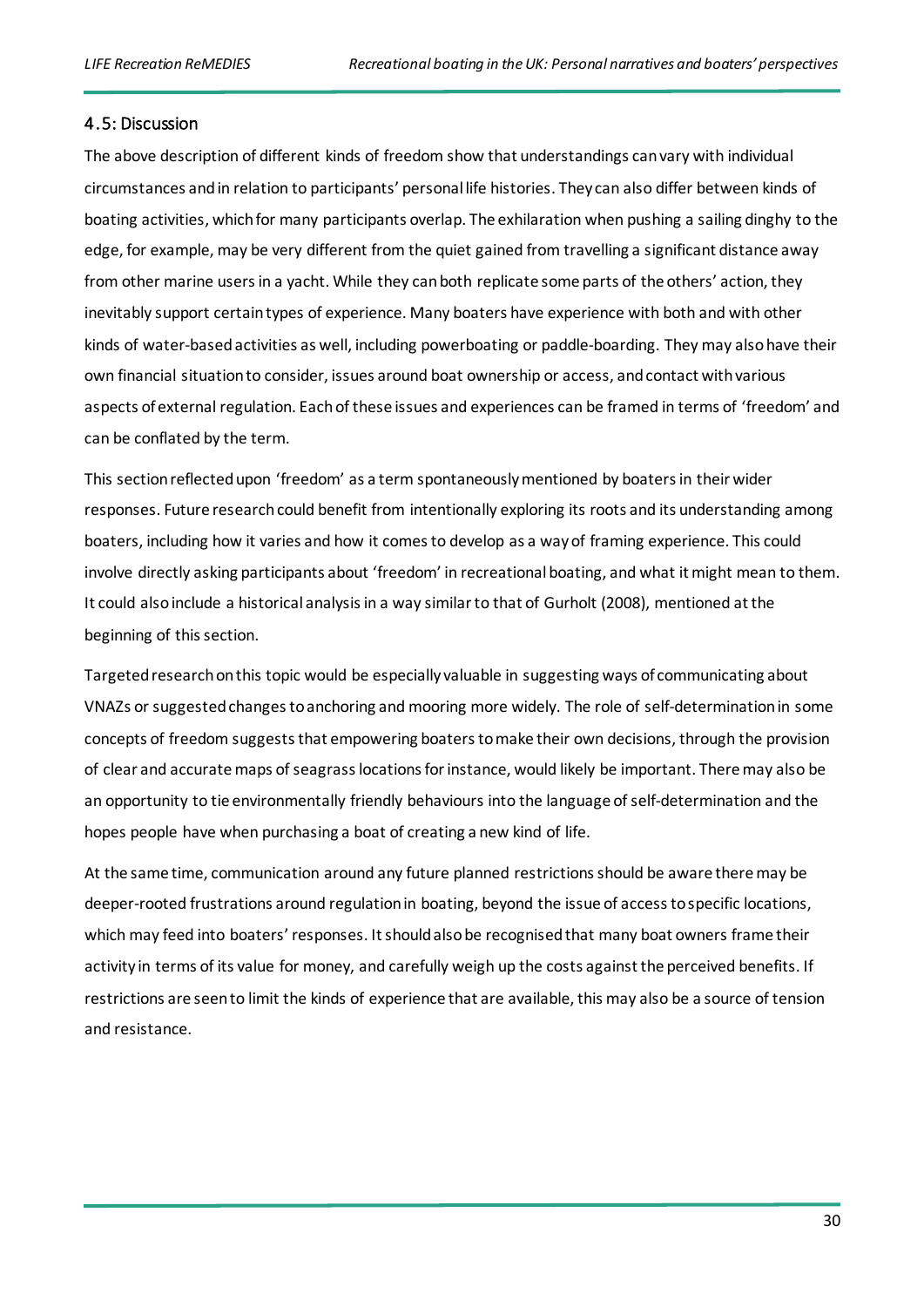### 4.5: Discussion

The above description of different kinds of freedom show that understandings can vary with individual circumstances and in relation to participants' personal life histories. They can also differ between kinds of boating activities, which for many participants overlap. The exhilaration when pushing a sailing dinghy to the edge, for example, may be very different from the quiet gained from travelling a significant distance away from other marine users in a yacht. While they can both replicate some parts of the others' action, they inevitably support certain types of experience. Many boaters have experience with both and with other kinds of water-based activities as well, including powerboating or paddle-boarding. They may also have their own financial situation to consider, issues around boat ownership or access, and contact with various aspects of external regulation. Each of these issues and experiences can be framed in terms of 'freedom' and can be conflated by the term.

This section reflected upon 'freedom' as a term spontaneously mentioned by boaters in their wider responses. Future research could benefit from intentionally exploring its roots and its understanding among boaters, including how it varies and how it comes to develop as a way of framing experience. This could involve directly asking participants about 'freedom' in recreational boating, and what it might mean to them. It could also include a historical analysis in a way similar to that of Gurholt (2008), mentioned at the beginning of this section.

Targeted research on this topic would be especially valuable in suggesting ways of communicating about VNAZs or suggested changes to anchoring and mooring more widely. The role of self-determination in some concepts of freedom suggests that empowering boaters to make their own decisions, through the provision of clear and accurate maps of seagrass locations for instance, would likely be important. There may also be an opportunity to tie environmentally friendly behaviours into the language of self-determination and the hopes people have when purchasing a boat of creating a new kind of life.

At the same time, communication around any future planned restrictions should be aware there may be deeper-rooted frustrations around regulation in boating, beyond the issue of access to specific locations, which may feed into boaters' responses. It should also be recognised that many boat owners frame their activity in terms of its value for money, and carefully weigh up the costs against the perceived benefits. If restrictions are seen to limit the kinds of experience that are available, this may also be a source of tension and resistance.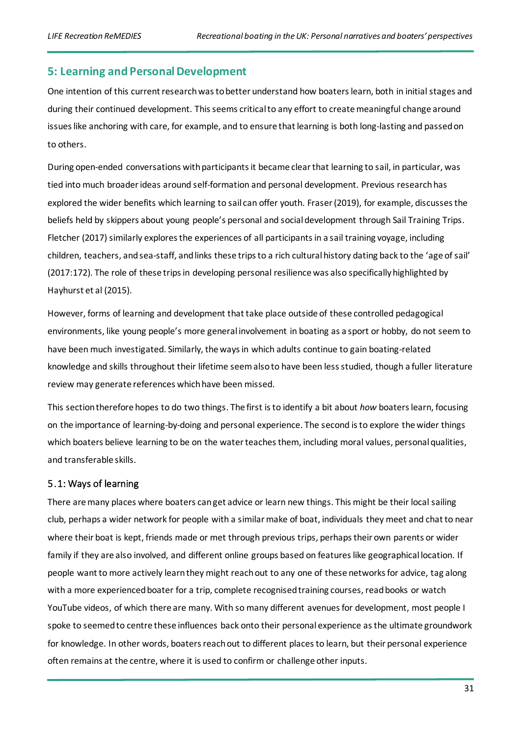## 5: Learning and Personal Development

One intention of this current research was to better understand how boaters learn, both in initial stages and during their continued development. This seems critical to any effort to create meaningful change around issues like anchoring with care, for example, and to ensure that learning is both long-lasting and passed on to others.

During open-ended conversations with participants it became clear that learning to sail, in particular, was tied into much broader ideas around self-formation and personal development. Previous research has explored the wider benefits which learning to sail can offer youth. Fraser (2019), for example, discusses the beliefs held by skippers about young people's personal and social development through Sail Training Trips. Fletcher (2017) similarly explores the experiences of all participants in a sail training voyage, including children, teachers, and sea-staff, and links these trips to a rich cultural history dating back to the 'age of sail' (2017:172). The role of these trips in developing personal resilience was also specifically highlighted by Hayhurst et al (2015).

However, forms of learning and development that take place outside of these controlled pedagogical environments, like young people's more general involvement in boating as a sport or hobby, do not seem to have been much investigated. Similarly, the ways in which adults continue to gain boating-related knowledge and skills throughout their lifetime seem also to have been less studied, though a fuller literature review may generate references which have been missed.

This section therefore hopes to do two things. The first is to identify a bit about *how* boaters learn, focusing on the importance of learning-by-doing and personal experience. The second is to explore the wider things which boaters believe learning to be on the water teaches them, including moral values, personal qualities, and transferable skills.

### 5.1: Ways of learning

There are many places where boaters can get advice or learn new things. This might be their local sailing club, perhaps a wider network for people with a similar make of boat, individuals they meet and chat to near where their boat is kept, friends made or met through previous trips, perhaps their own parents or wider family if they are also involved, and different online groups based on features like geographical location. If people want to more actively learn they might reach out to any one of these networks for advice, tag along with a more experienced boater for a trip, complete recognised training courses, read books or watch YouTube videos, of which there are many. With so many different avenues for development, most people I spoke to seemed to centre these influences back onto their personal experience as the ultimate groundwork for knowledge. In other words, boaters reach out to different places to learn, but their personal experience often remains at the centre, where it is used to confirm or challenge other inputs.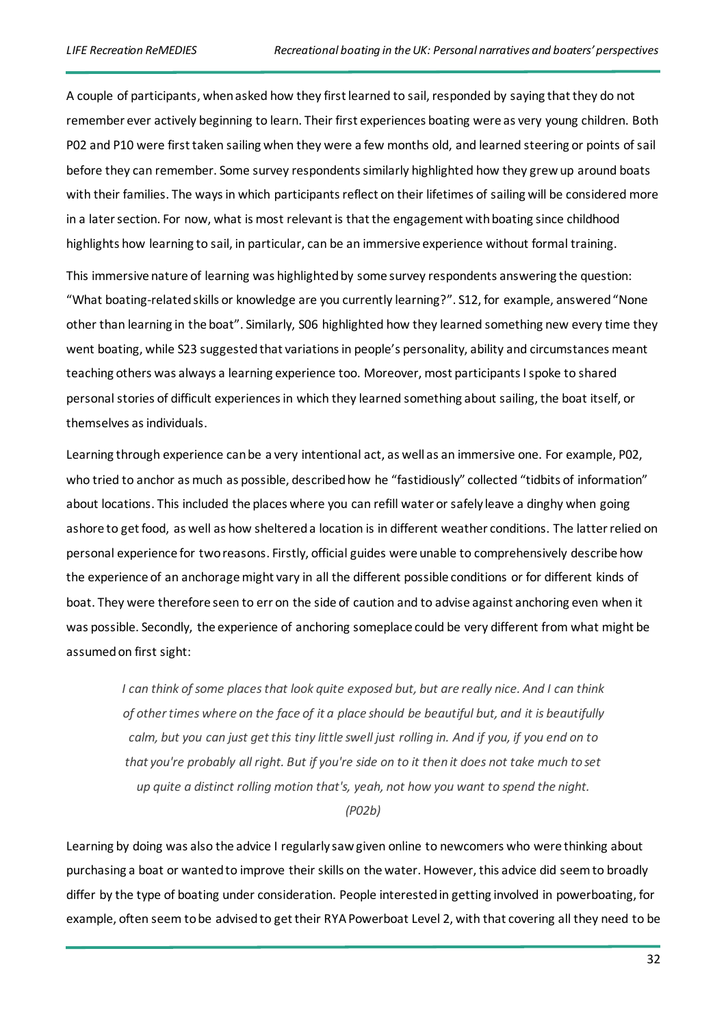A couple of participants, when asked how they first learned to sail, responded by saying that they do not remember ever actively beginning to learn. Their first experiences boating were as very young children. Both P02 and P10 were first taken sailing when they were a few months old, and learned steering or points of sail before they can remember. Some survey respondents similarly highlighted how they grew up around boats with their families. The ways in which participants reflect on their lifetimes of sailing will be considered more in a later section. For now, what is most relevant is that the engagement with boating since childhood highlights how learning to sail, in particular, can be an immersive experience without formal training.

This immersive nature of learning was highlighted by some survey respondents answering the question: "What boating-related skills or knowledge are you currently learning?". S12, for example, answered "None other than learning in the boat". Similarly, S06 highlighted how they learned something new every time they went boating, while S23 suggested that variations in people's personality, ability and circumstances meant teaching others was always a learning experience too. Moreover, most participants I spoke to shared personal stories of difficult experiences in which they learned something about sailing, the boat itself, or themselves as individuals.

Learning through experience can be a very intentional act, as well as an immersive one. For example, P02, who tried to anchor as much as possible, described how he "fastidiously" collected "tidbits of information" about locations. This included the places where you can refill water or safely leave a dinghy when going ashore to get food, as well as how sheltered a location is in different weather conditions. The latter relied on personal experience for two reasons. Firstly, official guides were unable to comprehensively describe how the experience of an anchorage might vary in all the different possible conditions or for different kinds of boat. They were therefore seen to err on the side of caution and to advise against anchoring even when it was possible. Secondly, the experience of anchoring someplace could be very different from what might be assumed on first sight:

> *I can think of some places that look quite exposed but, but are really nice. And I can think of other times where on the face of it a place should be beautiful but, and it is beautifully calm, but you can just get this tiny little swell just rolling in. And if you, if you end on to that you're probably all right. But if you're side on to it then it does not take much to set up quite a distinct rolling motion that's, yeah, not how you want to spend the night.* (P02b)

Learning by doing was also the advice I regularly saw given online to newcomers who were thinking about purchasing a boat or wanted to improve their skills on the water. However, this advice did seem to broadly differ by the type of boating under consideration. People interested in getting involved in powerboating, for example, often seem to be advised to get their RYA Powerboat Level 2, with that covering all they need to be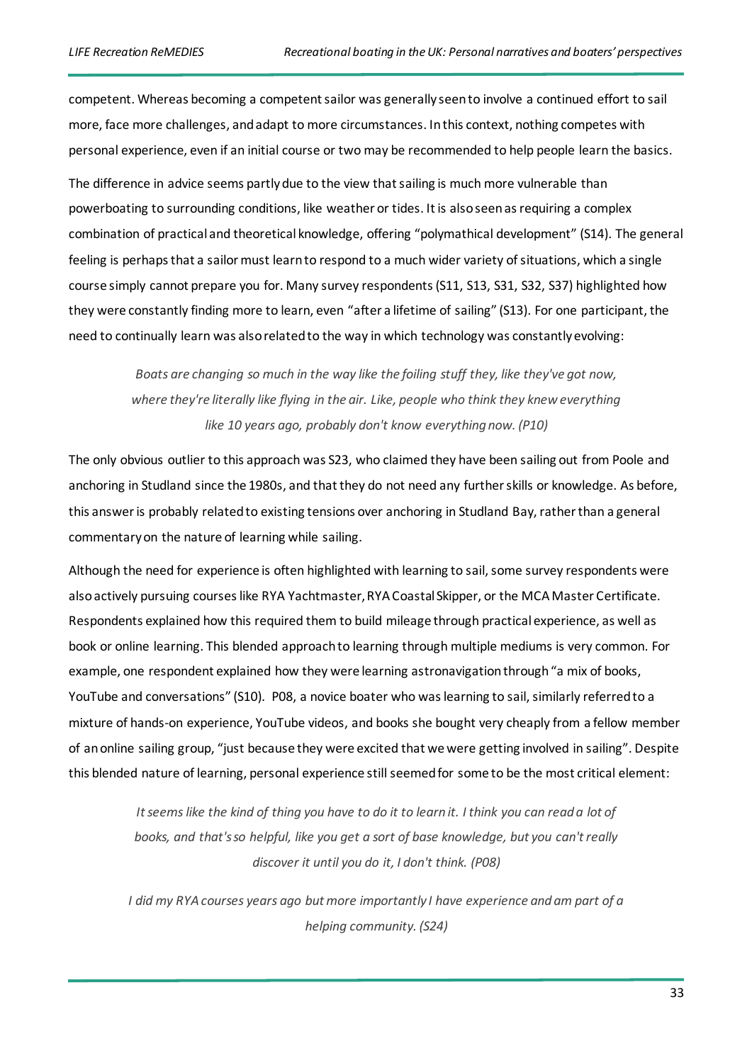competent. Whereas becoming a competent sailor was generally seen to involve a continued effort to sail more, face more challenges, and adapt to more circumstances. In this context, nothing competes with personal experience, even if an initial course or two may be recommended to help people learn the basics.

The difference in advice seems partly due to the view that sailing is much more vulnerable than powerboating to surrounding conditions, like weather or tides. It is also seen as requiring a complex combination of practical and theoretical knowledge, offering "polymathical development" (S14). The general feeling is perhaps that a sailor must learn to respond to a much wider variety of situations, which a single course simply cannot prepare you for. Many survey respondents (S11, S13, S31, S32, S37) highlighted how they were constantly finding more to learn, even "after a lifetime of sailing" (S13). For one participant, the need to continually learn was also related to the way in which technology was constantly evolving:

> *Boats are changing so much in the way like the foiling stuff they, like they've got now, where they're literally like flying in the air. Like, people who think they knew everything like 10 years ago, probably don't know everything now. (P10)*

The only obvious outlier to this approach was S23, who claimed they have been sailing out from Poole and anchoring in Studland since the 1980s, and that they do not need any further skills or knowledge. As before, this answer is probably related to existing tensions over anchoring in Studland Bay, rather than a general commentary on the nature of learning while sailing.

Although the need for experience is often highlighted with learning to sail, some survey respondents were also actively pursuing courses like RYA Yachtmaster, RYA Coastal Skipper, or the MCA Master Certificate. Respondents explained how this required them to build mileage through practical experience, as well as book or online learning. This blended approach to learning through multiple mediums is very common. For example, one respondent explained how they were learning astronavigation through "a mix of books, YouTube and conversations" (S10). P08, a novice boater who was learning to sail, similarly referred to a mixture of hands-on experience, YouTube videos, and books she bought very cheaply from a fellow member of an online sailing group, "just because they were excited that we were getting involved in sailing". Despite this blended nature of learning, personal experience still seemed for some to be the most critical element:

> *It seems like the kind of thing you have to do it to learn it. I think you can read a lot of books, and that's so helpful, like you get a sort of base knowledge, but you can't really discover it until you do it, I don't think. (P08)*

> *I did my RYA courses years ago but more importantly I have experience and am part of a helping community. (S24)*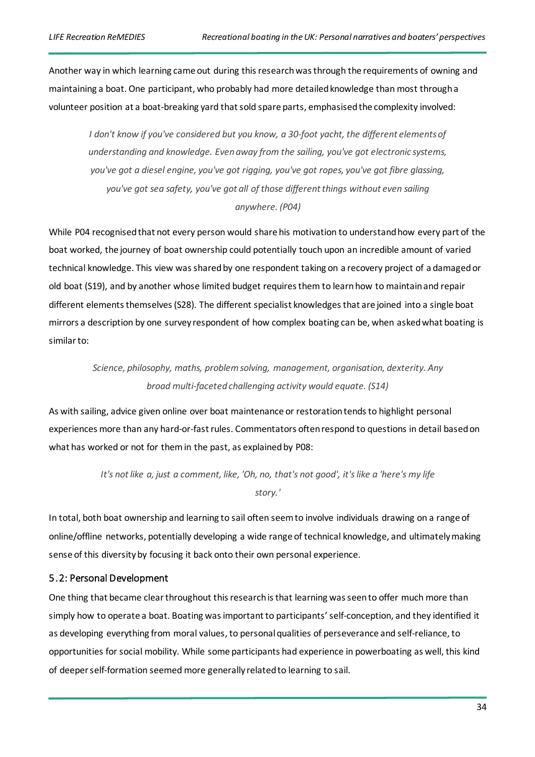Another way in which learning came out during this research was through the requirements of owning and maintaining a boat. One participant, who probably had more detailed knowledge than most through a volunteer position at a boat-breaking yard that sold spare parts, emphasised the complexity involved:

> *I don't know if you've considered but you know, a 30-foot yacht, the different elements of understanding and knowledge. Even away from the sailing, you've got electronic systems, you've got a diesel engine, you've got rigging, you've got ropes, you've got fibre glassing, you've got sea safety, you've got all of those different things without even sailing anywhere. (P04)*

While P04 recognised that not every person would share his motivation to understand how every part of the boat worked, the journey of boat ownership could potentially touch upon an incredible amount of varied technical knowledge. This view was shared by one respondent taking on a recovery project of a damaged or old boat (S19), and by another whose limited budget requires them to learn how to maintain and repair different elements themselves (S28). The different specialist knowledges that are joined into a single boat mirrors a description by one survey respondent of how complex boating can be, when asked what boating is similar to:

> *Science, philosophy, maths, problem solving, management, organisation, dexterity. Any broad multi-faceted challenging activity would equate. (S14)*

As with sailing, advice given online over boat maintenance or restoration tends to highlight personal experiences more than any hard-or-fast rules. Commentators often respond to questions in detail based on what has worked or not for them in the past, as explained by P08:

> *It's not like a, just a comment, like, 'Oh, no, that's not good', it's like a 'here's my life story.'*

In total, both boat ownership and learning to sail often seem to involve individuals drawing on a range of online/offline networks, potentially developing a wide range of technical knowledge, and ultimately making sense of this diversity by focusing it back onto their own personal experience.

## 5.2: Personal Development

One thing that became clear throughout this research is that learning was seen to offer much more than simply how to operate a boat. Boating was important to participants' self-conception, and they identified it as developing everything from moral values, to personal qualities of perseverance and self-reliance, to opportunities for social mobility. While some participants had experience in powerboating as well, this kind of deeper self-formation seemed more generally related to learning to sail.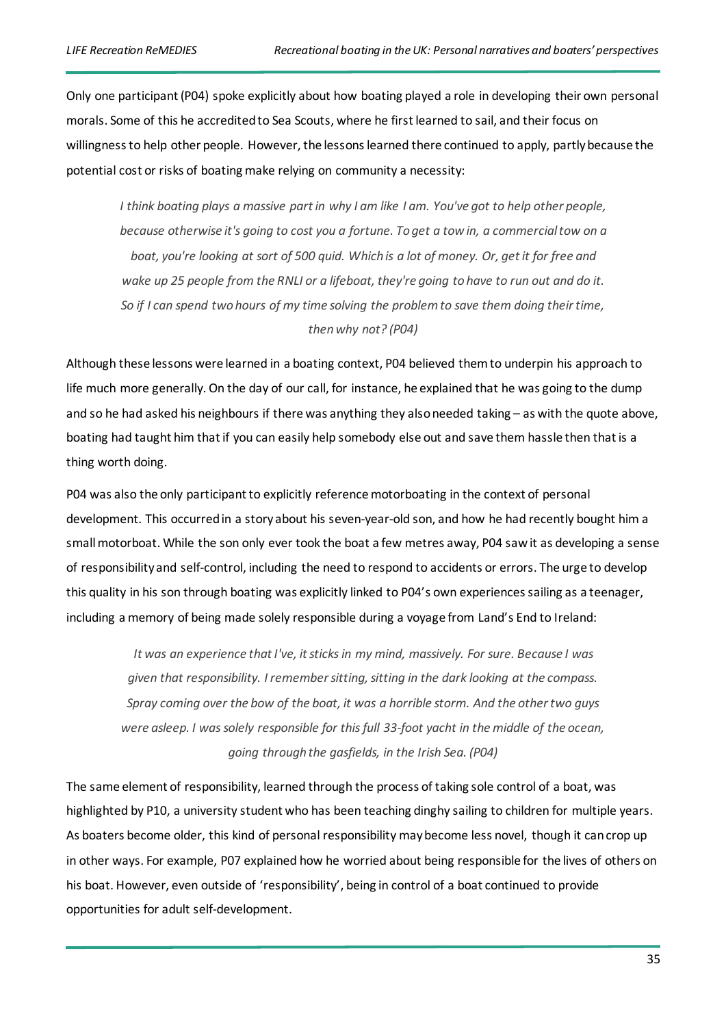Only one participant (P04) spoke explicitly about how boating played a role in developing their own personal morals. Some of this he accredited to Sea Scouts, where he first learned to sail, and their focus on willingness to help other people. However, the lessons learned there continued to apply, partly because the potential cost or risks of boating make relying on community a necessity:

> *I think boating plays a massive part in why I am like I am. You've got to help other people, because otherwise it's going to cost you a fortune. To get a tow in, a commercial tow on a boat, you're looking at sort of 500 quid. Which is a lot of money. Or, get it for free and wake up 25 people from the RNLI or a lifeboat, they're going to have to run out and do it. So if I can spend two hours of my time solving the problem to save them doing their time, then why not? (P04)*

Although these lessons were learned in a boating context, P04 believed them to underpin his approach to life much more generally. On the day of our call, for instance, he explained that he was going to the dump and so he had asked his neighbours if there was anything they also needed taking – as with the quote above, boating had taught him that if you can easily help somebody else out and save them hassle then that is a thing worth doing.

P04 was also the only participant to explicitly reference motorboating in the context of personal development. This occurred in a story about his seven-year-old son, and how he had recently bought him a small motorboat. While the son only ever took the boat a few metres away, P04 saw it as developing a sense of responsibility and self-control, including the need to respond to accidents or errors. The urge to develop this quality in his son through boating was explicitly linked to P04's own experiences sailing as a teenager, including a memory of being made solely responsible during a voyage from Land's End to Ireland:

> *It was an experience that I've, it sticks in my mind, massively. For sure. Because I was given that responsibility. I remember sitting, sitting in the dark looking at the compass. Spray coming over the bow of the boat, it was a horrible storm. And the other two guys were asleep. I was solely responsible for this full 33-foot yacht in the middle of the ocean, going through the gasfields, in the Irish Sea. (P04)*

The same element of responsibility, learned through the process of taking sole control of a boat, was highlighted by P10, a university student who has been teaching dinghy sailing to children for multiple years. As boaters become older, this kind of personal responsibility may become less novel, though it can crop up in other ways. For example, P07 explained how he worried about being responsible for the lives of others on his boat. However, even outside of 'responsibility', being in control of a boat continued to provide opportunities for adult self-development.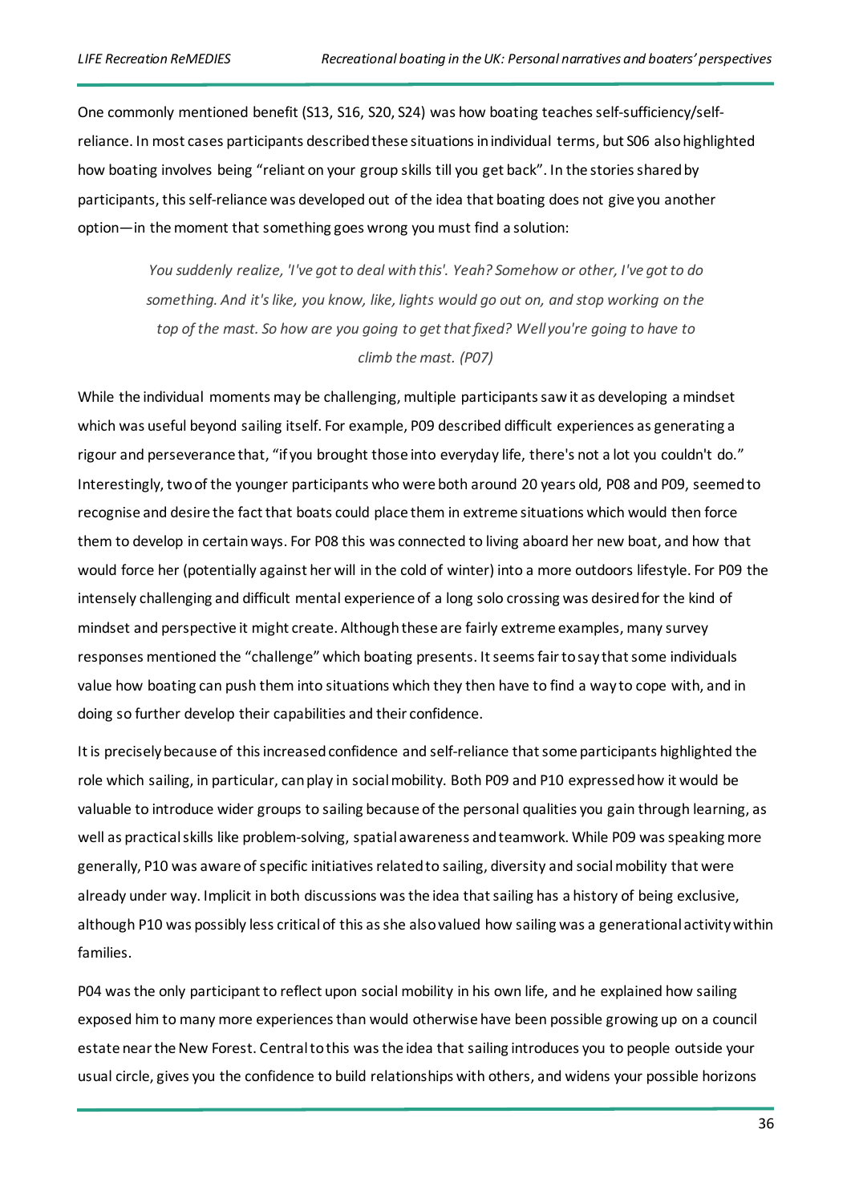One commonly mentioned benefit (S13, S16, S20, S24) was how boating teaches self-sufficiency/self-reliance. In most cases participants described these situations in individual terms, but S06 also highlighted how boating involves being "reliant on your group skills till you get back". In the stories shared by participants, this self-reliance was developed out of the idea that boating does not give you another option—in the moment that something goes wrong you must find a solution:

> *You suddenly realize, 'I've got to deal with this'. Yeah? Somehow or other, I've got to do something. And it's like, you know, like, lights would go out on, and stop working on the top of the mast. So how are you going to get that fixed? Well you're going to have to climb the mast. (P07)*

While the individual moments may be challenging, multiple participants saw it as developing a mindset which was useful beyond sailing itself. For example, P09 described difficult experiences as generating a rigour and perseverance that, "if you brought those into everyday life, there's not a lot you couldn't do." Interestingly, two of the younger participants who were both around 20 years old, P08 and P09, seemed to recognise and desire the fact that boats could place them in extreme situations which would then force them to develop in certain ways. For P08 this was connected to living aboard her new boat, and how that would force her (potentially against her will in the cold of winter) into a more outdoors lifestyle. For P09 the intensely challenging and difficult mental experience of a long solo crossing was desired for the kind of mindset and perspective it might create. Although these are fairly extreme examples, many survey responses mentioned the "challenge" which boating presents. It seems fair to say that some individuals value how boating can push them into situations which they then have to find a way to cope with, and in doing so further develop their capabilities and their confidence.

It is precisely because of this increased confidence and self-reliance that some participants highlighted the role which sailing, in particular, can play in social mobility. Both P09 and P10 expressed how it would be valuable to introduce wider groups to sailing because of the personal qualities you gain through learning, as well as practical skills like problem-solving, spatial awareness and teamwork. While P09 was speaking more generally, P10 was aware of specific initiatives related to sailing, diversity and social mobility that were already under way. Implicit in both discussions was the idea that sailing has a history of being exclusive, although P10 was possibly less critical of this as she also valued how sailing was a generational activity within families.

P04 was the only participant to reflect upon social mobility in his own life, and he explained how sailing exposed him to many more experiences than would otherwise have been possible growing up on a council estate near the New Forest. Central to this was the idea that sailing introduces you to people outside your usual circle, gives you the confidence to build relationships with others, and widens your possible horizons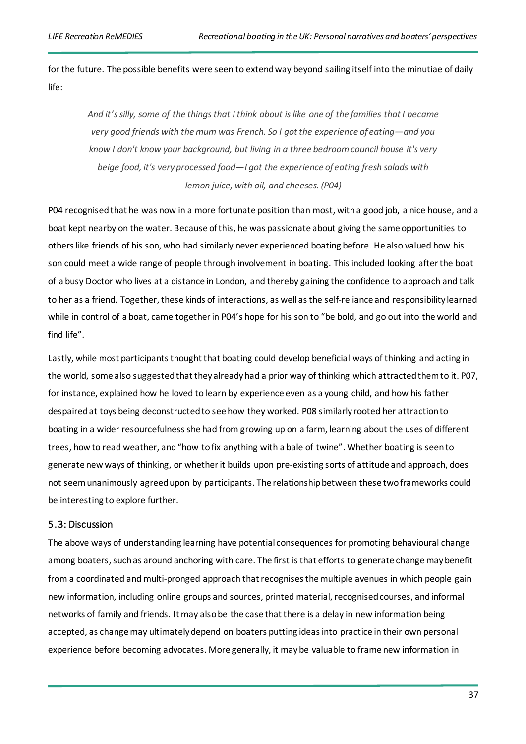for the future. The possible benefits were seen to extend way beyond sailing itself into the minutiae of daily life:

> *And it's silly, some of the things that I think about is like one of the families that I became very good friends with the mum was French. So I got the experience of eating—and you know I don't know your background, but living in a three bedroom council house it's very beige food, it's very processed food—I got the experience of eating fresh salads with lemon juice, with oil, and cheeses. (P04)*

P04 recognised that he was now in a more fortunate position than most, with a good job, a nice house, and a boat kept nearby on the water. Because of this, he was passionate about giving the same opportunities to others like friends of his son, who had similarly never experienced boating before. He also valued how his son could meet a wide range of people through involvement in boating. This included looking after the boat of a busy Doctor who lives at a distance in London, and thereby gaining the confidence to approach and talk to her as a friend. Together, these kinds of interactions, as well as the self-reliance and responsibility learned while in control of a boat, came together in P04's hope for his son to "be bold, and go out into the world and find life".

Lastly, while most participants thought that boating could develop beneficial ways of thinking and acting in the world, some also suggested that they already had a prior way of thinking which attracted them to it. P07, for instance, explained how he loved to learn by experience even as a young child, and how his father despaired at toys being deconstructed to see how they worked. P08 similarly rooted her attraction to boating in a wider resourcefulness she had from growing up on a farm, learning about the uses of different trees, how to read weather, and "how to fix anything with a bale of twine". Whether boating is seen to generate new ways of thinking, or whether it builds upon pre-existing sorts of attitude and approach, does not seem unanimously agreed upon by participants. The relationship between these two frameworks could be interesting to explore further.

## 5.3: Discussion

The above ways of understanding learning have potential consequences for promoting behavioural change among boaters, such as around anchoring with care. The first is that efforts to generate change may benefit from a coordinated and multi-pronged approach that recognises the multiple avenues in which people gain new information, including online groups and sources, printed material, recognised courses, and informal networks of family and friends. It may also be the case that there is a delay in new information being accepted, as change may ultimately depend on boaters putting ideas into practice in their own personal experience before becoming advocates. More generally, it may be valuable to frame new information in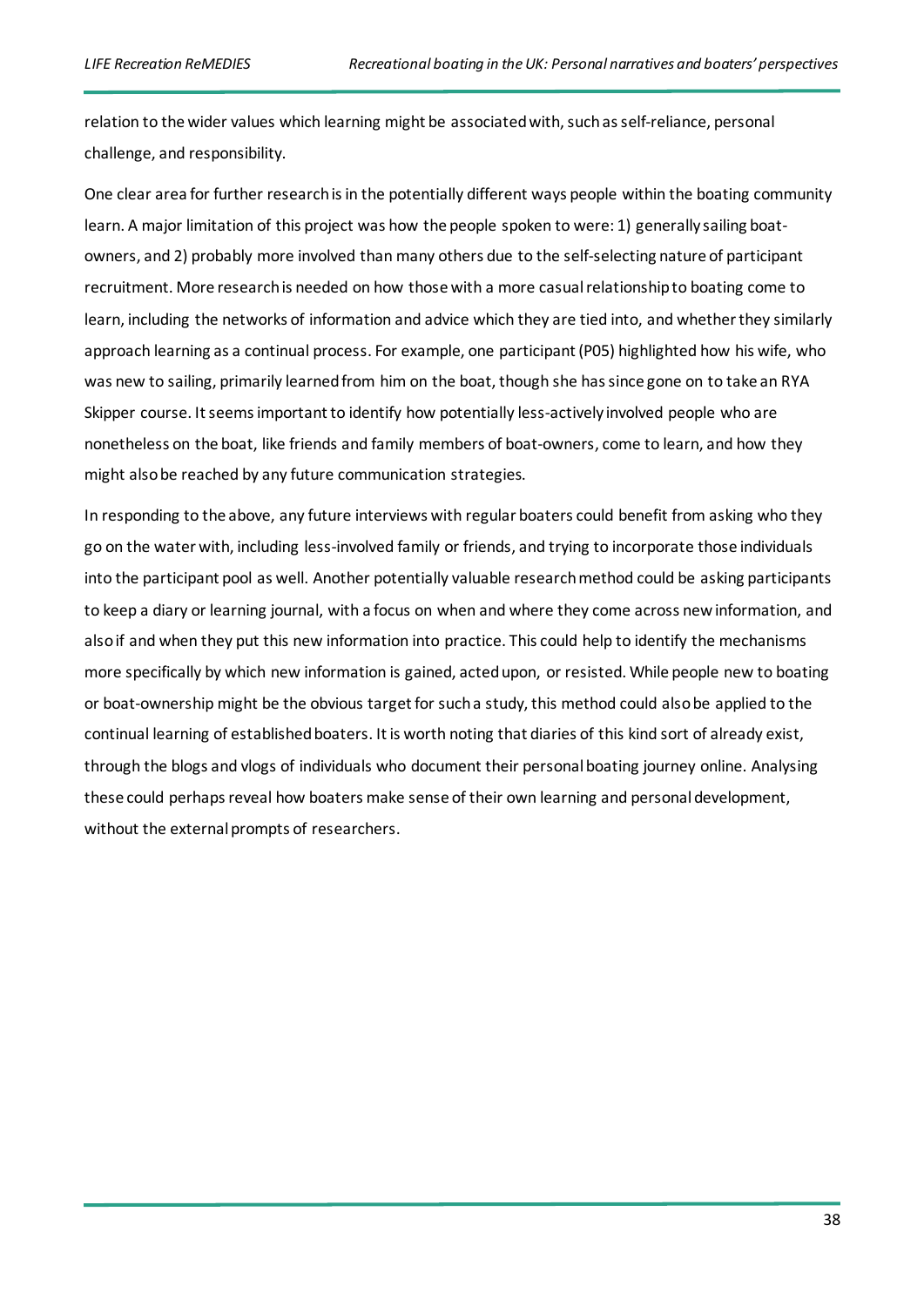relation to the wider values which learning might be associated with, such as self-reliance, personal challenge, and responsibility.

One clear area for further research is in the potentially different ways people within the boating community learn. A major limitation of this project was how the people spoken to were: 1) generally sailing boat-owners, and 2) probably more involved than many others due to the self-selecting nature of participant recruitment. More research is needed on how those with a more casual relationship to boating come to learn, including the networks of information and advice which they are tied into, and whether they similarly approach learning as a continual process. For example, one participant (P05) highlighted how his wife, who was new to sailing, primarily learned from him on the boat, though she has since gone on to take an RYA Skipper course. It seems important to identify how potentially less-actively involved people who are nonetheless on the boat, like friends and family members of boat-owners, come to learn, and how they might also be reached by any future communication strategies.

In responding to the above, any future interviews with regular boaters could benefit from asking who they go on the water with, including less-involved family or friends, and trying to incorporate those individuals into the participant pool as well. Another potentially valuable research method could be asking participants to keep a diary or learning journal, with a focus on when and where they come across new information, and also if and when they put this new information into practice. This could help to identify the mechanisms more specifically by which new information is gained, acted upon, or resisted. While people new to boating or boat-ownership might be the obvious target for such a study, this method could also be applied to the continual learning of established boaters. It is worth noting that diaries of this kind sort of already exist, through the blogs and vlogs of individuals who document their personal boating journey online. Analysing these could perhaps reveal how boaters make sense of their own learning and personal development, without the external prompts of researchers.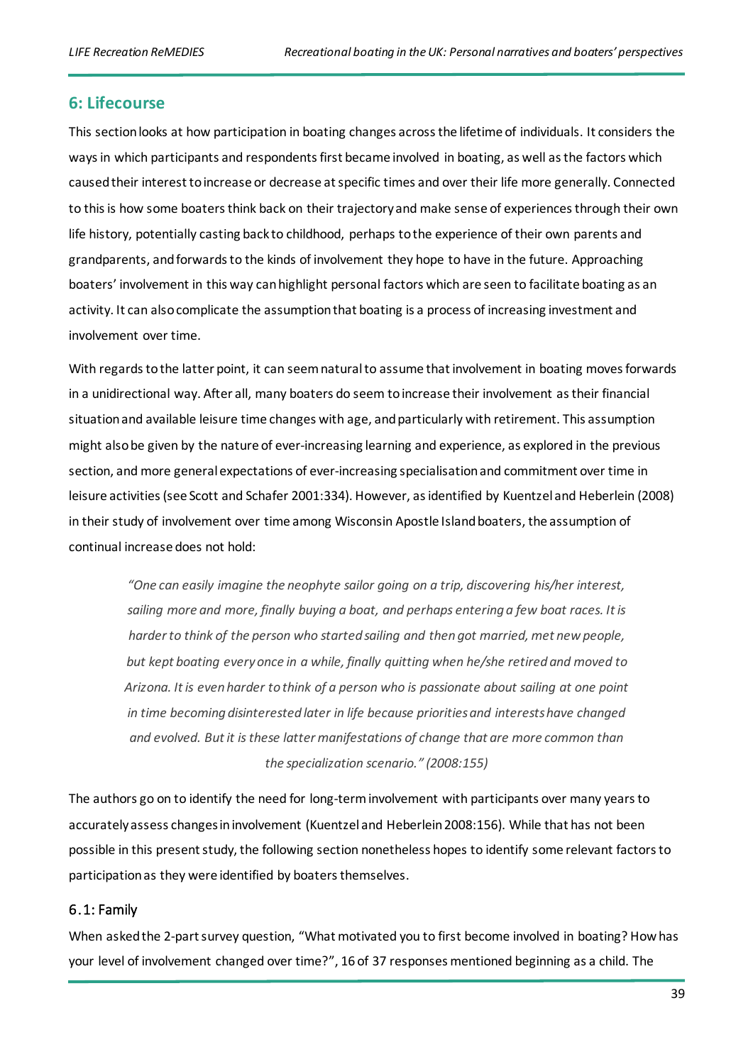## 6: Lifecourse

This section looks at how participation in boating changes across the lifetime of individuals. It considers the ways in which participants and respondents first became involved in boating, as well as the factors which caused their interest to increase or decrease at specific times and over their life more generally. Connected to this is how some boaters think back on their trajectory and make sense of experiences through their own life history, potentially casting back to childhood, perhaps to the experience of their own parents and grandparents, and forwards to the kinds of involvement they hope to have in the future. Approaching boaters' involvement in this way can highlight personal factors which are seen to facilitate boating as an activity. It can also complicate the assumption that boating is a process of increasing investment and involvement over time.

With regards to the latter point, it can seem natural to assume that involvement in boating moves forwards in a unidirectional way. After all, many boaters do seem to increase their involvement as their financial situation and available leisure time changes with age, and particularly with retirement. This assumption might also be given by the nature of ever-increasing learning and experience, as explored in the previous section, and more general expectations of ever-increasing specialisation and commitment over time in leisure activities (see Scott and Schafer 2001:334). However, as identified by Kuentzel and Heberlein (2008) in their study of involvement over time among Wisconsin Apostle Island boaters, the assumption of continual increase does not hold:

> *"One can easily imagine the neophyte sailor going on a trip, discovering his/her interest, sailing more and more, finally buying a boat, and perhaps entering a few boat races. It is harder to think of the person who started sailing and then got married, met new people, but kept boating every once in a while, finally quitting when he/she retired and moved to Arizona. It is even harder to think of a person who is passionate about sailing at one point in time becoming disinterested later in life because priorities and interests have changed and evolved. But it is these latter manifestations of change that are more common than the specialization scenario." (2008:155)*

The authors go on to identify the need for long-term involvement with participants over many years to accurately assess changes in involvement (Kuentzel and Heberlein 2008:156). While that has not been possible in this present study, the following section nonetheless hopes to identify some relevant factors to participation as they were identified by boaters themselves.

### 6.1: Family

When asked the 2-part survey question, "What motivated you to first become involved in boating? How has your level of involvement changed over time?", 16 of 37 responses mentioned beginning as a child. The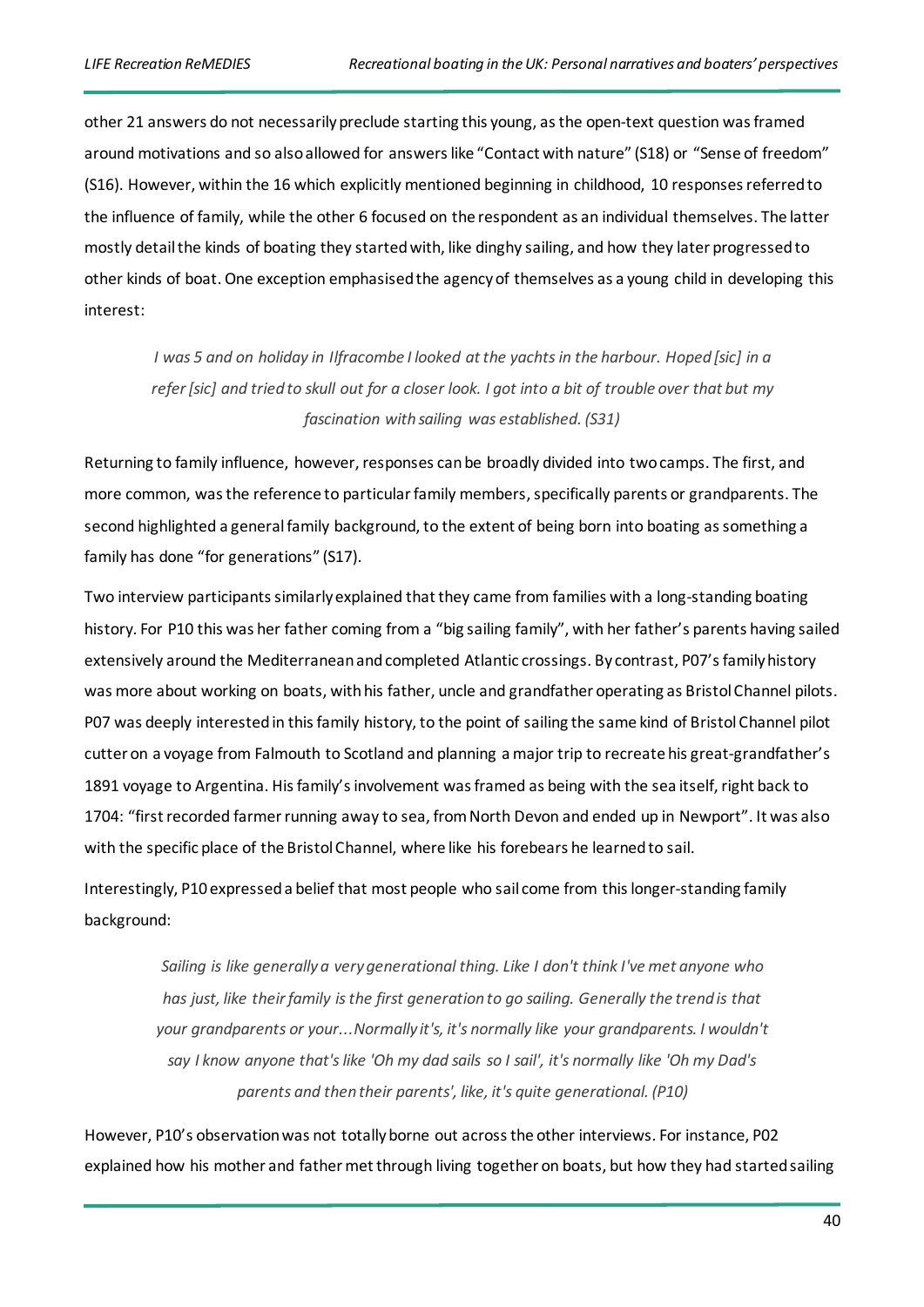other 21 answers do not necessarily preclude starting this young, as the open-text question was framed around motivations and so also allowed for answers like "Contact with nature" (S18) or "Sense of freedom" (S16). However, within the 16 which explicitly mentioned beginning in childhood, 10 responses referred to the influence of family, while the other 6 focused on the respondent as an individual themselves. The latter mostly detail the kinds of boating they started with, like dinghy sailing, and how they later progressed to other kinds of boat. One exception emphasised the agency of themselves as a young child in developing this interest:

> *I was 5 and on holiday in Ilfracombe I looked at the yachts in the harbour. Hoped [sic] in a refer [sic] and tried to skull out for a closer look. I got into a bit of trouble over that but my fascination with sailing was established. (S31)*

Returning to family influence, however, responses can be broadly divided into two camps. The first, and more common, was the reference to particular family members, specifically parents or grandparents. The second highlighted a general family background, to the extent of being born into boating as something a family has done "for generations" (S17).

Two interview participants similarly explained that they came from families with a long-standing boating history. For P10 this was her father coming from a "big sailing family", with her father's parents having sailed extensively around the Mediterranean and completed Atlantic crossings. By contrast, P07's family history was more about working on boats, with his father, uncle and grandfather operating as Bristol Channel pilots. P07 was deeply interested in this family history, to the point of sailing the same kind of Bristol Channel pilot cutter on a voyage from Falmouth to Scotland and planning a major trip to recreate his great-grandfather's 1891 voyage to Argentina. His family's involvement was framed as being with the sea itself, right back to 1704: "first recorded farmer running away to sea, from North Devon and ended up in Newport". It was also with the specific place of the Bristol Channel, where like his forebears he learned to sail.

Interestingly, P10 expressed a belief that most people who sail come from this longer-standing family background:

> *Sailing is like generally a very generational thing. Like I don't think I've met anyone who has just, like their family is the first generation to go sailing. Generally the trend is that your grandparents or your...Normally it's, it's normally like your grandparents. I wouldn't say I know anyone that's like 'Oh my dad sails so I sail', it's normally like 'Oh my Dad's parents and then their parents', like, it's quite generational. (P10)*

However, P10's observation was not totally borne out across the other interviews. For instance, P02 explained how his mother and father met through living together on boats, but how they had started sailing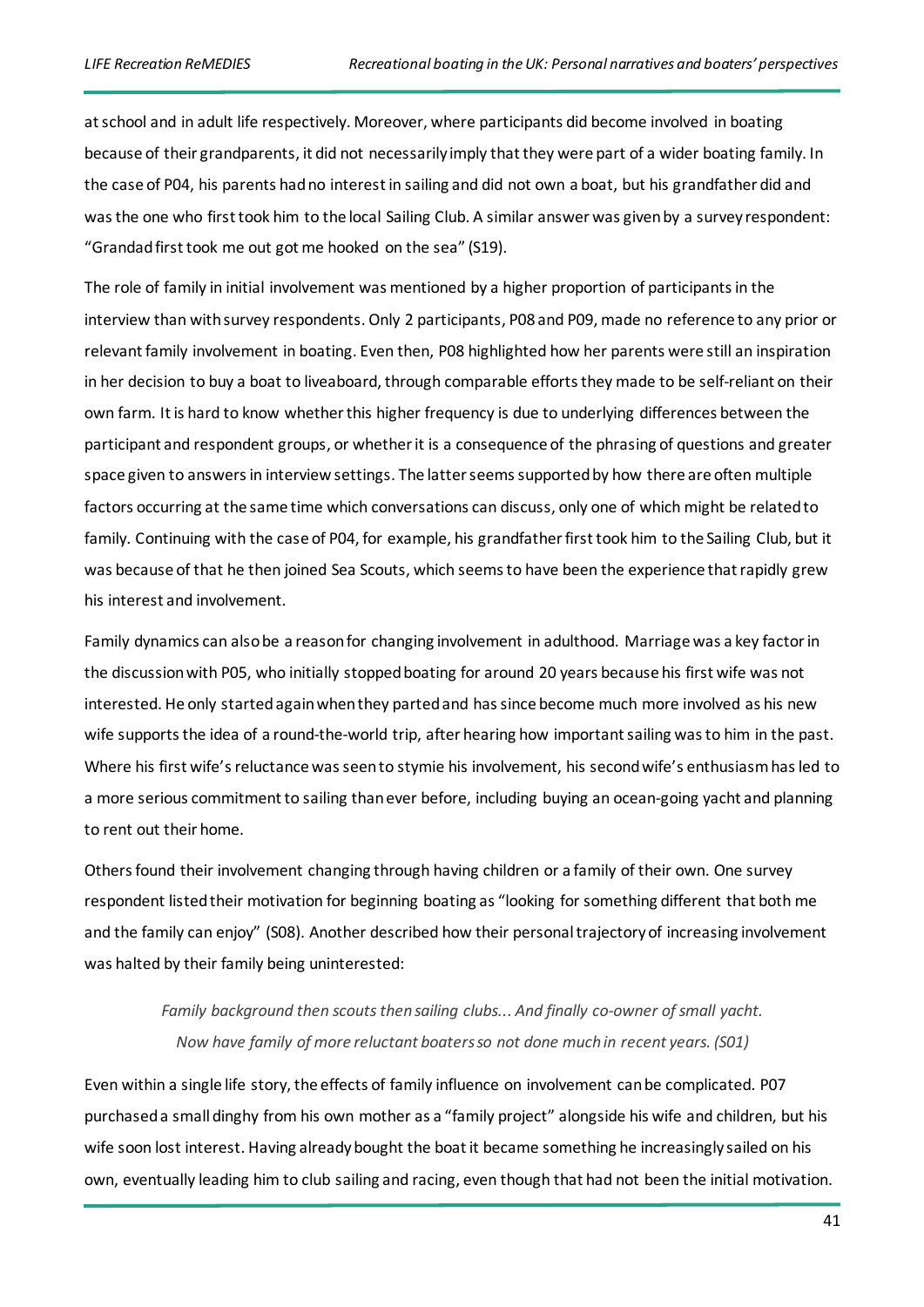at school and in adult life respectively. Moreover, where participants did become involved in boating because of their grandparents, it did not necessarily imply that they were part of a wider boating family. In the case of P04, his parents had no interest in sailing and did not own a boat, but his grandfather did and was the one who first took him to the local Sailing Club. A similar answer was given by a survey respondent: "Grandad first took me out got me hooked on the sea" (S19).

The role of family in initial involvement was mentioned by a higher proportion of participants in the interview than with survey respondents. Only 2 participants, P08 and P09, made no reference to any prior or relevant family involvement in boating. Even then, P08 highlighted how her parents were still an inspiration in her decision to buy a boat to liveaboard, through comparable efforts they made to be self-reliant on their own farm. It is hard to know whether this higher frequency is due to underlying differences between the participant and respondent groups, or whether it is a consequence of the phrasing of questions and greater space given to answers in interview settings. The latter seems supported by how there are often multiple factors occurring at the same time which conversations can discuss, only one of which might be related to family. Continuing with the case of P04, for example, his grandfather first took him to the Sailing Club, but it was because of that he then joined Sea Scouts, which seems to have been the experience that rapidly grew his interest and involvement.

Family dynamics can also be a reason for changing involvement in adulthood. Marriage was a key factor in the discussion with P05, who initially stopped boating for around 20 years because his first wife was not interested. He only started again when they parted and has since become much more involved as his new wife supports the idea of a round-the-world trip, after hearing how important sailing was to him in the past. Where his first wife's reluctance was seen to stymie his involvement, his second wife's enthusiasm has led to a more serious commitment to sailing than ever before, including buying an ocean-going yacht and planning to rent out their home.

Others found their involvement changing through having children or a family of their own. One survey respondent listed their motivation for beginning boating as "looking for something different that both me and the family can enjoy" (S08). Another described how their personal trajectory of increasing involvement was halted by their family being uninterested:

> *Family background then scouts then sailing clubs... And finally co-owner of small yacht. Now have family of more reluctant boaters so not done much in recent years. (S01)*

Even within a single life story, the effects of family influence on involvement can be complicated. P07 purchased a small dinghy from his own mother as a "family project" alongside his wife and children, but his wife soon lost interest. Having already bought the boat it became something he increasingly sailed on his own, eventually leading him to club sailing and racing, even though that had not been the initial motivation.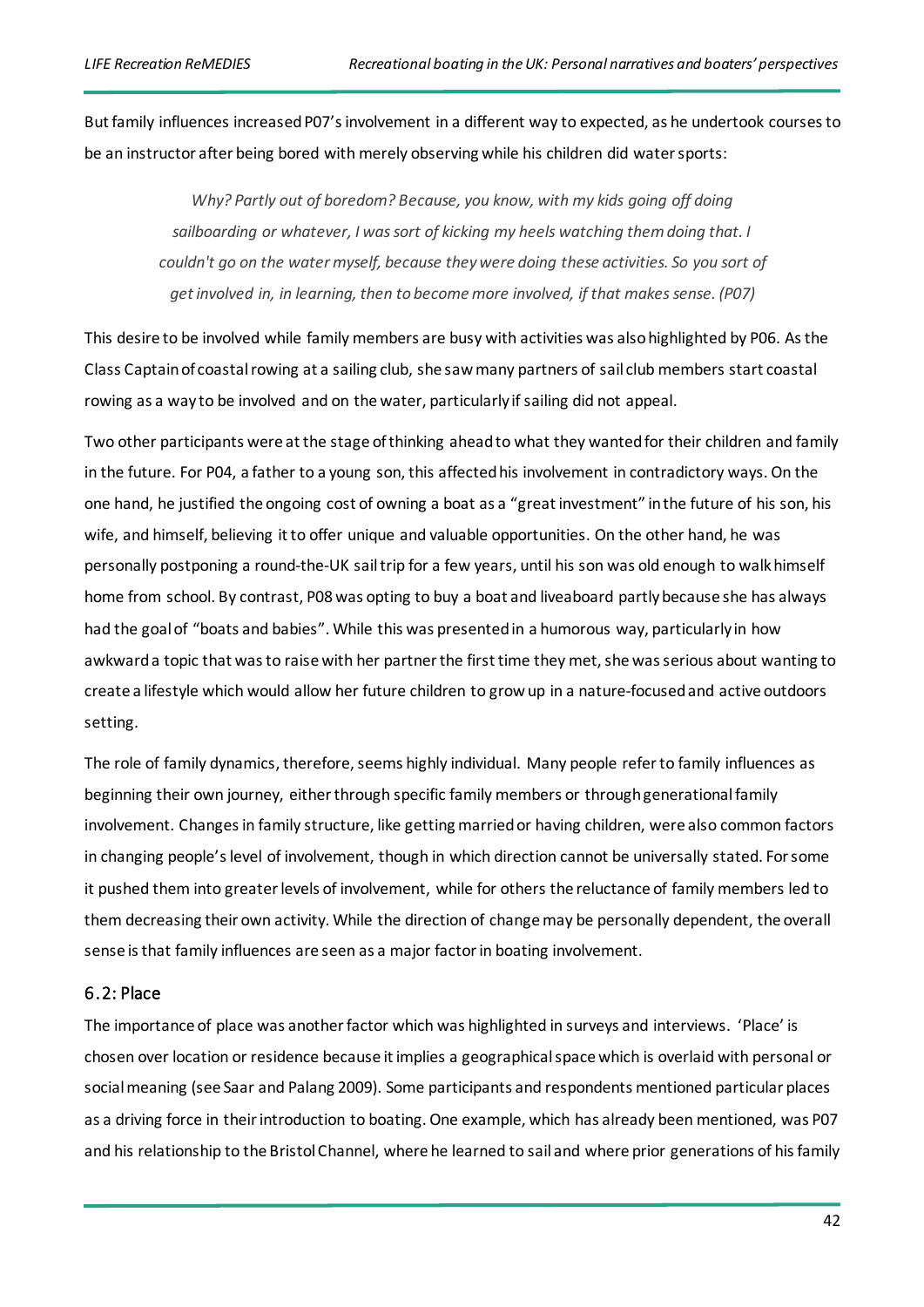But family influences increased P07's involvement in a different way to expected, as he undertook courses to be an instructor after being bored with merely observing while his children did water sports:

> *Why? Partly out of boredom? Because, you know, with my kids going off doing sailboarding or whatever, I was sort of kicking my heels watching them doing that. I couldn't go on the water myself, because they were doing these activities. So you sort of get involved in, in learning, then to become more involved, if that makes sense. (P07)*

This desire to be involved while family members are busy with activities was also highlighted by P06. As the Class Captain of coastal rowing at a sailing club, she saw many partners of sail club members start coastal rowing as a way to be involved and on the water, particularly if sailing did not appeal.

Two other participants were at the stage of thinking ahead to what they wanted for their children and family in the future. For P04, a father to a young son, this affected his involvement in contradictory ways. On the one hand, he justified the ongoing cost of owning a boat as a "great investment" in the future of his son, his wife, and himself, believing it to offer unique and valuable opportunities. On the other hand, he was personally postponing a round-the-UK sail trip for a few years, until his son was old enough to walk himself home from school. By contrast, P08 was opting to buy a boat and liveaboard partly because she has always had the goal of "boats and babies". While this was presented in a humorous way, particularly in how awkward a topic that was to raise with her partner the first time they met, she was serious about wanting to create a lifestyle which would allow her future children to grow up in a nature-focused and active outdoors setting.

The role of family dynamics, therefore, seems highly individual. Many people refer to family influences as beginning their own journey, either through specific family members or through generational family involvement. Changes in family structure, like getting married or having children, were also common factors in changing people's level of involvement, though in which direction cannot be universally stated. For some it pushed them into greater levels of involvement, while for others the reluctance of family members led to them decreasing their own activity. While the direction of change may be personally dependent, the overall sense is that family influences are seen as a major factor in boating involvement.

## 6.2: Place

The importance of place was another factor which was highlighted in surveys and interviews. 'Place' is chosen over location or residence because it implies a geographical space which is overlaid with personal or social meaning (see Saar and Palang 2009). Some participants and respondents mentioned particular places as a driving force in their introduction to boating. One example, which has already been mentioned, was P07 and his relationship to the Bristol Channel, where he learned to sail and where prior generations of his family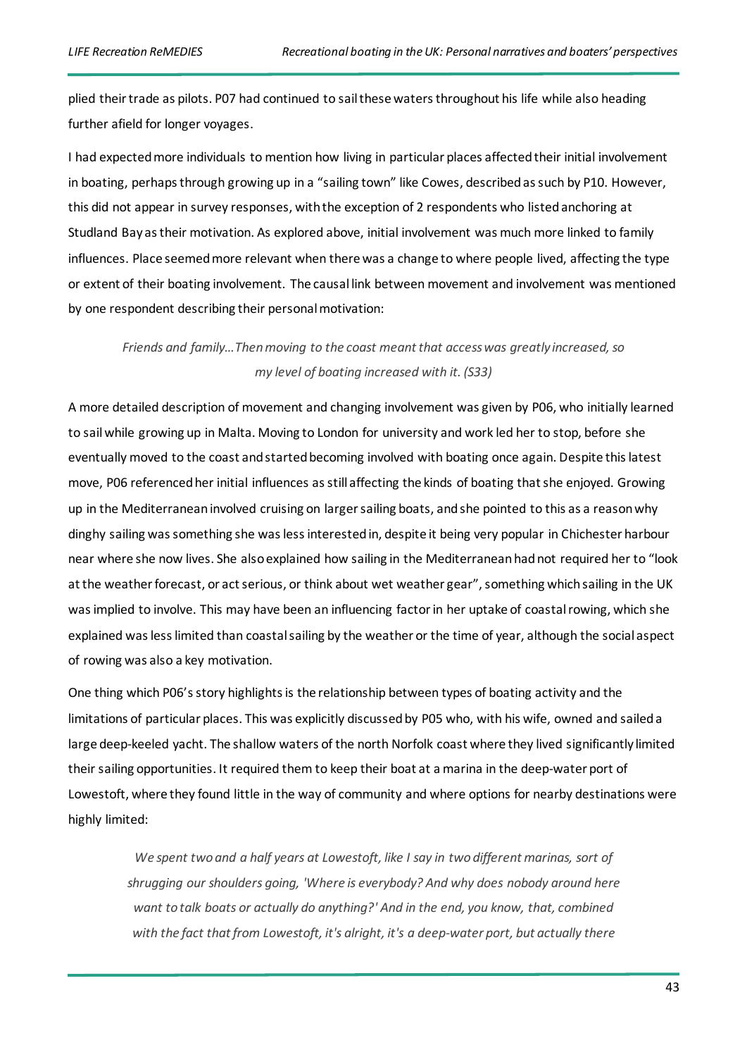plied their trade as pilots. P07 had continued to sail these waters throughout his life while also heading further afield for longer voyages.

I had expected more individuals to mention how living in particular places affected their initial involvement in boating, perhaps through growing up in a "sailing town" like Cowes, described as such by P10. However, this did not appear in survey responses, with the exception of 2 respondents who listed anchoring at Studland Bay as their motivation. As explored above, initial involvement was much more linked to family influences. Place seemed more relevant when there was a change to where people lived, affecting the type or extent of their boating involvement. The causal link between movement and involvement was mentioned by one respondent describing their personal motivation:

> *Friends and family…Then moving to the coast meant that access was greatly increased, so my level of boating increased with it. (S33)*

A more detailed description of movement and changing involvement was given by P06, who initially learned to sail while growing up in Malta. Moving to London for university and work led her to stop, before she eventually moved to the coast and started becoming involved with boating once again. Despite this latest move, P06 referenced her initial influences as still affecting the kinds of boating that she enjoyed. Growing up in the Mediterranean involved cruising on larger sailing boats, and she pointed to this as a reason why dinghy sailing was something she was less interested in, despite it being very popular in Chichester harbour near where she now lives. She also explained how sailing in the Mediterranean had not required her to "look at the weather forecast, or act serious, or think about wet weather gear", something which sailing in the UK was implied to involve. This may have been an influencing factor in her uptake of coastal rowing, which she explained was less limited than coastal sailing by the weather or the time of year, although the social aspect of rowing was also a key motivation.

One thing which P06's story highlights is the relationship between types of boating activity and the limitations of particular places. This was explicitly discussed by P05 who, with his wife, owned and sailed a large deep-keeled yacht. The shallow waters of the north Norfolk coast where they lived significantly limited their sailing opportunities. It required them to keep their boat at a marina in the deep-water port of Lowestoft, where they found little in the way of community and where options for nearby destinations were highly limited:

> *We spent two and a half years at Lowestoft, like I say in two different marinas, sort of shrugging our shoulders going, 'Where is everybody? And why does nobody around here want to talk boats or actually do anything?' And in the end, you know, that, combined with the fact that from Lowestoft, it's alright, it's a deep-water port, but actually there*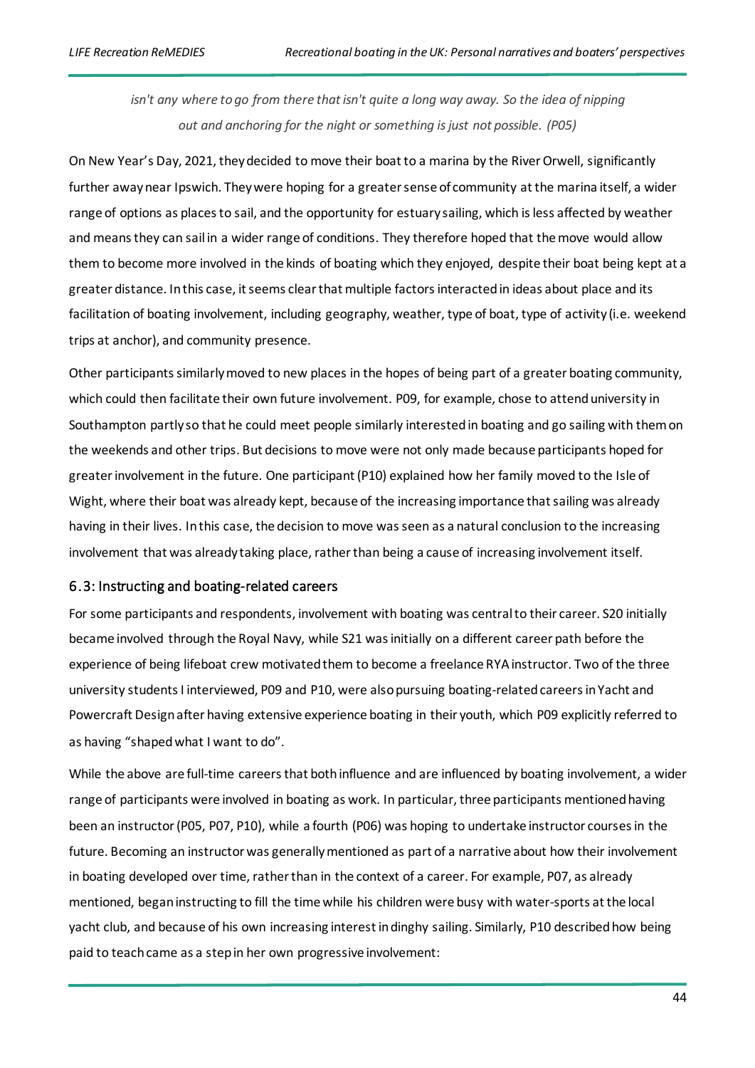*isn't any where to go from there that isn't quite a long way away. So the idea of nipping out and anchoring for the night or something is just not possible. (P05)*

On New Year's Day, 2021, they decided to move their boat to a marina by the River Orwell, significantly further away near Ipswich. They were hoping for a greater sense of community at the marina itself, a wider range of options as places to sail, and the opportunity for estuary sailing, which is less affected by weather and means they can sail in a wider range of conditions. They therefore hoped that the move would allow them to become more involved in the kinds of boating which they enjoyed, despite their boat being kept at a greater distance. In this case, it seems clear that multiple factors interacted in ideas about place and its facilitation of boating involvement, including geography, weather, type of boat, type of activity (i.e. weekend trips at anchor), and community presence.

Other participants similarly moved to new places in the hopes of being part of a greater boating community, which could then facilitate their own future involvement. P09, for example, chose to attend university in Southampton partly so that he could meet people similarly interested in boating and go sailing with them on the weekends and other trips. But decisions to move were not only made because participants hoped for greater involvement in the future. One participant (P10) explained how her family moved to the Isle of Wight, where their boat was already kept, because of the increasing importance that sailing was already having in their lives. In this case, the decision to move was seen as a natural conclusion to the increasing involvement that was already taking place, rather than being a cause of increasing involvement itself.

### 6.3: Instructing and boating-related careers

For some participants and respondents, involvement with boating was central to their career. S20 initially became involved through the Royal Navy, while S21 was initially on a different career path before the experience of being lifeboat crew motivated them to become a freelance RYA instructor. Two of the three university students I interviewed, P09 and P10, were also pursuing boating-related careers in Yacht and Powercraft Design after having extensive experience boating in their youth, which P09 explicitly referred to as having "shaped what I want to do".

While the above are full-time careers that both influence and are influenced by boating involvement, a wider range of participants were involved in boating as work. In particular, three participants mentioned having been an instructor (P05, P07, P10), while a fourth (P06) was hoping to undertake instructor courses in the future. Becoming an instructor was generally mentioned as part of a narrative about how their involvement in boating developed over time, rather than in the context of a career. For example, P07, as already mentioned, began instructing to fill the time while his children were busy with water-sports at the local yacht club, and because of his own increasing interest in dinghy sailing. Similarly, P10 described how being paid to teach came as a step in her own progressive involvement: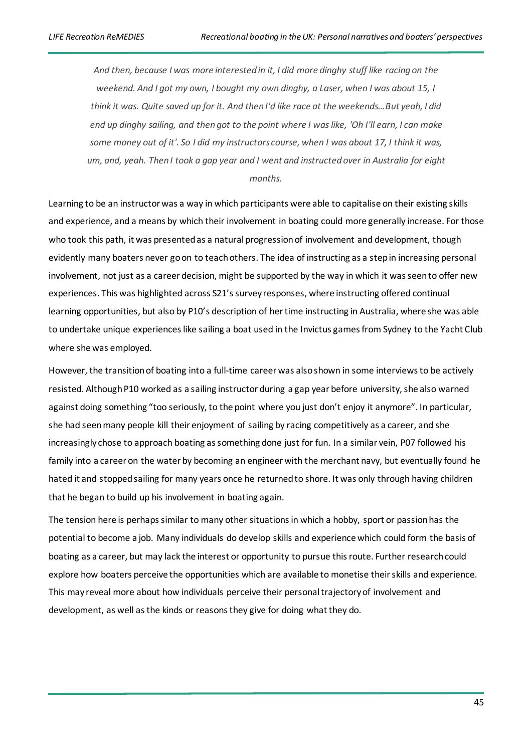*And then, because I was more interested in it, I did more dinghy stuff like racing on the weekend. And I got my own, I bought my own dinghy, a Laser, when I was about 15, I think it was. Quite saved up for it. And then I'd like race at the weekends…But yeah, I did end up dinghy sailing, and then got to the point where I was like, 'Oh I'll earn, I can make some money out of it'. So I did my instructors course, when I was about 17, I think it was, um, and, yeah. Then I took a gap year and I went and instructed over in Australia for eight months.*

Learning to be an instructor was a way in which participants were able to capitalise on their existing skills and experience, and a means by which their involvement in boating could more generally increase. For those who took this path, it was presented as a natural progression of involvement and development, though evidently many boaters never go on to teach others. The idea of instructing as a step in increasing personal involvement, not just as a career decision, might be supported by the way in which it was seen to offer new experiences. This was highlighted across S21's survey responses, where instructing offered continual learning opportunities, but also by P10's description of her time instructing in Australia, where she was able to undertake unique experiences like sailing a boat used in the Invictus games from Sydney to the Yacht Club where she was employed.

However, the transition of boating into a full-time career was also shown in some interviews to be actively resisted. Although P10 worked as a sailing instructor during a gap year before university, she also warned against doing something "too seriously, to the point where you just don't enjoy it anymore". In particular, she had seen many people kill their enjoyment of sailing by racing competitively as a career, and she increasingly chose to approach boating as something done just for fun. In a similar vein, P07 followed his family into a career on the water by becoming an engineer with the merchant navy, but eventually found he hated it and stopped sailing for many years once he returned to shore. It was only through having children that he began to build up his involvement in boating again.

The tension here is perhaps similar to many other situations in which a hobby, sport or passion has the potential to become a job. Many individuals do develop skills and experience which could form the basis of boating as a career, but may lack the interest or opportunity to pursue this route. Further research could explore how boaters perceive the opportunities which are available to monetise their skills and experience. This may reveal more about how individuals perceive their personal trajectory of involvement and development, as well as the kinds or reasons they give for doing what they do.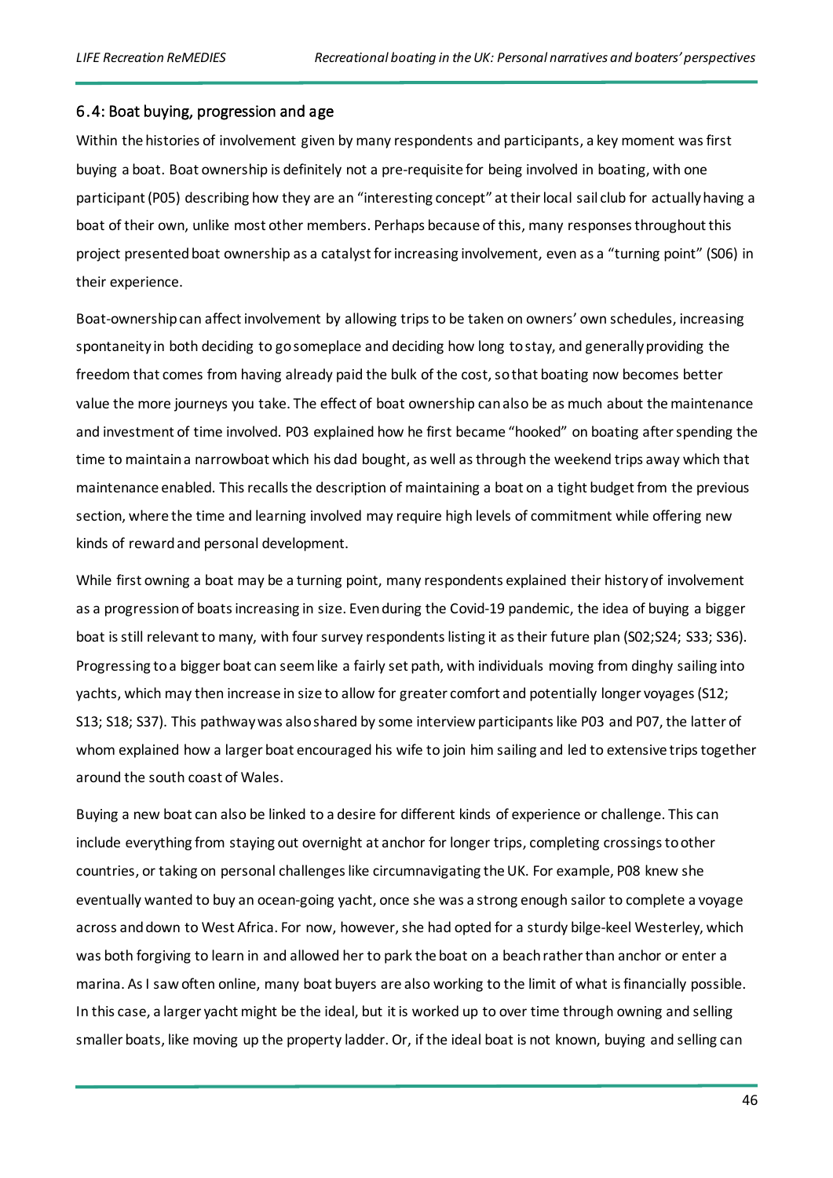## 6.4: Boat buying, progression and age

Within the histories of involvement given by many respondents and participants, a key moment was first buying a boat. Boat ownership is definitely not a pre-requisite for being involved in boating, with one participant (P05) describing how they are an "interesting concept" at their local sail club for actually having a boat of their own, unlike most other members. Perhaps because of this, many responses throughout this project presented boat ownership as a catalyst for increasing involvement, even as a "turning point" (S06) in their experience.

Boat-ownership can affect involvement by allowing trips to be taken on owners' own schedules, increasing spontaneity in both deciding to go someplace and deciding how long to stay, and generally providing the freedom that comes from having already paid the bulk of the cost, so that boating now becomes better value the more journeys you take. The effect of boat ownership can also be as much about the maintenance and investment of time involved. P03 explained how he first became "hooked" on boating after spending the time to maintain a narrowboat which his dad bought, as well as through the weekend trips away which that maintenance enabled. This recalls the description of maintaining a boat on a tight budget from the previous section, where the time and learning involved may require high levels of commitment while offering new kinds of reward and personal development.

While first owning a boat may be a turning point, many respondents explained their history of involvement as a progression of boats increasing in size. Even during the Covid-19 pandemic, the idea of buying a bigger boat is still relevant to many, with four survey respondents listing it as their future plan (S02;S24; S33; S36). Progressing to a bigger boat can seem like a fairly set path, with individuals moving from dinghy sailing into yachts, which may then increase in size to allow for greater comfort and potentially longer voyages (S12; S13; S18; S37). This pathway was also shared by some interview participants like P03 and P07, the latter of whom explained how a larger boat encouraged his wife to join him sailing and led to extensive trips together around the south coast of Wales.

Buying a new boat can also be linked to a desire for different kinds of experience or challenge. This can include everything from staying out overnight at anchor for longer trips, completing crossings to other countries, or taking on personal challenges like circumnavigating the UK. For example, P08 knew she eventually wanted to buy an ocean-going yacht, once she was a strong enough sailor to complete a voyage across and down to West Africa. For now, however, she had opted for a sturdy bilge-keel Westerley, which was both forgiving to learn in and allowed her to park the boat on a beach rather than anchor or enter a marina. As I saw often online, many boat buyers are also working to the limit of what is financially possible. In this case, a larger yacht might be the ideal, but it is worked up to over time through owning and selling smaller boats, like moving up the property ladder. Or, if the ideal boat is not known, buying and selling can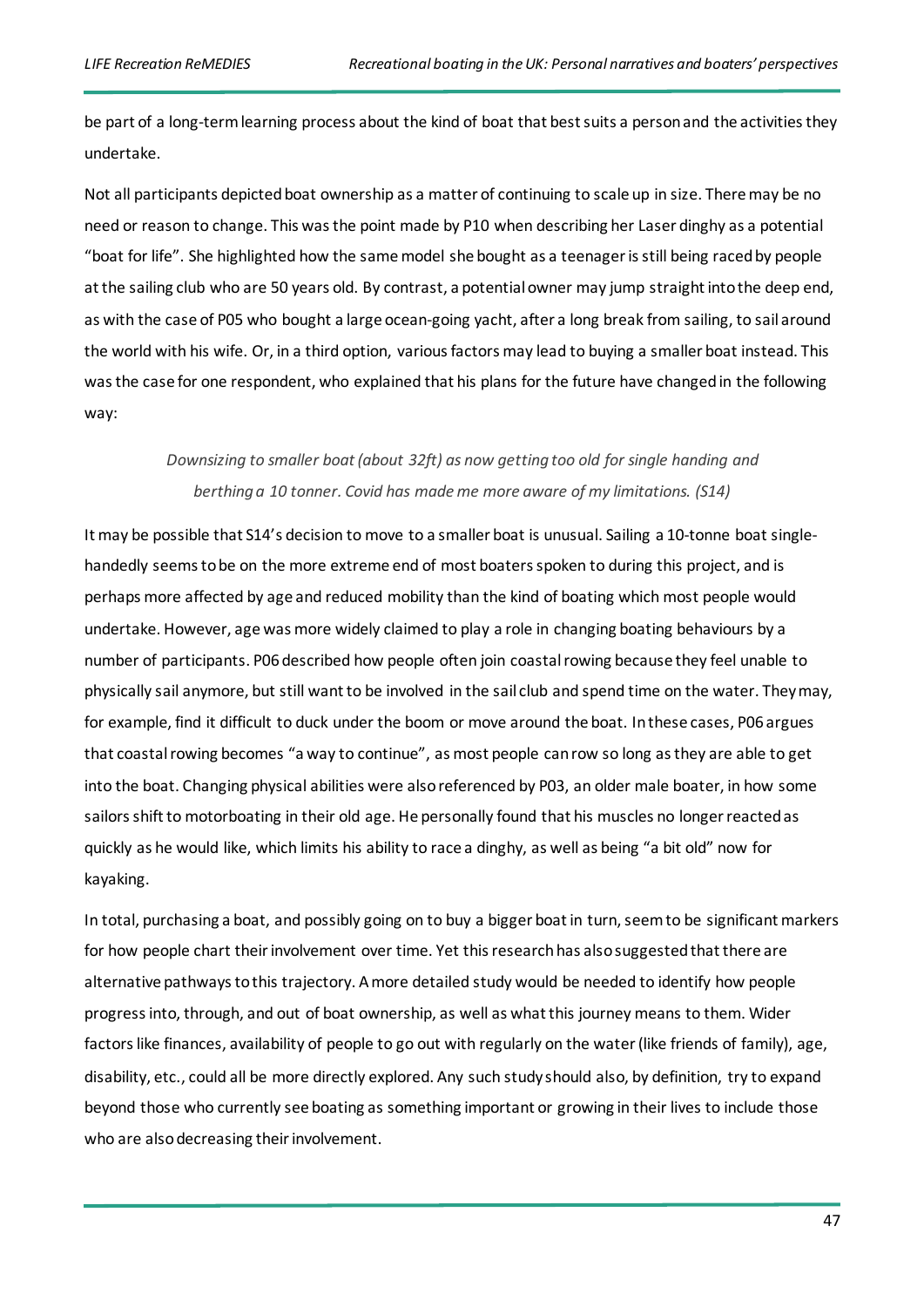be part of a long-term learning process about the kind of boat that best suits a person and the activities they undertake.

Not all participants depicted boat ownership as a matter of continuing to scale up in size. There may be no need or reason to change. This was the point made by P10 when describing her Laser dinghy as a potential "boat for life". She highlighted how the same model she bought as a teenager is still being raced by people at the sailing club who are 50 years old. By contrast, a potential owner may jump straight into the deep end, as with the case of P05 who bought a large ocean-going yacht, after a long break from sailing, to sail around the world with his wife. Or, in a third option, various factors may lead to buying a smaller boat instead. This was the case for one respondent, who explained that his plans for the future have changed in the following way:

> *Downsizing to smaller boat (about 32ft) as now getting too old for single handing and berthing a 10 tonner. Covid has made me more aware of my limitations. (S14)*

It may be possible that S14's decision to move to a smaller boat is unusual. Sailing a 10-tonne boat single-handedly seems to be on the more extreme end of most boaters spoken to during this project, and is perhaps more affected by age and reduced mobility than the kind of boating which most people would undertake. However, age was more widely claimed to play a role in changing boating behaviours by a number of participants. P06 described how people often join coastal rowing because they feel unable to physically sail anymore, but still want to be involved in the sail club and spend time on the water. They may, for example, find it difficult to duck under the boom or move around the boat. In these cases, P06 argues that coastal rowing becomes "a way to continue", as most people can row so long as they are able to get into the boat. Changing physical abilities were also referenced by P03, an older male boater, in how some sailors shift to motorboating in their old age. He personally found that his muscles no longer reacted as quickly as he would like, which limits his ability to race a dinghy, as well as being "a bit old" now for kayaking.

In total, purchasing a boat, and possibly going on to buy a bigger boat in turn, seem to be significant markers for how people chart their involvement over time. Yet this research has also suggested that there are alternative pathways to this trajectory. A more detailed study would be needed to identify how people progress into, through, and out of boat ownership, as well as what this journey means to them. Wider factors like finances, availability of people to go out with regularly on the water (like friends of family), age, disability, etc., could all be more directly explored. Any such study should also, by definition, try to expand beyond those who currently see boating as something important or growing in their lives to include those who are also decreasing their involvement.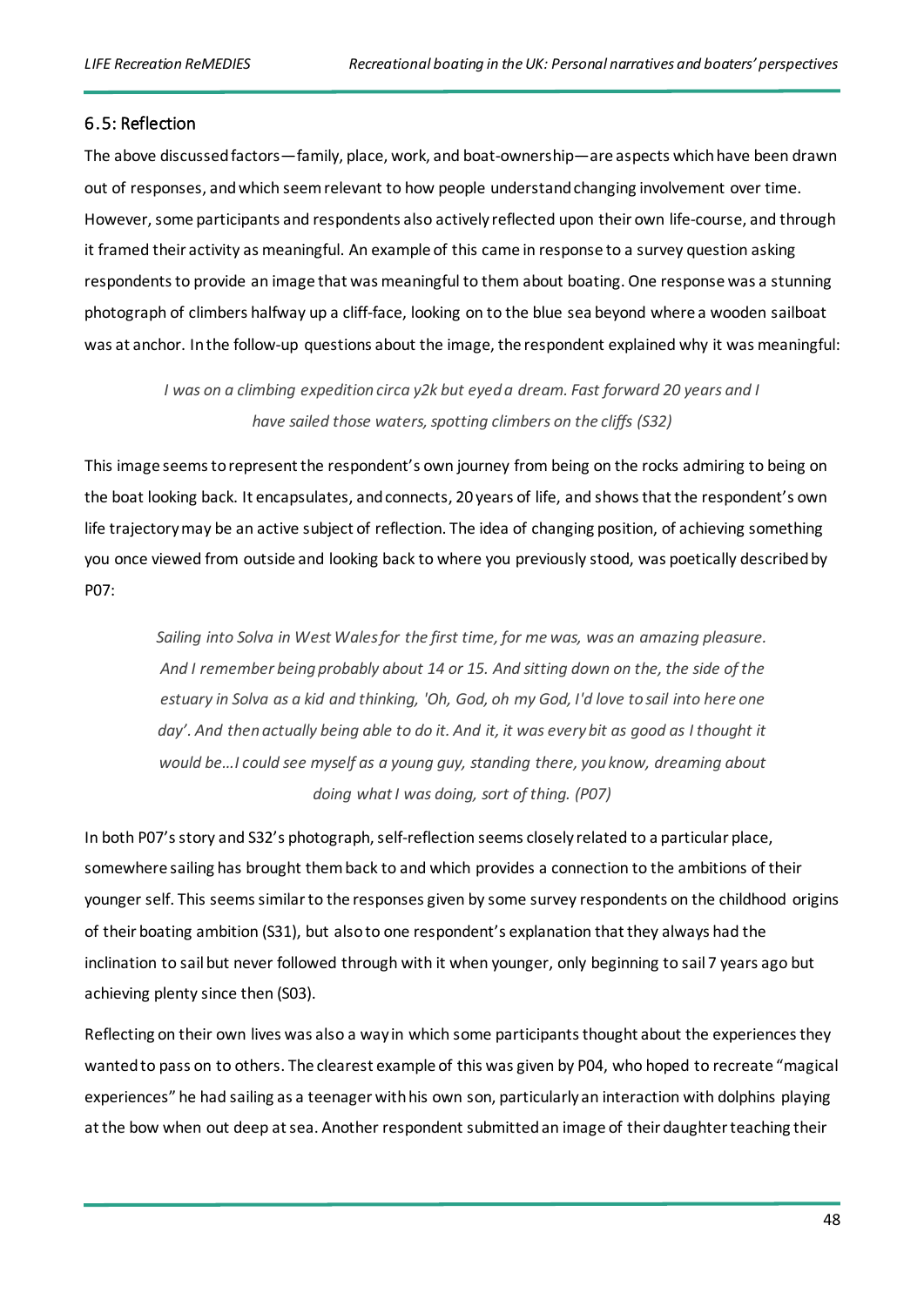## 6.5: Reflection

The above discussed factors—family, place, work, and boat-ownership—are aspects which have been drawn out of responses, and which seem relevant to how people understand changing involvement over time. However, some participants and respondents also actively reflected upon their own life-course, and through it framed their activity as meaningful. An example of this came in response to a survey question asking respondents to provide an image that was meaningful to them about boating. One response was a stunning photograph of climbers halfway up a cliff-face, looking on to the blue sea beyond where a wooden sailboat was at anchor. In the follow-up questions about the image, the respondent explained why it was meaningful:

> *I was on a climbing expedition circa y2k but eyed a dream. Fast forward 20 years and I have sailed those waters, spotting climbers on the cliffs (S32)*

This image seems to represent the respondent's own journey from being on the rocks admiring to being on the boat looking back. It encapsulates, and connects, 20 years of life, and shows that the respondent's own life trajectory may be an active subject of reflection. The idea of changing position, of achieving something you once viewed from outside and looking back to where you previously stood, was poetically described by P07:

> *Sailing into Solva in West Wales for the first time, for me was, was an amazing pleasure. And I remember being probably about 14 or 15. And sitting down on the, the side of the estuary in Solva as a kid and thinking, 'Oh, God, oh my God, I'd love to sail into here one day'. And then actually being able to do it. And it, it was every bit as good as I thought it would be…I could see myself as a young guy, standing there, you know, dreaming about doing what I was doing, sort of thing. (P07)*

In both P07's story and S32's photograph, self-reflection seems closely related to a particular place, somewhere sailing has brought them back to and which provides a connection to the ambitions of their younger self. This seems similar to the responses given by some survey respondents on the childhood origins of their boating ambition (S31), but also to one respondent's explanation that they always had the inclination to sail but never followed through with it when younger, only beginning to sail 7 years ago but achieving plenty since then (S03).

Reflecting on their own lives was also a way in which some participants thought about the experiences they wanted to pass on to others. The clearest example of this was given by P04, who hoped to recreate "magical experiences" he had sailing as a teenager with his own son, particularly an interaction with dolphins playing at the bow when out deep at sea. Another respondent submitted an image of their daughter teaching their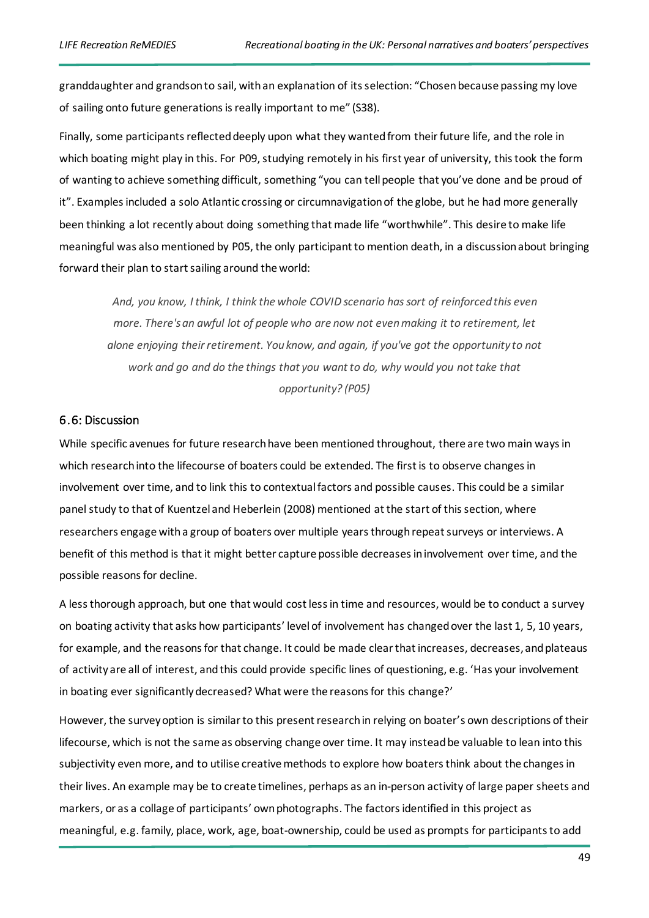granddaughter and grandson to sail, with an explanation of its selection: "Chosen because passing my love of sailing onto future generations is really important to me" (S38).

Finally, some participants reflected deeply upon what they wanted from their future life, and the role in which boating might play in this. For P09, studying remotely in his first year of university, this took the form of wanting to achieve something difficult, something "you can tell people that you've done and be proud of it". Examples included a solo Atlantic crossing or circumnavigation of the globe, but he had more generally been thinking a lot recently about doing something that made life "worthwhile". This desire to make life meaningful was also mentioned by P05, the only participant to mention death, in a discussion about bringing forward their plan to start sailing around the world:

> *And, you know, I think, I think the whole COVID scenario has sort of reinforced this even more. There's an awful lot of people who are now not even making it to retirement, let alone enjoying their retirement. You know, and again, if you've got the opportunity to not work and go and do the things that you want to do, why would you not take that opportunity? (P05)*

### 6.6: Discussion

While specific avenues for future research have been mentioned throughout, there are two main ways in which research into the lifecourse of boaters could be extended. The first is to observe changes in involvement over time, and to link this to contextual factors and possible causes. This could be a similar panel study to that of Kuentzel and Heberlein (2008) mentioned at the start of this section, where researchers engage with a group of boaters over multiple years through repeat surveys or interviews. A benefit of this method is that it might better capture possible decreases in involvement over time, and the possible reasons for decline.

A less thorough approach, but one that would cost less in time and resources, would be to conduct a survey on boating activity that asks how participants' level of involvement has changed over the last 1, 5, 10 years, for example, and the reasons for that change. It could be made clear that increases, decreases, and plateaus of activity are all of interest, and this could provide specific lines of questioning, e.g. 'Has your involvement in boating ever significantly decreased? What were the reasons for this change?'

However, the survey option is similar to this present research in relying on boater's own descriptions of their lifecourse, which is not the same as observing change over time. It may instead be valuable to lean into this subjectivity even more, and to utilise creative methods to explore how boaters think about the changes in their lives. An example may be to create timelines, perhaps as an in-person activity of large paper sheets and markers, or as a collage of participants' own photographs. The factors identified in this project as meaningful, e.g. family, place, work, age, boat-ownership, could be used as prompts for participants to add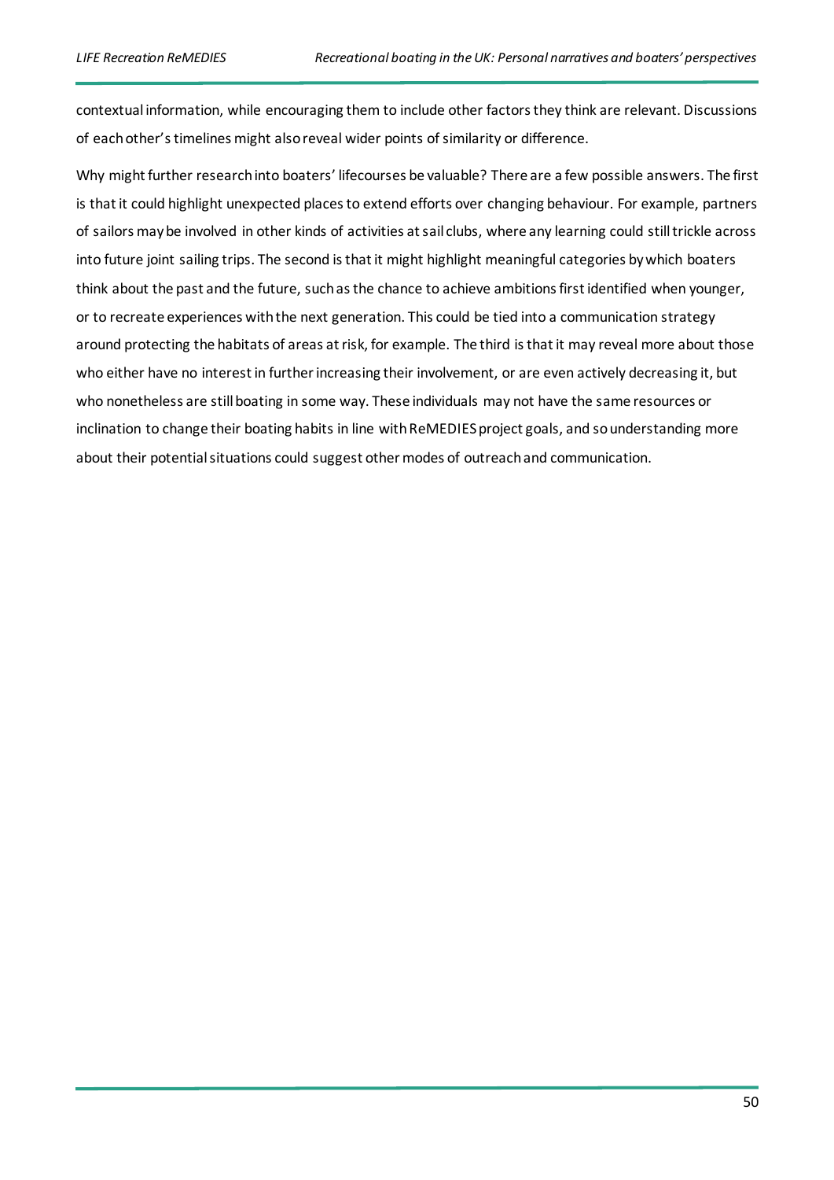contextual information, while encouraging them to include other factors they think are relevant. Discussions of each other's timelines might also reveal wider points of similarity or difference.

Why might further research into boaters' lifecourses be valuable? There are a few possible answers. The first is that it could highlight unexpected places to extend efforts over changing behaviour. For example, partners of sailors may be involved in other kinds of activities at sail clubs, where any learning could still trickle across into future joint sailing trips. The second is that it might highlight meaningful categories by which boaters think about the past and the future, such as the chance to achieve ambitions first identified when younger, or to recreate experiences with the next generation. This could be tied into a communication strategy around protecting the habitats of areas at risk, for example. The third is that it may reveal more about those who either have no interest in further increasing their involvement, or are even actively decreasing it, but who nonetheless are still boating in some way. These individuals may not have the same resources or inclination to change their boating habits in line with ReMEDIES project goals, and so understanding more about their potential situations could suggest other modes of outreach and communication.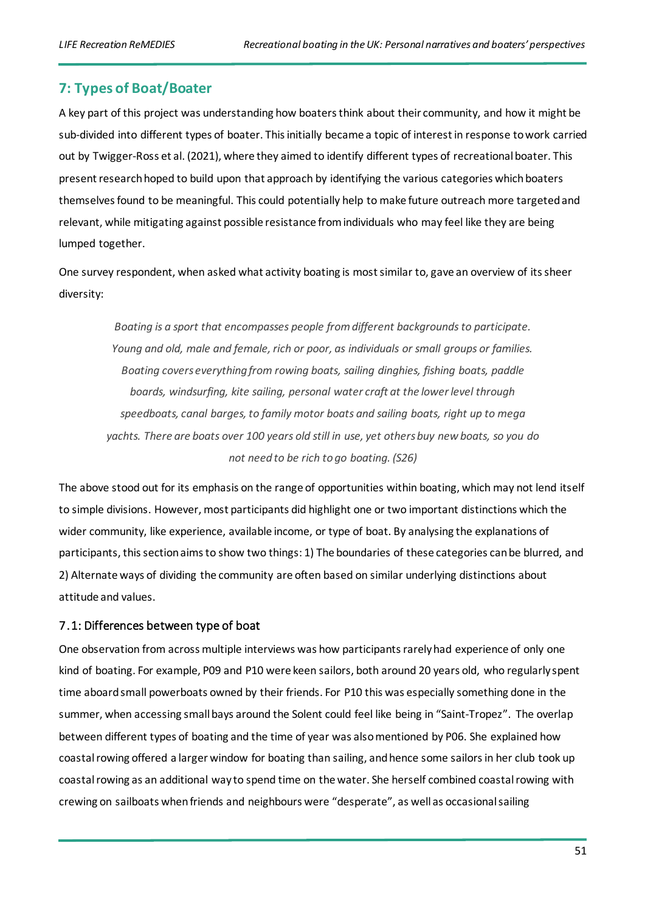## 7: Types of Boat/Boater

A key part of this project was understanding how boaters think about their community, and how it might be sub-divided into different types of boater. This initially became a topic of interest in response to work carried out by Twigger-Ross et al. (2021), where they aimed to identify different types of recreational boater. This present research hoped to build upon that approach by identifying the various categories which boaters themselves found to be meaningful. This could potentially help to make future outreach more targeted and relevant, while mitigating against possible resistance from individuals who may feel like they are being lumped together.

One survey respondent, when asked what activity boating is most similar to, gave an overview of its sheer diversity:

> *Boating is a sport that encompasses people from different backgrounds to participate. Young and old, male and female, rich or poor, as individuals or small groups or families. Boating covers everything from rowing boats, sailing dinghies, fishing boats, paddle boards, windsurfing, kite sailing, personal water craft at the lower level through speedboats, canal barges, to family motor boats and sailing boats, right up to mega yachts. There are boats over 100 years old still in use, yet others buy new boats, so you do not need to be rich to go boating. (S26)*

The above stood out for its emphasis on the range of opportunities within boating, which may not lend itself to simple divisions. However, most participants did highlight one or two important distinctions which the wider community, like experience, available income, or type of boat. By analysing the explanations of participants, this section aims to show two things: 1) The boundaries of these categories can be blurred, and 2) Alternate ways of dividing the community are often based on similar underlying distinctions about attitude and values.

### 7.1: Differences between type of boat

One observation from across multiple interviews was how participants rarely had experience of only one kind of boating. For example, P09 and P10 were keen sailors, both around 20 years old, who regularly spent time aboard small powerboats owned by their friends. For P10 this was especially something done in the summer, when accessing small bays around the Solent could feel like being in "Saint-Tropez". The overlap between different types of boating and the time of year was also mentioned by P06. She explained how coastal rowing offered a larger window for boating than sailing, and hence some sailors in her club took up coastal rowing as an additional way to spend time on the water. She herself combined coastal rowing with crewing on sailboats when friends and neighbours were "desperate", as well as occasional sailing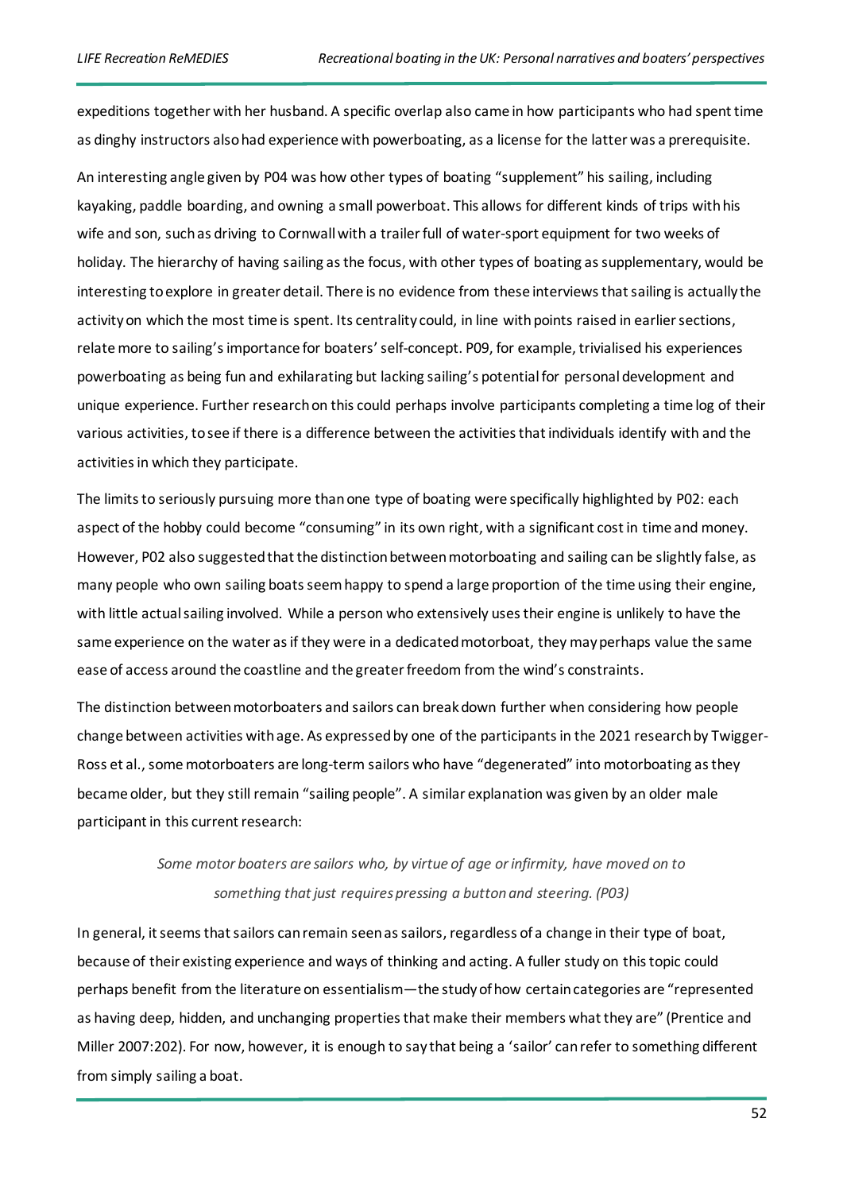expeditions together with her husband. A specific overlap also came in how participants who had spent time as dinghy instructors also had experience with powerboating, as a license for the latter was a prerequisite.

An interesting angle given by P04 was how other types of boating "supplement" his sailing, including kayaking, paddle boarding, and owning a small powerboat. This allows for different kinds of trips with his wife and son, such as driving to Cornwall with a trailer full of water-sport equipment for two weeks of holiday. The hierarchy of having sailing as the focus, with other types of boating as supplementary, would be interesting to explore in greater detail. There is no evidence from these interviews that sailing is actually the activity on which the most time is spent. Its centrality could, in line with points raised in earlier sections, relate more to sailing's importance for boaters' self-concept. P09, for example, trivialised his experiences powerboating as being fun and exhilarating but lacking sailing's potential for personal development and unique experience. Further research on this could perhaps involve participants completing a time log of their various activities, to see if there is a difference between the activities that individuals identify with and the activities in which they participate.

The limits to seriously pursuing more than one type of boating were specifically highlighted by P02: each aspect of the hobby could become "consuming" in its own right, with a significant cost in time and money. However, P02 also suggested that the distinction between motorboating and sailing can be slightly false, as many people who own sailing boats seem happy to spend a large proportion of the time using their engine, with little actual sailing involved. While a person who extensively uses their engine is unlikely to have the same experience on the water as if they were in a dedicated motorboat, they may perhaps value the same ease of access around the coastline and the greater freedom from the wind's constraints.

The distinction between motorboaters and sailors can break down further when considering how people change between activities with age. As expressed by one of the participants in the 2021 research by Twigger-Ross et al., some motorboaters are long-term sailors who have "degenerated" into motorboating as they became older, but they still remain "sailing people". A similar explanation was given by an older male participant in this current research:

> *Some motor boaters are sailors who, by virtue of age or infirmity, have moved on to something that just requires pressing a button and steering. (P03)*

In general, it seems that sailors can remain seen as sailors, regardless of a change in their type of boat, because of their existing experience and ways of thinking and acting. A fuller study on this topic could perhaps benefit from the literature on essentialism—the study of how certain categories are "represented as having deep, hidden, and unchanging properties that make their members what they are" (Prentice and Miller 2007:202). For now, however, it is enough to say that being a 'sailor' can refer to something different from simply sailing a boat.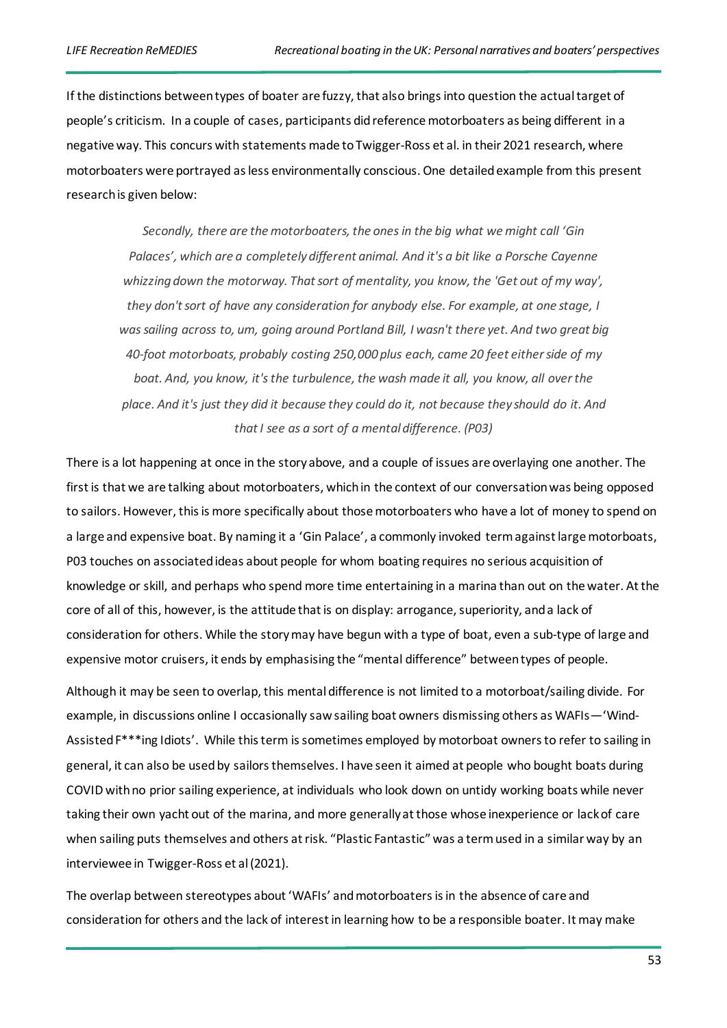If the distinctions between types of boater are fuzzy, that also brings into question the actual target of people's criticism. In a couple of cases, participants did reference motorboaters as being different in a negative way. This concurs with statements made to Twigger-Ross et al. in their 2021 research, where motorboaters were portrayed as less environmentally conscious. One detailed example from this present research is given below:

> *Secondly, there are the motorboaters, the ones in the big what we might call 'Gin Palaces', which are a completely different animal. And it's a bit like a Porsche Cayenne whizzing down the motorway. That sort of mentality, you know, the 'Get out of my way', they don't sort of have any consideration for anybody else. For example, at one stage, I was sailing across to, um, going around Portland Bill, I wasn't there yet. And two great big 40-foot motorboats, probably costing 250,000 plus each, came 20 feet either side of my boat. And, you know, it's the turbulence, the wash made it all, you know, all over the place. And it's just they did it because they could do it, not because they should do it. And that I see as a sort of a mental difference. (P03)*

There is a lot happening at once in the story above, and a couple of issues are overlaying one another. The first is that we are talking about motorboaters, which in the context of our conversation was being opposed to sailors. However, this is more specifically about those motorboaters who have a lot of money to spend on a large and expensive boat. By naming it a 'Gin Palace', a commonly invoked term against large motorboats, P03 touches on associated ideas about people for whom boating requires no serious acquisition of knowledge or skill, and perhaps who spend more time entertaining in a marina than out on the water. At the core of all of this, however, is the attitude that is on display: arrogance, superiority, and a lack of consideration for others. While the story may have begun with a type of boat, even a sub-type of large and expensive motor cruisers, it ends by emphasising the "mental difference" between types of people.

Although it may be seen to overlap, this mental difference is not limited to a motorboat/sailing divide. For example, in discussions online I occasionally saw sailing boat owners dismissing others as WAFIs—'Wind-Assisted F***ing Idiots'. While this term is sometimes employed by motorboat owners to refer to sailing in general, it can also be used by sailors themselves. I have seen it aimed at people who bought boats during COVID with no prior sailing experience, at individuals who look down on untidy working boats while never taking their own yacht out of the marina, and more generally at those whose inexperience or lack of care when sailing puts themselves and others at risk. "Plastic Fantastic" was a term used in a similar way by an interviewee in Twigger-Ross et al (2021).

The overlap between stereotypes about 'WAFIs' and motorboaters is in the absence of care and consideration for others and the lack of interest in learning how to be a responsible boater. It may make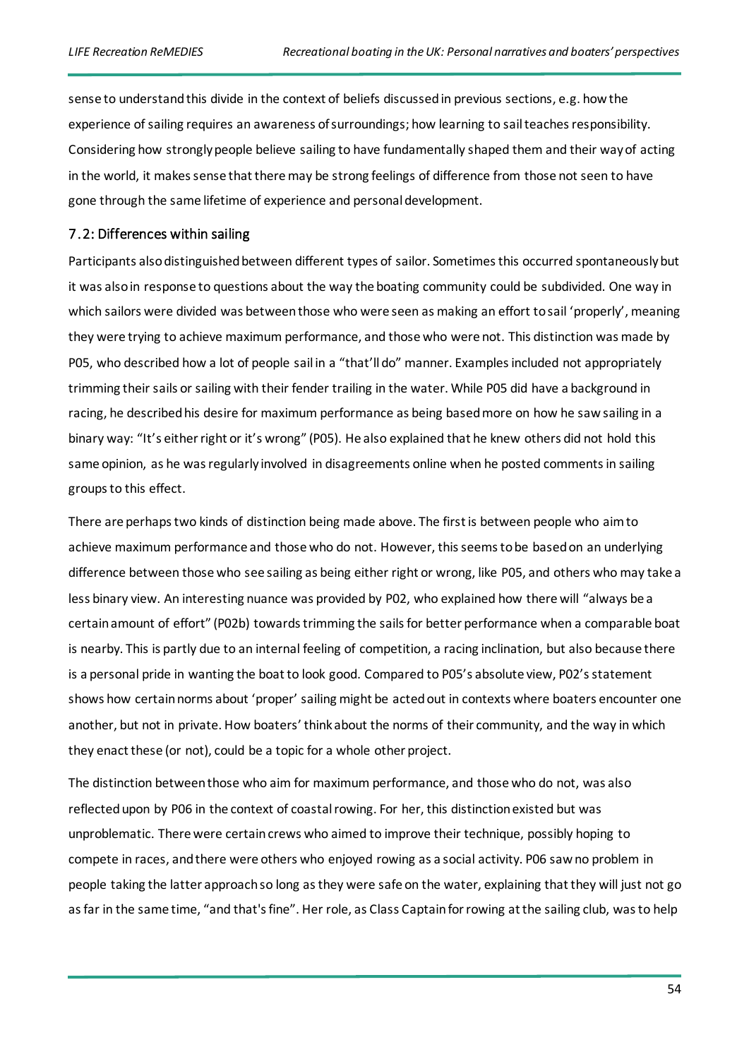sense to understand this divide in the context of beliefs discussed in previous sections, e.g. how the experience of sailing requires an awareness of surroundings; how learning to sail teaches responsibility. Considering how strongly people believe sailing to have fundamentally shaped them and their way of acting in the world, it makes sense that there may be strong feelings of difference from those not seen to have gone through the same lifetime of experience and personal development.

### 7.2: Differences within sailing

Participants also distinguished between different types of sailor. Sometimes this occurred spontaneously but it was also in response to questions about the way the boating community could be subdivided. One way in which sailors were divided was between those who were seen as making an effort to sail 'properly', meaning they were trying to achieve maximum performance, and those who were not. This distinction was made by P05, who described how a lot of people sail in a "that'll do" manner. Examples included not appropriately trimming their sails or sailing with their fender trailing in the water. While P05 did have a background in racing, he described his desire for maximum performance as being based more on how he saw sailing in a binary way: "It's either right or it's wrong" (P05). He also explained that he knew others did not hold this same opinion, as he was regularly involved in disagreements online when he posted comments in sailing groups to this effect.

There are perhaps two kinds of distinction being made above. The first is between people who aim to achieve maximum performance and those who do not. However, this seems to be based on an underlying difference between those who see sailing as being either right or wrong, like P05, and others who may take a less binary view. An interesting nuance was provided by P02, who explained how there will "always be a certain amount of effort" (P02b) towards trimming the sails for better performance when a comparable boat is nearby. This is partly due to an internal feeling of competition, a racing inclination, but also because there is a personal pride in wanting the boat to look good. Compared to P05's absolute view, P02's statement shows how certain norms about 'proper' sailing might be acted out in contexts where boaters encounter one another, but not in private. How boaters' think about the norms of their community, and the way in which they enact these (or not), could be a topic for a whole other project.

The distinction between those who aim for maximum performance, and those who do not, was also reflected upon by P06 in the context of coastal rowing. For her, this distinction existed but was unproblematic. There were certain crews who aimed to improve their technique, possibly hoping to compete in races, and there were others who enjoyed rowing as a social activity. P06 saw no problem in people taking the latter approach so long as they were safe on the water, explaining that they will just not go as far in the same time, "and that's fine". Her role, as Class Captain for rowing at the sailing club, was to help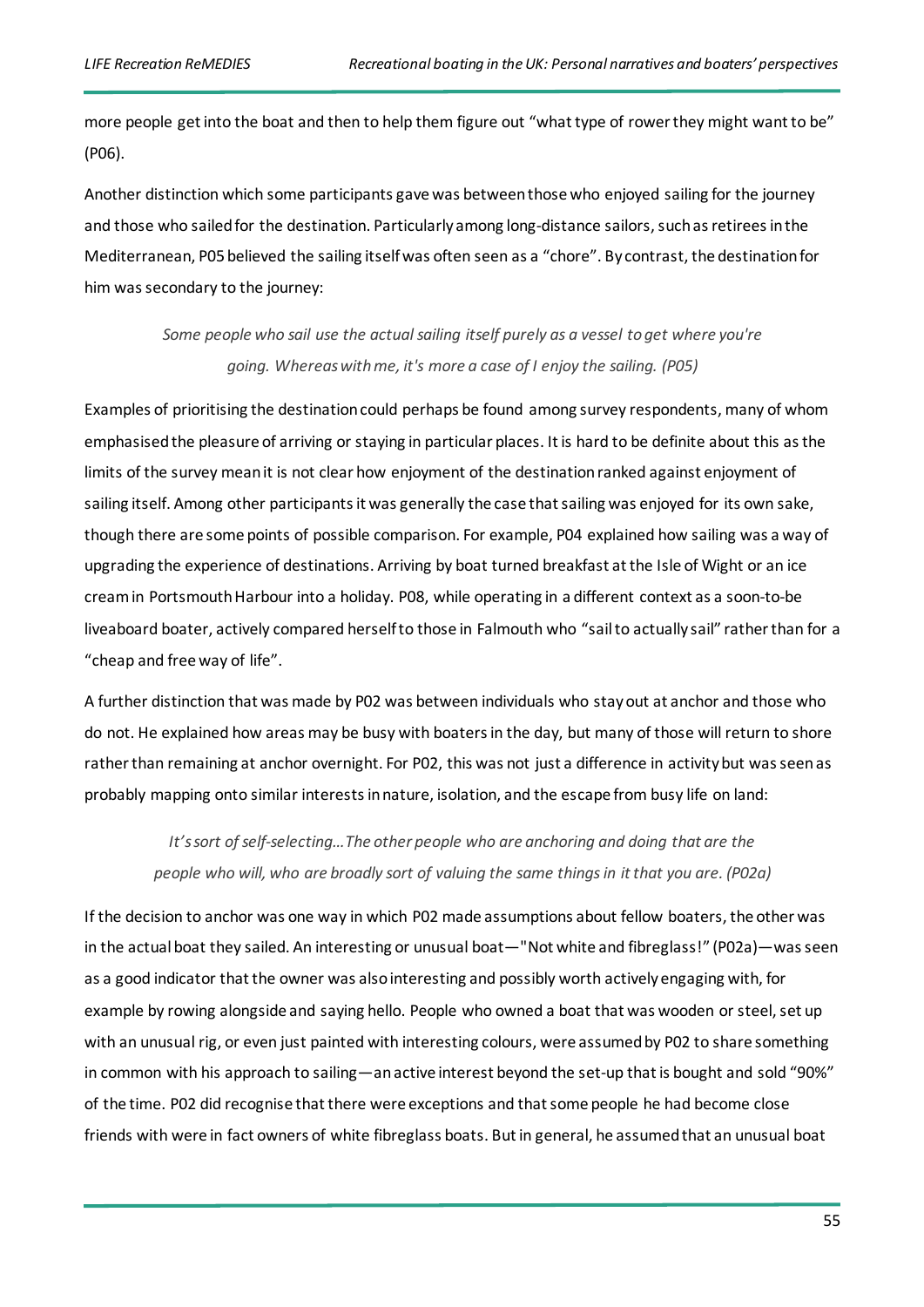more people get into the boat and then to help them figure out "what type of rower they might want to be" (P06).

Another distinction which some participants gave was between those who enjoyed sailing for the journey and those who sailed for the destination. Particularly among long-distance sailors, such as retirees in the Mediterranean, P05 believed the sailing itself was often seen as a "chore". By contrast, the destination for him was secondary to the journey:

> *Some people who sail use the actual sailing itself purely as a vessel to get where you're going. Whereas with me, it's more a case of I enjoy the sailing. (P05)*

Examples of prioritising the destination could perhaps be found among survey respondents, many of whom emphasised the pleasure of arriving or staying in particular places. It is hard to be definite about this as the limits of the survey mean it is not clear how enjoyment of the destination ranked against enjoyment of sailing itself. Among other participants it was generally the case that sailing was enjoyed for its own sake, though there are some points of possible comparison. For example, P04 explained how sailing was a way of upgrading the experience of destinations. Arriving by boat turned breakfast at the Isle of Wight or an ice cream in Portsmouth Harbour into a holiday. P08, while operating in a different context as a soon-to-be liveaboard boater, actively compared herself to those in Falmouth who "sail to actually sail" rather than for a "cheap and free way of life".

A further distinction that was made by P02 was between individuals who stay out at anchor and those who do not. He explained how areas may be busy with boaters in the day, but many of those will return to shore rather than remaining at anchor overnight. For P02, this was not just a difference in activity but was seen as probably mapping onto similar interests in nature, isolation, and the escape from busy life on land:

> *It's sort of self-selecting…The other people who are anchoring and doing that are the people who will, who are broadly sort of valuing the same things in it that you are. (P02a)*

If the decision to anchor was one way in which P02 made assumptions about fellow boaters, the other was in the actual boat they sailed. An interesting or unusual boat—"Not white and fibreglass!" (P02a)—was seen as a good indicator that the owner was also interesting and possibly worth actively engaging with, for example by rowing alongside and saying hello. People who owned a boat that was wooden or steel, set up with an unusual rig, or even just painted with interesting colours, were assumed by P02 to share something in common with his approach to sailing—an active interest beyond the set-up that is bought and sold "90%" of the time. P02 did recognise that there were exceptions and that some people he had become close friends with were in fact owners of white fibreglass boats. But in general, he assumed that an unusual boat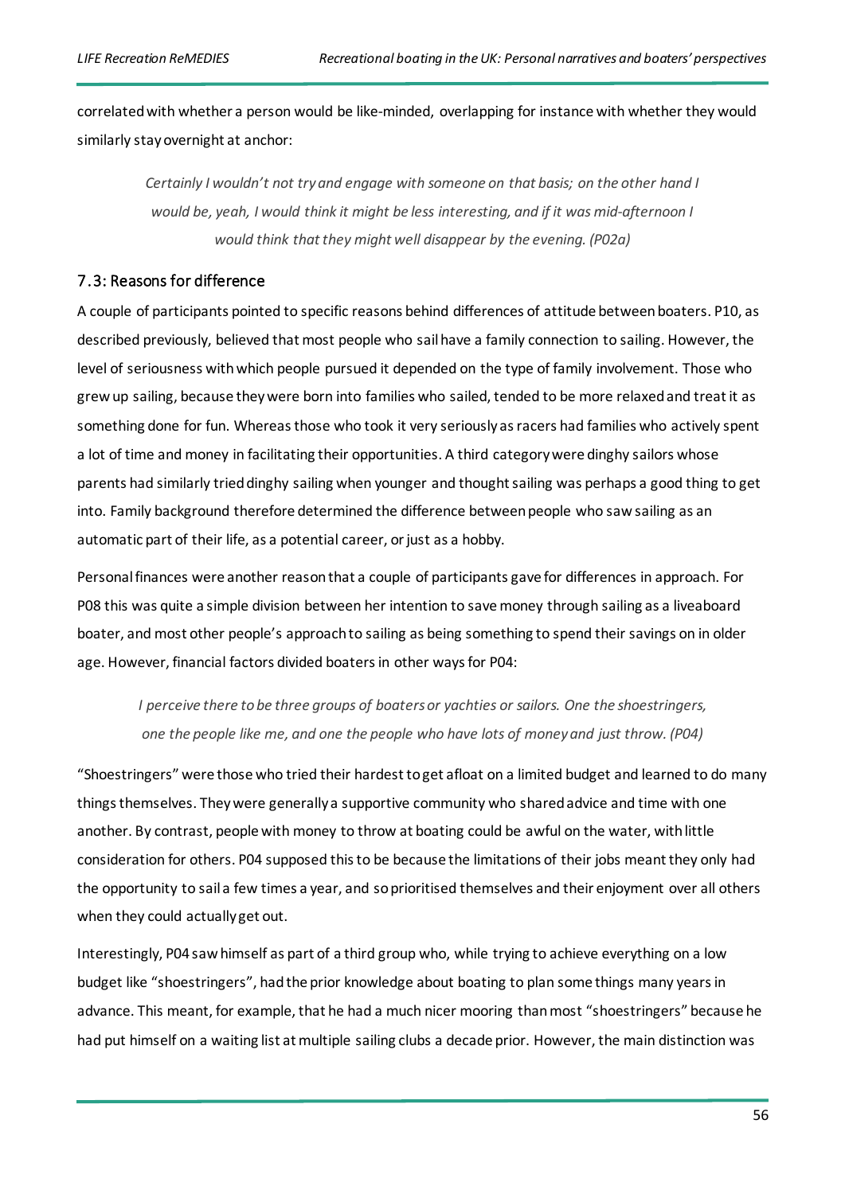correlated with whether a person would be like-minded, overlapping for instance with whether they would similarly stay overnight at anchor:

> *Certainly I wouldn't not try and engage with someone on that basis; on the other hand I would be, yeah, I would think it might be less interesting, and if it was mid-afternoon I would think that they might well disappear by the evening. (P02a)*

## 7.3: Reasons for difference

A couple of participants pointed to specific reasons behind differences of attitude between boaters. P10, as described previously, believed that most people who sail have a family connection to sailing. However, the level of seriousness with which people pursued it depended on the type of family involvement. Those who grew up sailing, because they were born into families who sailed, tended to be more relaxed and treat it as something done for fun. Whereas those who took it very seriously as racers had families who actively spent a lot of time and money in facilitating their opportunities. A third category were dinghy sailors whose parents had similarly tried dinghy sailing when younger and thought sailing was perhaps a good thing to get into. Family background therefore determined the difference between people who saw sailing as an automatic part of their life, as a potential career, or just as a hobby.

Personal finances were another reason that a couple of participants gave for differences in approach. For P08 this was quite a simple division between her intention to save money through sailing as a liveaboard boater, and most other people's approach to sailing as being something to spend their savings on in older age. However, financial factors divided boaters in other ways for P04:

> *I perceive there to be three groups of boaters or yachties or sailors. One the shoestringers, one the people like me, and one the people who have lots of money and just throw. (P04)*

"Shoestringers" were those who tried their hardest to get afloat on a limited budget and learned to do many things themselves. They were generally a supportive community who shared advice and time with one another. By contrast, people with money to throw at boating could be awful on the water, with little consideration for others. P04 supposed this to be because the limitations of their jobs meant they only had the opportunity to sail a few times a year, and so prioritised themselves and their enjoyment over all others when they could actually get out.

Interestingly, P04 saw himself as part of a third group who, while trying to achieve everything on a low budget like "shoestringers", had the prior knowledge about boating to plan some things many years in advance. This meant, for example, that he had a much nicer mooring than most "shoestringers" because he had put himself on a waiting list at multiple sailing clubs a decade prior. However, the main distinction was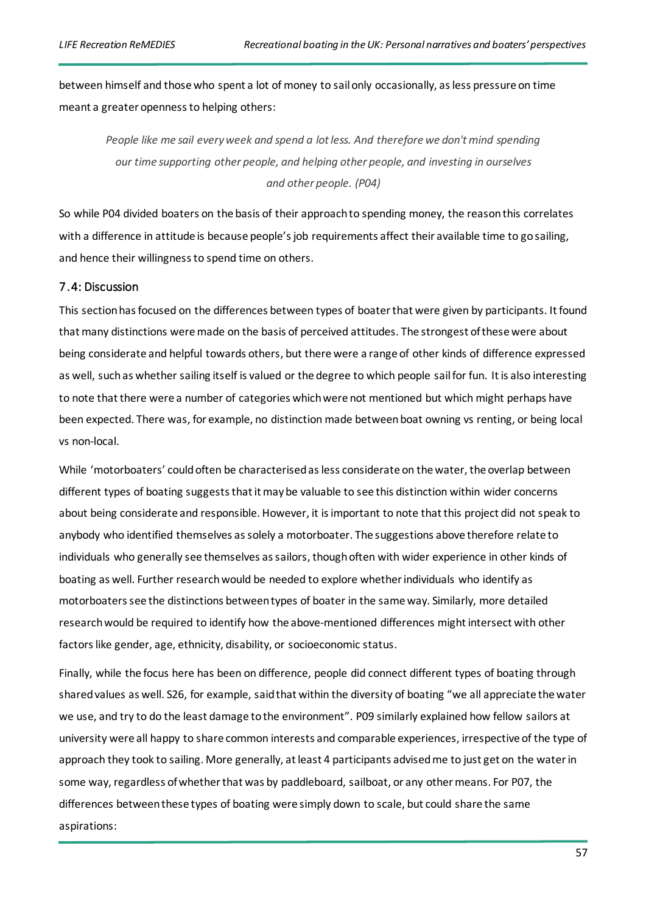between himself and those who spent a lot of money to sail only occasionally, as less pressure on time meant a greater openness to helping others:

> *People like me sail every week and spend a lot less. And therefore we don't mind spending our time supporting other people, and helping other people, and investing in ourselves and other people. (P04)*

So while P04 divided boaters on the basis of their approach to spending money, the reason this correlates with a difference in attitude is because people's job requirements affect their available time to go sailing, and hence their willingness to spend time on others.

## 7.4: Discussion

This section has focused on the differences between types of boater that were given by participants. It found that many distinctions were made on the basis of perceived attitudes. The strongest of these were about being considerate and helpful towards others, but there were a range of other kinds of difference expressed as well, such as whether sailing itself is valued or the degree to which people sail for fun. It is also interesting to note that there were a number of categories which were not mentioned but which might perhaps have been expected. There was, for example, no distinction made between boat owning vs renting, or being local vs non-local.

While 'motorboaters' could often be characterised as less considerate on the water, the overlap between different types of boating suggests that it may be valuable to see this distinction within wider concerns about being considerate and responsible. However, it is important to note that this project did not speak to anybody who identified themselves as solely a motorboater. The suggestions above therefore relate to individuals who generally see themselves as sailors, though often with wider experience in other kinds of boating as well. Further research would be needed to explore whether individuals who identify as motorboaters see the distinctions between types of boater in the same way. Similarly, more detailed research would be required to identify how the above-mentioned differences might intersect with other factors like gender, age, ethnicity, disability, or socioeconomic status.

Finally, while the focus here has been on difference, people did connect different types of boating through shared values as well. S26, for example, said that within the diversity of boating "we all appreciate the water we use, and try to do the least damage to the environment". P09 similarly explained how fellow sailors at university were all happy to share common interests and comparable experiences, irrespective of the type of approach they took to sailing. More generally, at least 4 participants advised me to just get on the water in some way, regardless of whether that was by paddleboard, sailboat, or any other means. For P07, the differences between these types of boating were simply down to scale, but could share the same aspirations: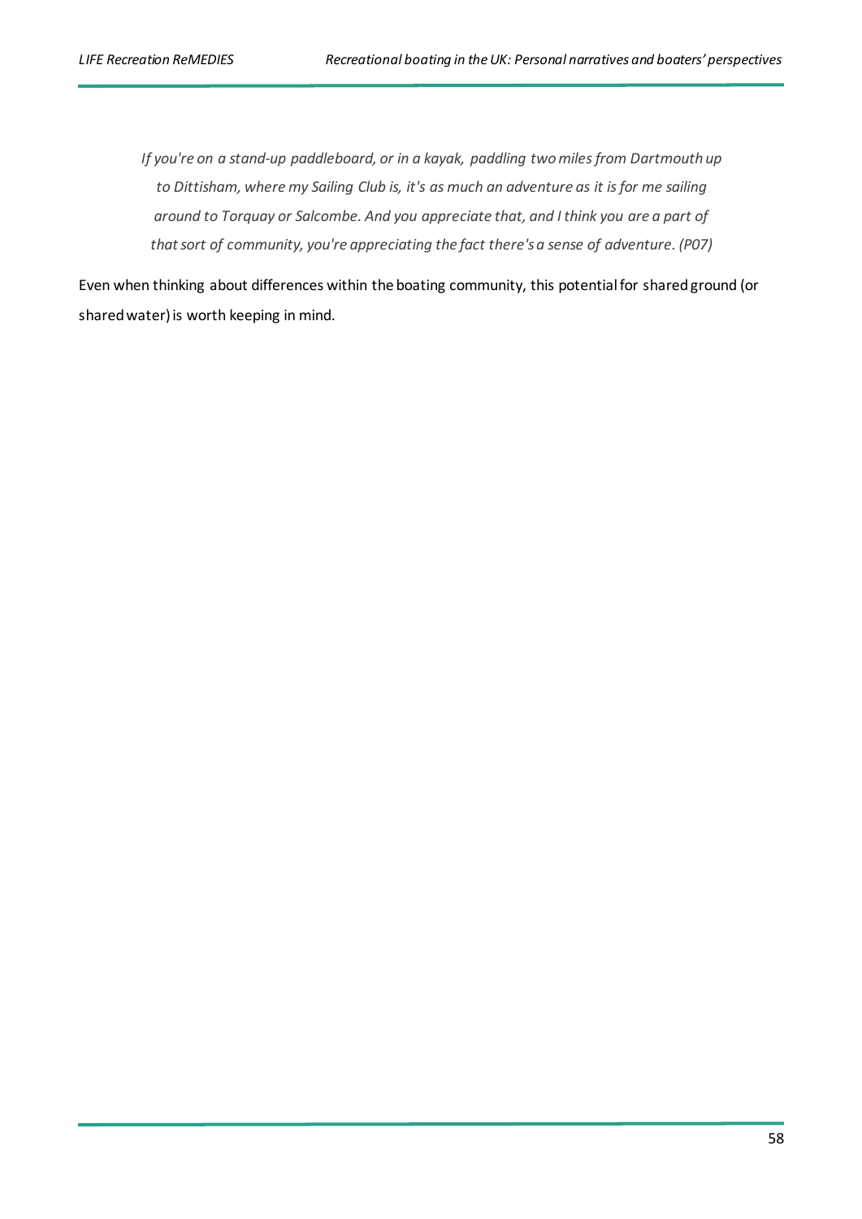*If you're on a stand-up paddleboard, or in a kayak, paddling two miles from Dartmouth up to Dittisham, where my Sailing Club is, it's as much an adventure as it is for me sailing around to Torquay or Salcombe. And you appreciate that, and I think you are a part of that sort of community, you're appreciating the fact there's a sense of adventure. (P07)*

Even when thinking about differences within the boating community, this potential for shared ground (or shared water) is worth keeping in mind.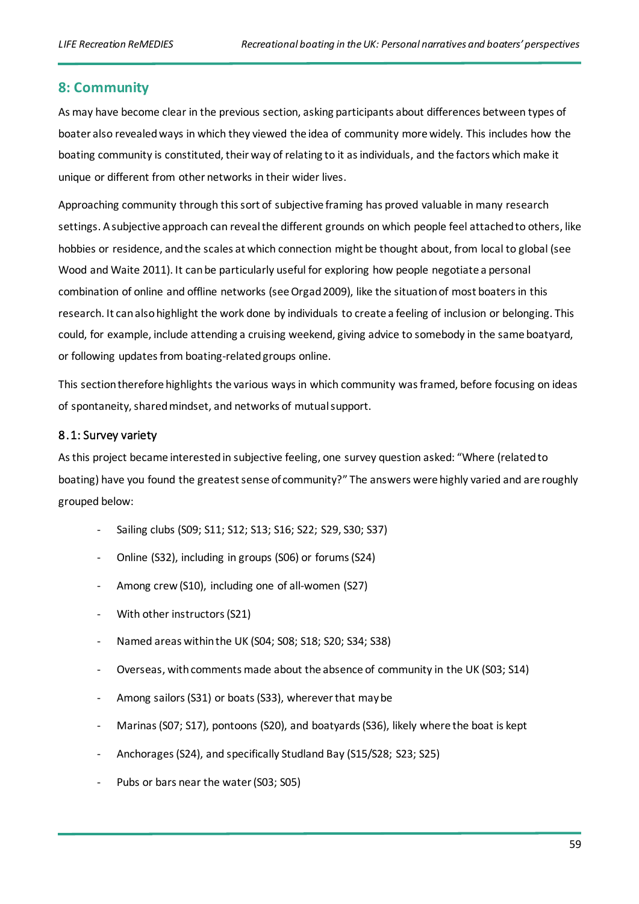## 8: Community

As may have become clear in the previous section, asking participants about differences between types of boater also revealed ways in which they viewed the idea of community more widely. This includes how the boating community is constituted, their way of relating to it as individuals, and the factors which make it unique or different from other networks in their wider lives.

Approaching community through this sort of subjective framing has proved valuable in many research settings. A subjective approach can reveal the different grounds on which people feel attached to others, like hobbies or residence, and the scales at which connection might be thought about, from local to global (see Wood and Waite 2011). It can be particularly useful for exploring how people negotiate a personal combination of online and offline networks (see Orgad 2009), like the situation of most boaters in this research. It can also highlight the work done by individuals to create a feeling of inclusion or belonging. This could, for example, include attending a cruising weekend, giving advice to somebody in the same boatyard, or following updates from boating-related groups online.

This section therefore highlights the various ways in which community was framed, before focusing on ideas of spontaneity, shared mindset, and networks of mutual support.

### 8.1: Survey variety

As this project became interested in subjective feeling, one survey question asked: "Where (related to boating) have you found the greatest sense of community?" The answers were highly varied and are roughly grouped below:

- Sailing clubs (S09; S11; S12; S13; S16; S22; S29, S30; S37)
- Online (S32), including in groups (S06) or forums (S24)
- Among crew (S10), including one of all-women (S27)
- With other instructors (S21)
- Named areas within the UK (S04; S08; S18; S20; S34; S38)
- Overseas, with comments made about the absence of community in the UK (S03; S14)
- Among sailors (S31) or boats (S33), wherever that may be
- Marinas (S07; S17), pontoons (S20), and boatyards (S36), likely where the boat is kept
- Anchorages (S24), and specifically Studland Bay (S15/S28; S23; S25)
- Pubs or bars near the water (S03; S05)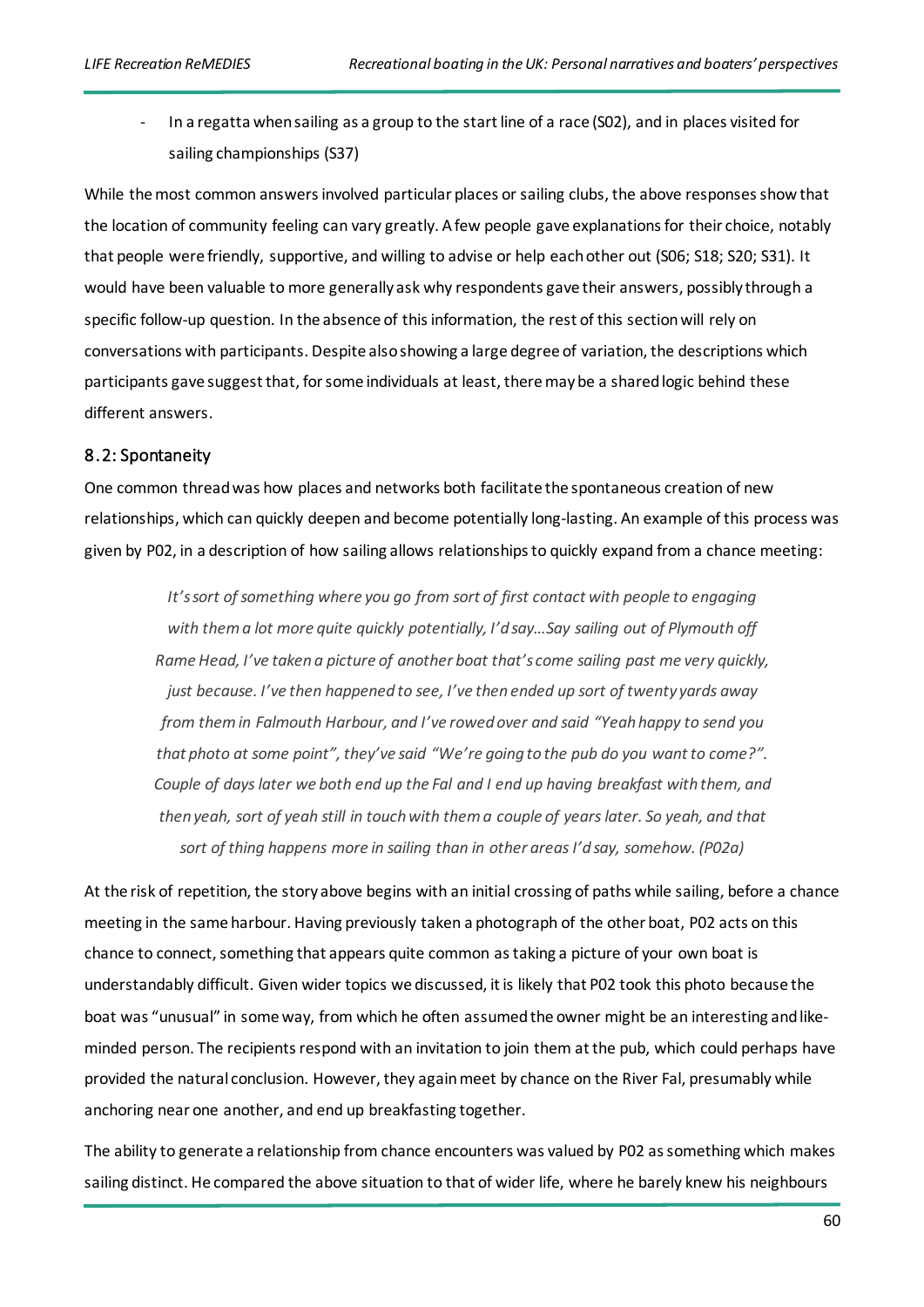- In a regatta when sailing as a group to the start line of a race (S02), and in places visited for sailing championships (S37)

While the most common answers involved particular places or sailing clubs, the above responses show that the location of community feeling can vary greatly. A few people gave explanations for their choice, notably that people were friendly, supportive, and willing to advise or help each other out (S06; S18; S20; S31). It would have been valuable to more generally ask why respondents gave their answers, possibly through a specific follow-up question. In the absence of this information, the rest of this section will rely on conversations with participants. Despite also showing a large degree of variation, the descriptions which participants gave suggest that, for some individuals at least, there may be a shared logic behind these different answers.

### 8.2: Spontaneity

One common thread was how places and networks both facilitate the spontaneous creation of new relationships, which can quickly deepen and become potentially long-lasting. An example of this process was given by P02, in a description of how sailing allows relationships to quickly expand from a chance meeting:

> *It's sort of something where you go from sort of first contact with people to engaging with them a lot more quite quickly potentially, I'd say…Say sailing out of Plymouth off Rame Head, I've taken a picture of another boat that's come sailing past me very quickly, just because. I've then happened to see, I've then ended up sort of twenty yards away from them in Falmouth Harbour, and I've rowed over and said "Yeah happy to send you that photo at some point", they've said "We're going to the pub do you want to come?". Couple of days later we both end up the Fal and I end up having breakfast with them, and then yeah, sort of yeah still in touch with them a couple of years later. So yeah, and that sort of thing happens more in sailing than in other areas I'd say, somehow. (P02a)*

At the risk of repetition, the story above begins with an initial crossing of paths while sailing, before a chance meeting in the same harbour. Having previously taken a photograph of the other boat, P02 acts on this chance to connect, something that appears quite common as taking a picture of your own boat is understandably difficult. Given wider topics we discussed, it is likely that P02 took this photo because the boat was "unusual" in some way, from which he often assumed the owner might be an interesting and like-minded person. The recipients respond with an invitation to join them at the pub, which could perhaps have provided the natural conclusion. However, they again meet by chance on the River Fal, presumably while anchoring near one another, and end up breakfasting together.

The ability to generate a relationship from chance encounters was valued by P02 as something which makes sailing distinct. He compared the above situation to that of wider life, where he barely knew his neighbours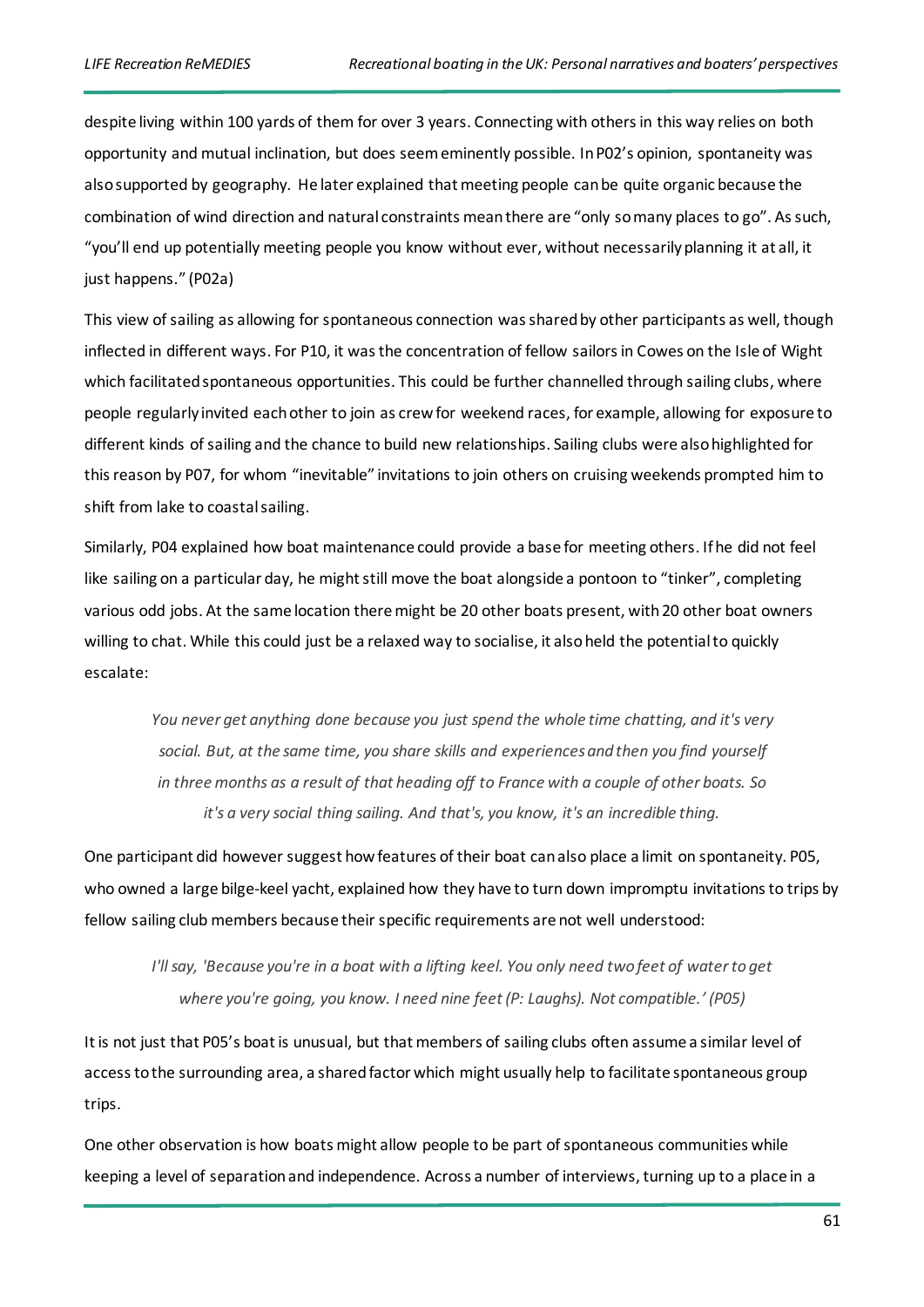despite living within 100 yards of them for over 3 years. Connecting with others in this way relies on both opportunity and mutual inclination, but does seem eminently possible. In P02's opinion, spontaneity was also supported by geography. He later explained that meeting people can be quite organic because the combination of wind direction and natural constraints mean there are "only so many places to go". As such, "you'll end up potentially meeting people you know without ever, without necessarily planning it at all, it just happens." (P02a)

This view of sailing as allowing for spontaneous connection was shared by other participants as well, though inflected in different ways. For P10, it was the concentration of fellow sailors in Cowes on the Isle of Wight which facilitated spontaneous opportunities. This could be further channelled through sailing clubs, where people regularly invited each other to join as crew for weekend races, for example, allowing for exposure to different kinds of sailing and the chance to build new relationships. Sailing clubs were also highlighted for this reason by P07, for whom "inevitable" invitations to join others on cruising weekends prompted him to shift from lake to coastal sailing.

Similarly, P04 explained how boat maintenance could provide a base for meeting others. If he did not feel like sailing on a particular day, he might still move the boat alongside a pontoon to "tinker", completing various odd jobs. At the same location there might be 20 other boats present, with 20 other boat owners willing to chat. While this could just be a relaxed way to socialise, it also held the potential to quickly escalate:

> *You never get anything done because you just spend the whole time chatting, and it's very social. But, at the same time, you share skills and experiences and then you find yourself in three months as a result of that heading off to France with a couple of other boats. So it's a very social thing sailing. And that's, you know, it's an incredible thing.*

One participant did however suggest how features of their boat can also place a limit on spontaneity. P05, who owned a large bilge-keel yacht, explained how they have to turn down impromptu invitations to trips by fellow sailing club members because their specific requirements are not well understood:

> *I'll say, 'Because you're in a boat with a lifting keel. You only need two feet of water to get where you're going, you know. I need nine feet (P: Laughs). Not compatible.' (P05)*

It is not just that P05's boat is unusual, but that members of sailing clubs often assume a similar level of access to the surrounding area, a shared factor which might usually help to facilitate spontaneous group trips.

One other observation is how boats might allow people to be part of spontaneous communities while keeping a level of separation and independence. Across a number of interviews, turning up to a place in a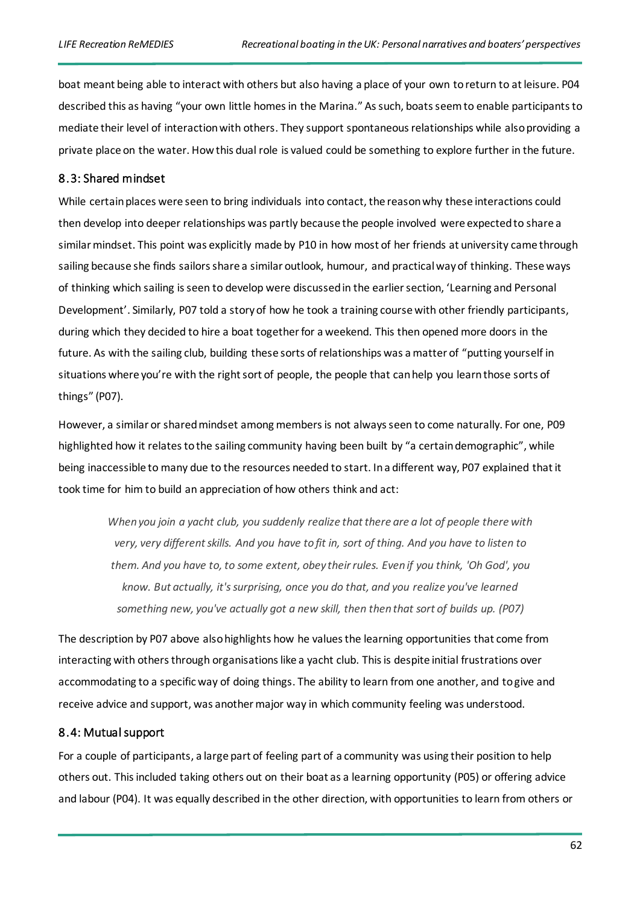boat meant being able to interact with others but also having a place of your own to return to at leisure. P04 described this as having "your own little homes in the Marina." As such, boats seem to enable participants to mediate their level of interaction with others. They support spontaneous relationships while also providing a private place on the water. How this dual role is valued could be something to explore further in the future.

### 8.3: Shared mindset

While certain places were seen to bring individuals into contact, the reason why these interactions could then develop into deeper relationships was partly because the people involved were expected to share a similar mindset. This point was explicitly made by P10 in how most of her friends at university came through sailing because she finds sailors share a similar outlook, humour, and practical way of thinking. These ways of thinking which sailing is seen to develop were discussed in the earlier section, 'Learning and Personal Development'. Similarly, P07 told a story of how he took a training course with other friendly participants, during which they decided to hire a boat together for a weekend. This then opened more doors in the future. As with the sailing club, building these sorts of relationships was a matter of "putting yourself in situations where you're with the right sort of people, the people that can help you learn those sorts of things" (P07).

However, a similar or shared mindset among members is not always seen to come naturally. For one, P09 highlighted how it relates to the sailing community having been built by "a certain demographic", while being inaccessible to many due to the resources needed to start. In a different way, P07 explained that it took time for him to build an appreciation of how others think and act:

> *When you join a yacht club, you suddenly realize that there are a lot of people there with very, very different skills. And you have to fit in, sort of thing. And you have to listen to them. And you have to, to some extent, obey their rules. Even if you think, 'Oh God', you know. But actually, it's surprising, once you do that, and you realize you've learned something new, you've actually got a new skill, then then that sort of builds up. (P07)*

The description by P07 above also highlights how he values the learning opportunities that come from interacting with others through organisations like a yacht club. This is despite initial frustrations over accommodating to a specific way of doing things. The ability to learn from one another, and to give and receive advice and support, was another major way in which community feeling was understood.

### 8.4: Mutual support

For a couple of participants, a large part of feeling part of a community was using their position to help others out. This included taking others out on their boat as a learning opportunity (P05) or offering advice and labour (P04). It was equally described in the other direction, with opportunities to learn from others or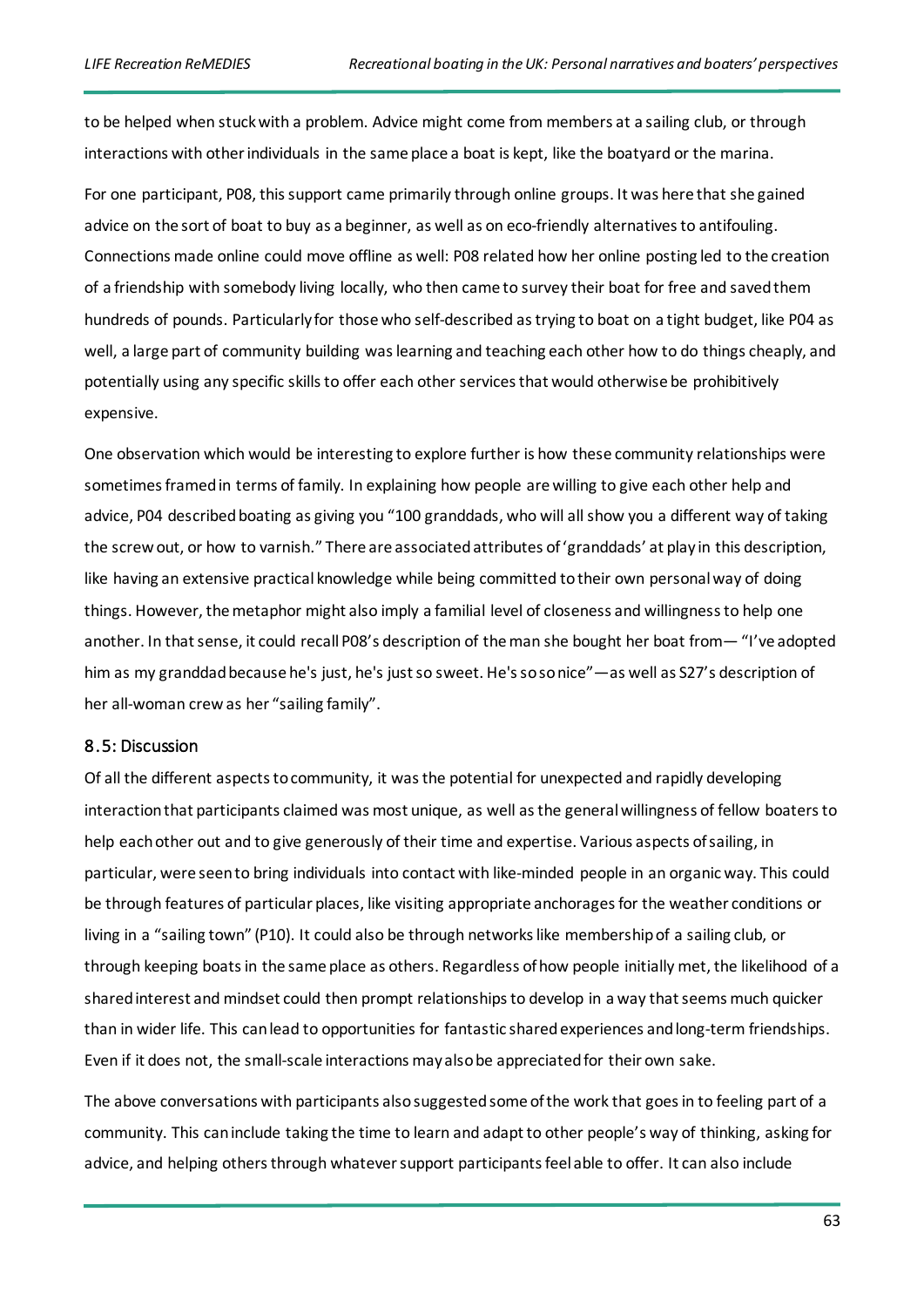to be helped when stuck with a problem. Advice might come from members at a sailing club, or through interactions with other individuals in the same place a boat is kept, like the boatyard or the marina.

For one participant, P08, this support came primarily through online groups. It was here that she gained advice on the sort of boat to buy as a beginner, as well as on eco-friendly alternatives to antifouling. Connections made online could move offline as well: P08 related how her online posting led to the creation of a friendship with somebody living locally, who then came to survey their boat for free and saved them hundreds of pounds. Particularly for those who self-described as trying to boat on a tight budget, like P04 as well, a large part of community building was learning and teaching each other how to do things cheaply, and potentially using any specific skills to offer each other services that would otherwise be prohibitively expensive.

One observation which would be interesting to explore further is how these community relationships were sometimes framed in terms of family. In explaining how people are willing to give each other help and advice, P04 described boating as giving you "100 granddads, who will all show you a different way of taking the screw out, or how to varnish." There are associated attributes of 'granddads' at play in this description, like having an extensive practical knowledge while being committed to their own personal way of doing things. However, the metaphor might also imply a familial level of closeness and willingness to help one another. In that sense, it could recall P08's description of the man she bought her boat from— "I've adopted him as my granddad because he's just, he's just so sweet. He's so so nice"—as well as S27's description of her all-woman crew as her "sailing family".

## 8.5: Discussion

Of all the different aspects to community, it was the potential for unexpected and rapidly developing interaction that participants claimed was most unique, as well as the general willingness of fellow boaters to help each other out and to give generously of their time and expertise. Various aspects of sailing, in particular, were seen to bring individuals into contact with like-minded people in an organic way. This could be through features of particular places, like visiting appropriate anchorages for the weather conditions or living in a "sailing town" (P10). It could also be through networks like membership of a sailing club, or through keeping boats in the same place as others. Regardless of how people initially met, the likelihood of a shared interest and mindset could then prompt relationships to develop in a way that seems much quicker than in wider life. This can lead to opportunities for fantastic shared experiences and long-term friendships. Even if it does not, the small-scale interactions may also be appreciated for their own sake.

The above conversations with participants also suggested some of the work that goes in to feeling part of a community. This can include taking the time to learn and adapt to other people's way of thinking, asking for advice, and helping others through whatever support participants feel able to offer. It can also include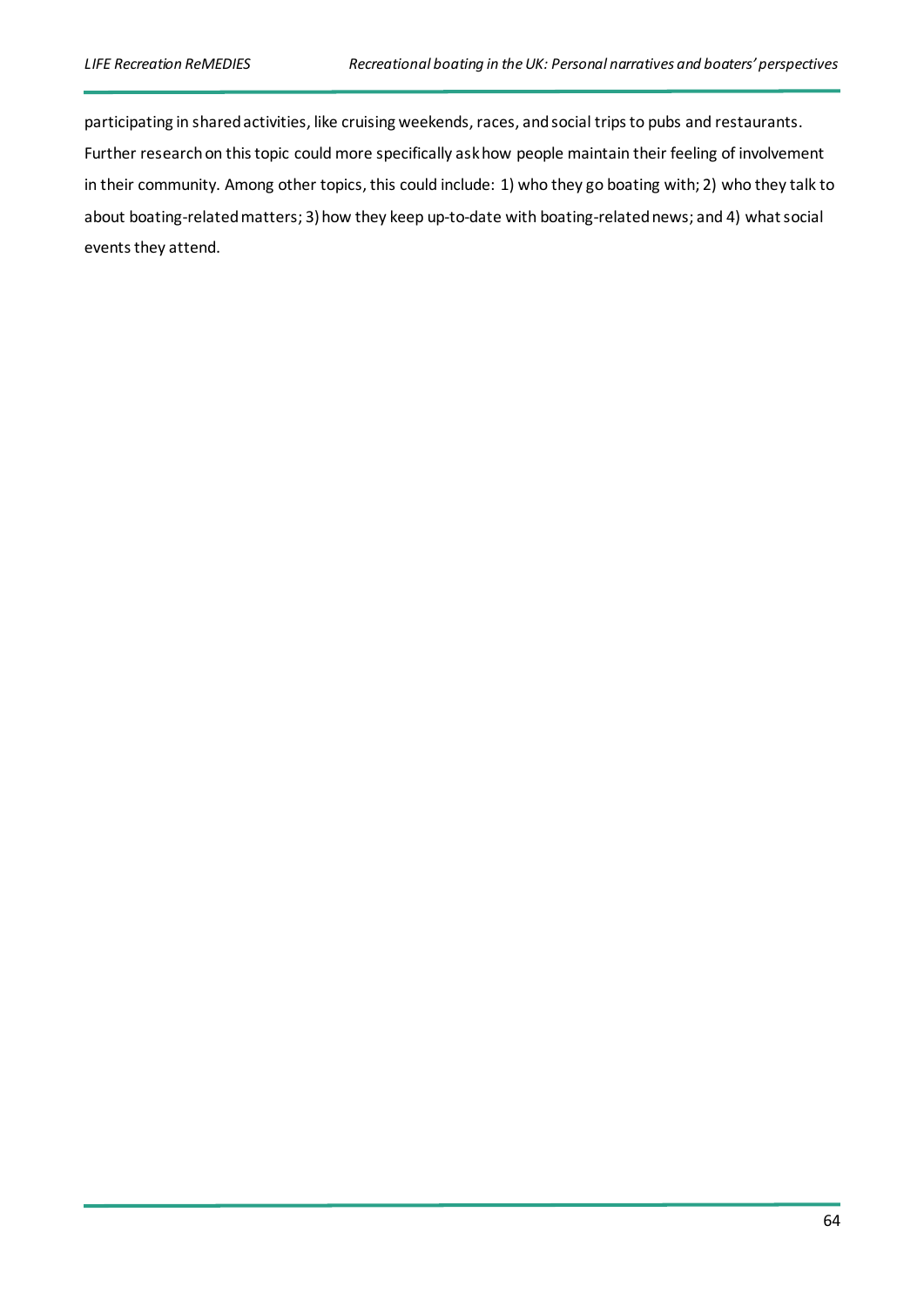participating in shared activities, like cruising weekends, races, and social trips to pubs and restaurants. Further research on this topic could more specifically ask how people maintain their feeling of involvement in their community. Among other topics, this could include: 1) who they go boating with; 2) who they talk to about boating-related matters; 3) how they keep up-to-date with boating-related news; and 4) what social events they attend.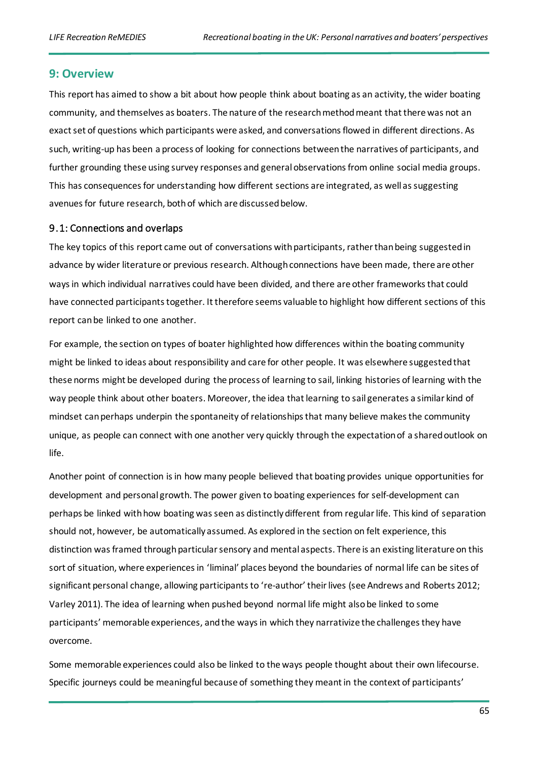## 9: Overview

This report has aimed to show a bit about how people think about boating as an activity, the wider boating community, and themselves as boaters. The nature of the research method meant that there was not an exact set of questions which participants were asked, and conversations flowed in different directions. As such, writing-up has been a process of looking for connections between the narratives of participants, and further grounding these using survey responses and general observations from online social media groups. This has consequences for understanding how different sections are integrated, as well as suggesting avenues for future research, both of which are discussed below.

### 9.1: Connections and overlaps

The key topics of this report came out of conversations with participants, rather than being suggested in advance by wider literature or previous research. Although connections have been made, there are other ways in which individual narratives could have been divided, and there are other frameworks that could have connected participants together. It therefore seems valuable to highlight how different sections of this report can be linked to one another.

For example, the section on types of boater highlighted how differences within the boating community might be linked to ideas about responsibility and care for other people. It was elsewhere suggested that these norms might be developed during the process of learning to sail, linking histories of learning with the way people think about other boaters. Moreover, the idea that learning to sail generates a similar kind of mindset can perhaps underpin the spontaneity of relationships that many believe makes the community unique, as people can connect with one another very quickly through the expectation of a shared outlook on life.

Another point of connection is in how many people believed that boating provides unique opportunities for development and personal growth. The power given to boating experiences for self-development can perhaps be linked with how boating was seen as distinctly different from regular life. This kind of separation should not, however, be automatically assumed. As explored in the section on felt experience, this distinction was framed through particular sensory and mental aspects. There is an existing literature on this sort of situation, where experiences in 'liminal' places beyond the boundaries of normal life can be sites of significant personal change, allowing participants to 're-author' their lives (see Andrews and Roberts 2012; Varley 2011). The idea of learning when pushed beyond normal life might also be linked to some participants' memorable experiences, and the ways in which they narrativize the challenges they have overcome.

Some memorable experiences could also be linked to the ways people thought about their own lifecourse. Specific journeys could be meaningful because of something they meant in the context of participants'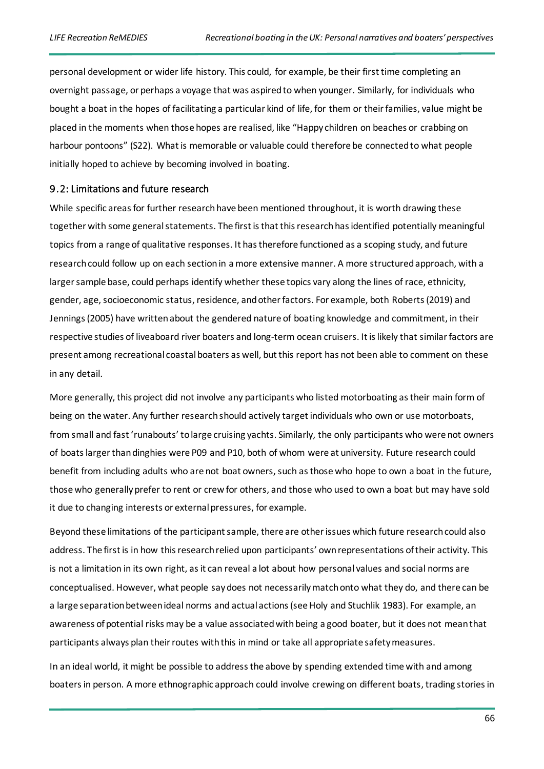personal development or wider life history. This could, for example, be their first time completing an overnight passage, or perhaps a voyage that was aspired to when younger. Similarly, for individuals who bought a boat in the hopes of facilitating a particular kind of life, for them or their families, value might be placed in the moments when those hopes are realised, like "Happy children on beaches or crabbing on harbour pontoons" (S22). What is memorable or valuable could therefore be connected to what people initially hoped to achieve by becoming involved in boating.

## 9.2: Limitations and future research

While specific areas for further research have been mentioned throughout, it is worth drawing these together with some general statements. The first is that this research has identified potentially meaningful topics from a range of qualitative responses. It has therefore functioned as a scoping study, and future research could follow up on each section in a more extensive manner. A more structured approach, with a larger sample base, could perhaps identify whether these topics vary along the lines of race, ethnicity, gender, age, socioeconomic status, residence, and other factors. For example, both Roberts (2019) and Jennings (2005) have written about the gendered nature of boating knowledge and commitment, in their respective studies of liveaboard river boaters and long-term ocean cruisers. It is likely that similar factors are present among recreational coastal boaters as well, but this report has not been able to comment on these in any detail.

More generally, this project did not involve any participants who listed motorboating as their main form of being on the water. Any further research should actively target individuals who own or use motorboats, from small and fast 'runabouts' to large cruising yachts. Similarly, the only participants who were not owners of boats larger than dinghies were P09 and P10, both of whom were at university. Future research could benefit from including adults who are not boat owners, such as those who hope to own a boat in the future, those who generally prefer to rent or crew for others, and those who used to own a boat but may have sold it due to changing interests or external pressures, for example.

Beyond these limitations of the participant sample, there are other issues which future research could also address. The first is in how this research relied upon participants' own representations of their activity. This is not a limitation in its own right, as it can reveal a lot about how personal values and social norms are conceptualised. However, what people say does not necessarily match onto what they do, and there can be a large separation between ideal norms and actual actions (see Holy and Stuchlik 1983). For example, an awareness of potential risks may be a value associated with being a good boater, but it does not mean that participants always plan their routes with this in mind or take all appropriate safety measures.

In an ideal world, it might be possible to address the above by spending extended time with and among boaters in person. A more ethnographic approach could involve crewing on different boats, trading stories in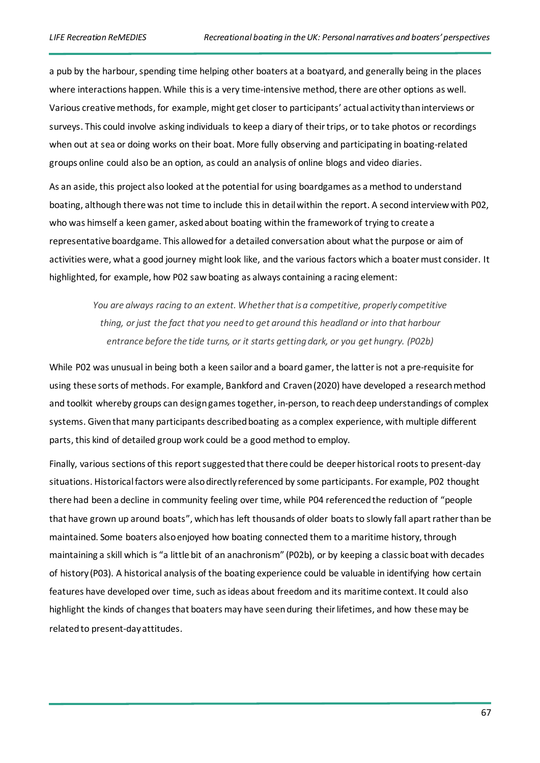a pub by the harbour, spending time helping other boaters at a boatyard, and generally being in the places where interactions happen. While this is a very time-intensive method, there are other options as well. Various creative methods, for example, might get closer to participants' actual activity than interviews or surveys. This could involve asking individuals to keep a diary of their trips, or to take photos or recordings when out at sea or doing works on their boat. More fully observing and participating in boating-related groups online could also be an option, as could an analysis of online blogs and video diaries.

As an aside, this project also looked at the potential for using boardgames as a method to understand boating, although there was not time to include this in detail within the report. A second interview with P02, who was himself a keen gamer, asked about boating within the framework of trying to create a representative boardgame. This allowed for a detailed conversation about what the purpose or aim of activities were, what a good journey might look like, and the various factors which a boater must consider. It highlighted, for example, how P02 saw boating as always containing a racing element:

> *You are always racing to an extent. Whether that is a competitive, properly competitive thing, or just the fact that you need to get around this headland or into that harbour entrance before the tide turns, or it starts getting dark, or you get hungry. (P02b)*

While P02 was unusual in being both a keen sailor and a board gamer, the latter is not a pre-requisite for using these sorts of methods. For example, Bankford and Craven (2020) have developed a research method and toolkit whereby groups can design games together, in-person, to reach deep understandings of complex systems. Given that many participants described boating as a complex experience, with multiple different parts, this kind of detailed group work could be a good method to employ.

Finally, various sections of this report suggested that there could be deeper historical roots to present-day situations. Historical factors were also directly referenced by some participants. For example, P02 thought there had been a decline in community feeling over time, while P04 referenced the reduction of "people that have grown up around boats", which has left thousands of older boats to slowly fall apart rather than be maintained. Some boaters also enjoyed how boating connected them to a maritime history, through maintaining a skill which is "a little bit of an anachronism" (P02b), or by keeping a classic boat with decades of history (P03). A historical analysis of the boating experience could be valuable in identifying how certain features have developed over time, such as ideas about freedom and its maritime context. It could also highlight the kinds of changes that boaters may have seen during their lifetimes, and how these may be related to present-day attitudes.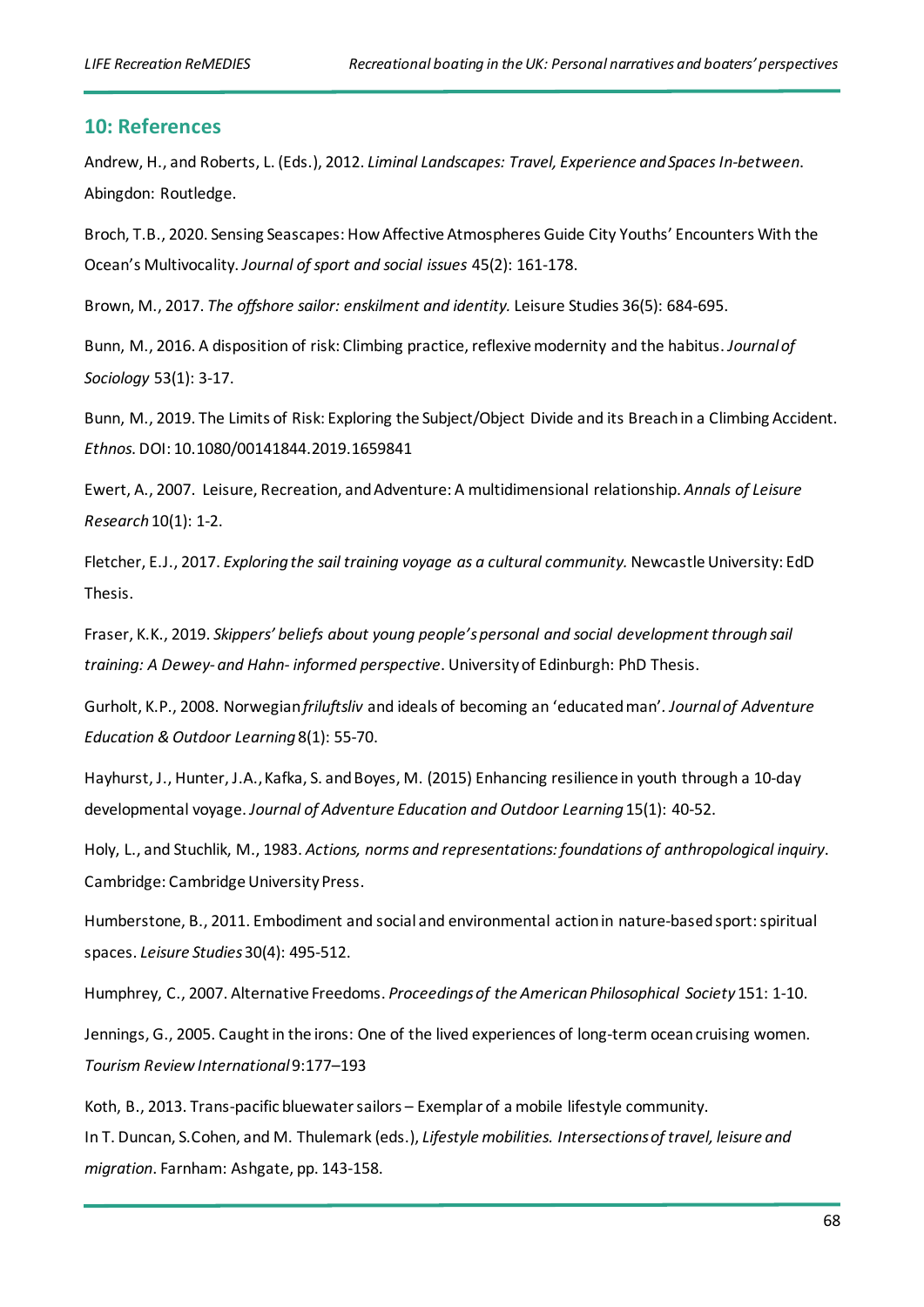## 10: References

Andrew, H., and Roberts, L. (Eds.), 2012. *Liminal Landscapes: Travel, Experience and Spaces In-between*. Abingdon: Routledge.

Broch, T.B., 2020. Sensing Seascapes: How Affective Atmospheres Guide City Youths' Encounters With the Ocean's Multivocality. *Journal of sport and social issues* 45(2): 161-178.

Brown, M., 2017. *The offshore sailor: enskilment and identity.* Leisure Studies 36(5): 684-695.

Bunn, M., 2016. A disposition of risk: Climbing practice, reflexive modernity and the habitus. *Journal of Sociology* 53(1): 3-17.

Bunn, M., 2019. The Limits of Risk: Exploring the Subject/Object Divide and its Breach in a Climbing Accident. *Ethnos*. DOI: 10.1080/00141844.2019.1659841

Ewert, A., 2007. Leisure, Recreation, and Adventure: A multidimensional relationship. *Annals of Leisure Research* 10(1): 1-2.

Fletcher, E.J., 2017. *Exploring the sail training voyage as a cultural community.* Newcastle University: EdD Thesis.

Fraser, K.K., 2019. *Skippers' beliefs about young people's personal and social development through sail training: A Dewey- and Hahn- informed perspective*. University of Edinburgh: PhD Thesis.

Gurholt, K.P., 2008. Norwegian *friluftsliv* and ideals of becoming an 'educated man'. *Journal of Adventure Education & Outdoor Learning* 8(1): 55-70.

Hayhurst, J., Hunter, J.A., Kafka, S. and Boyes, M. (2015) Enhancing resilience in youth through a 10-day developmental voyage. *Journal of Adventure Education and Outdoor Learning* 15(1): 40-52.

Holy, L., and Stuchlik, M., 1983. *Actions, norms and representations: foundations of anthropological inquiry*. Cambridge: Cambridge University Press.

Humberstone, B., 2011. Embodiment and social and environmental action in nature-based sport: spiritual spaces. *Leisure Studies* 30(4): 495-512.

Humphrey, C., 2007. Alternative Freedoms. *Proceedings of the American Philosophical Society* 151: 1-10.

Jennings, G., 2005. Caught in the irons: One of the lived experiences of long-term ocean cruising women. *Tourism Review International* 9:177–193

Koth, B., 2013. Trans-pacific bluewater sailors – Exemplar of a mobile lifestyle community. In T. Duncan, S.Cohen, and M. Thulemark (eds.), *Lifestyle mobilities. Intersections of travel, leisure and migration*. Farnham: Ashgate, pp. 143-158.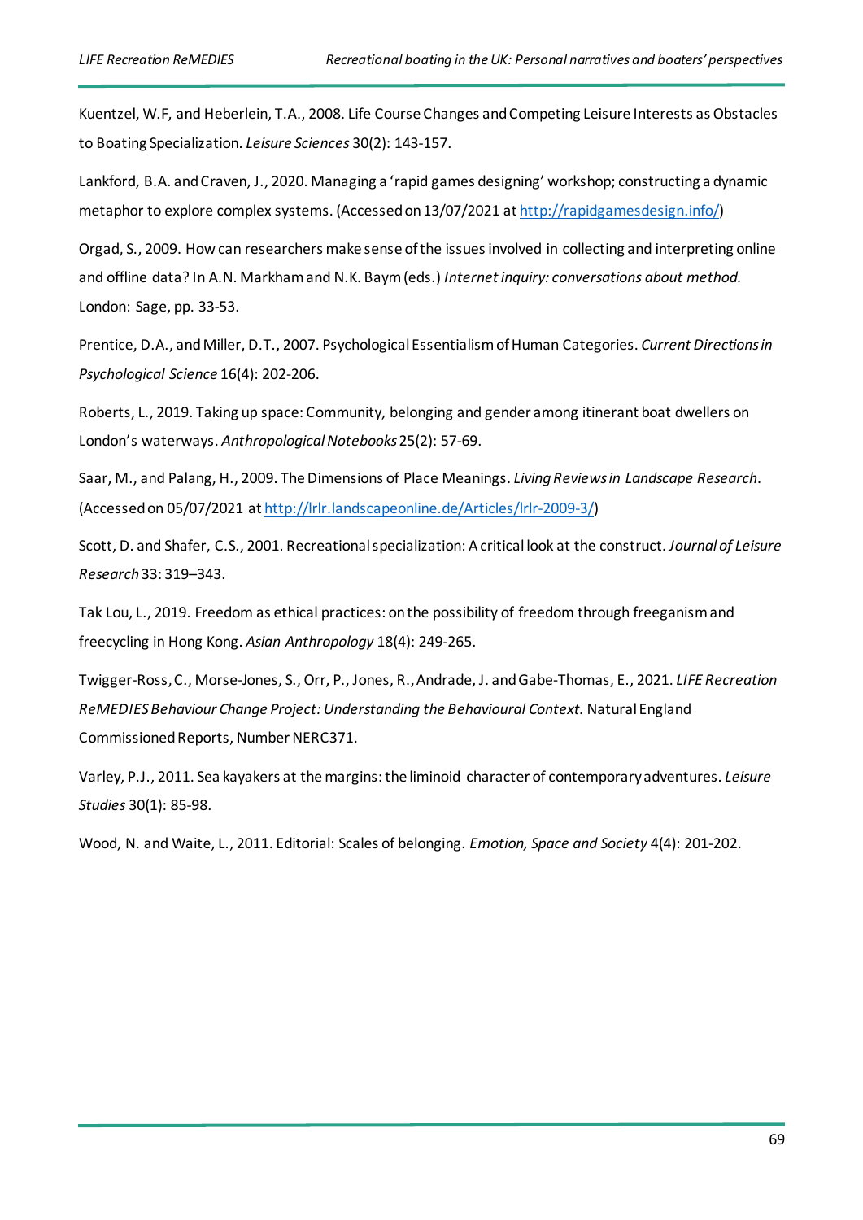Kuentzel, W.F, and Heberlein, T.A., 2008. Life Course Changes and Competing Leisure Interests as Obstacles to Boating Specialization. *Leisure Sciences* 30(2): 143-157.

Lankford, B.A. and Craven, J., 2020. Managing a 'rapid games designing' workshop; constructing a dynamic metaphor to explore complex systems. (Accessed on 13/07/2021 at http://rapidgamesdesign.info/)

Orgad, S., 2009. How can researchers make sense of the issues involved in collecting and interpreting online and offline data? In A.N. Markham and N.K. Baym (eds.) *Internet inquiry: conversations about method.* London: Sage, pp. 33-53.

Prentice, D.A., and Miller, D.T., 2007. Psychological Essentialism of Human Categories. *Current Directions in Psychological Science* 16(4): 202-206.

Roberts, L., 2019. Taking up space: Community, belonging and gender among itinerant boat dwellers on London's waterways. *Anthropological Notebooks* 25(2): 57-69.

Saar, M., and Palang, H., 2009. The Dimensions of Place Meanings. *Living Reviews in Landscape Research*. (Accessed on 05/07/2021 at http://lrlr.landscapeonline.de/Articles/lrlr-2009-3/)

Scott, D. and Shafer, C.S., 2001. Recreational specialization: A critical look at the construct. *Journal of Leisure Research* 33: 319–343.

Tak Lou, L., 2019. Freedom as ethical practices: on the possibility of freedom through freeganism and freecycling in Hong Kong. *Asian Anthropology* 18(4): 249-265.

Twigger-Ross, C., Morse-Jones, S., Orr, P., Jones, R., Andrade, J. and Gabe-Thomas, E., 2021. *LIFE Recreation ReMEDIES Behaviour Change Project: Understanding the Behavioural Context.* Natural England Commissioned Reports, Number NERC371.

Varley, P.J., 2011. Sea kayakers at the margins: the liminoid character of contemporary adventures. *Leisure Studies* 30(1): 85-98.

Wood, N. and Waite, L., 2011. Editorial: Scales of belonging. *Emotion, Space and Society* 4(4): 201-202.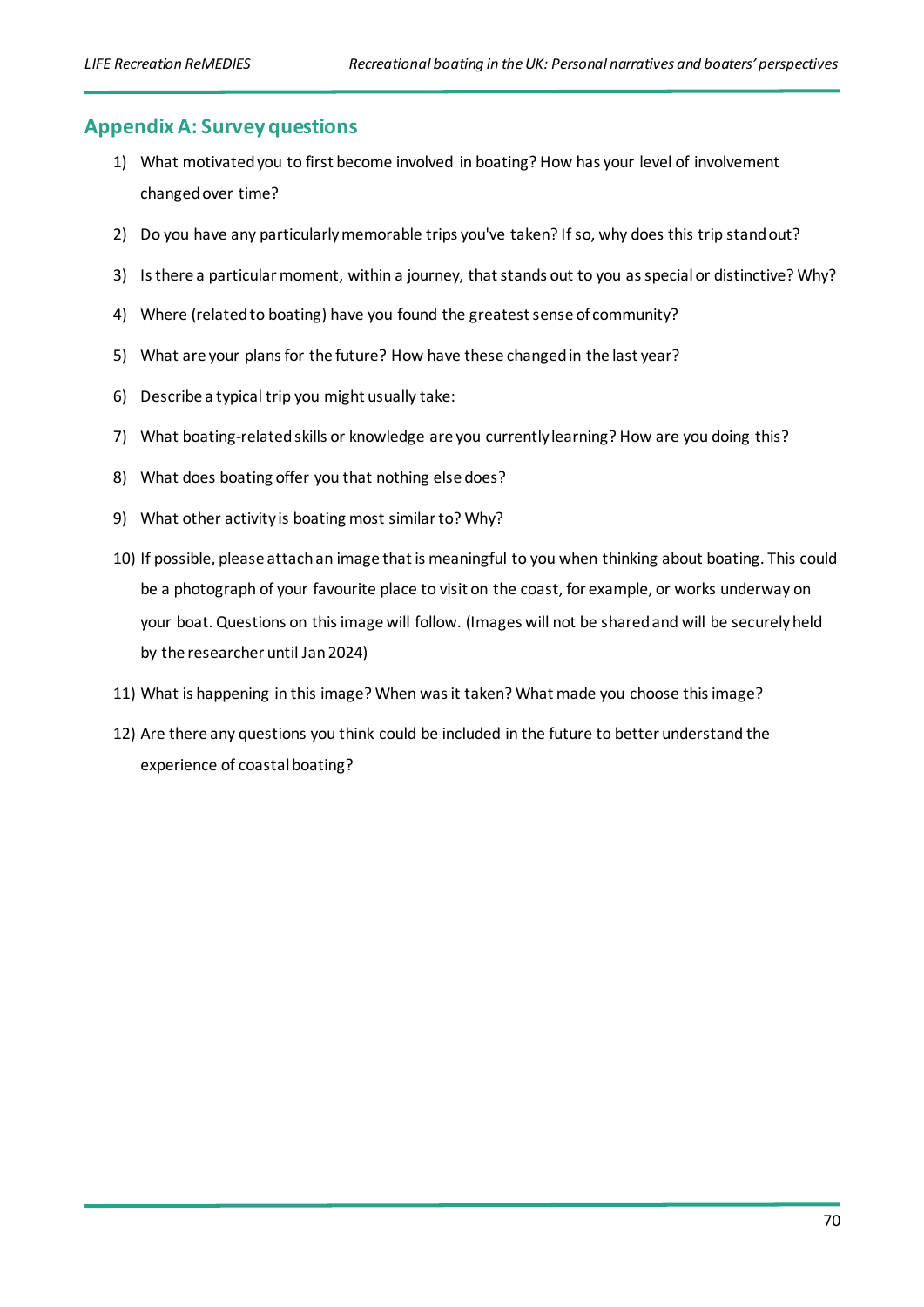## Appendix A: Survey questions

1) What motivated you to first become involved in boating? How has your level of involvement changed over time?
2) Do you have any particularly memorable trips you've taken? If so, why does this trip stand out?
3) Is there a particular moment, within a journey, that stands out to you as special or distinctive? Why?
4) Where (related to boating) have you found the greatest sense of community?
5) What are your plans for the future? How have these changed in the last year?
6) Describe a typical trip you might usually take:
7) What boating-related skills or knowledge are you currently learning? How are you doing this?
8) What does boating offer you that nothing else does?
9) What other activity is boating most similar to? Why?
10) If possible, please attach an image that is meaningful to you when thinking about boating. This could be a photograph of your favourite place to visit on the coast, for example, or works underway on your boat. Questions on this image will follow. (Images will not be shared and will be securely held by the researcher until Jan 2024)
11) What is happening in this image? When was it taken? What made you choose this image?
12) Are there any questions you think could be included in the future to better understand the experience of coastal boating?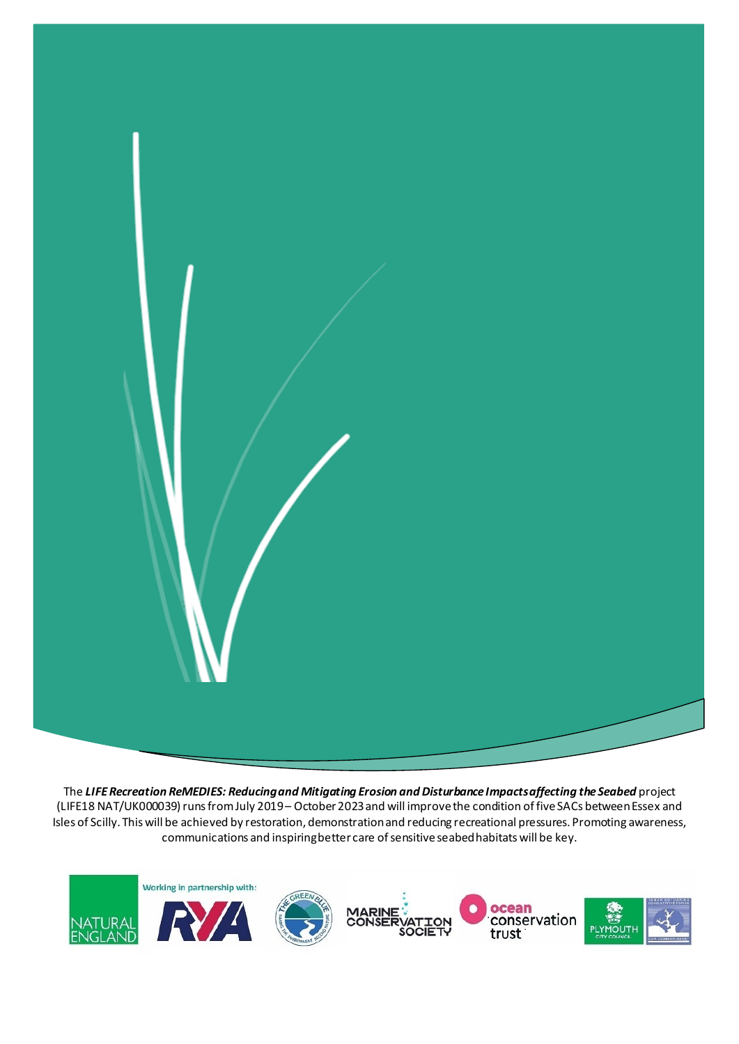The ***LIFE Recreation ReMEDIES: Reducing and Mitigating Erosion and Disturbance Impacts affecting the Seabed*** project (LIFE18 NAT/UK000039) runs from July 2019 – October 2023 and will improve the condition of five SACs between Essex and Isles of Scilly. This will be achieved by restoration, demonstration and reducing recreational pressures. Promoting awareness, communications and inspiring better care of sensitive seabed habitats will be key.

Working in partnership with: